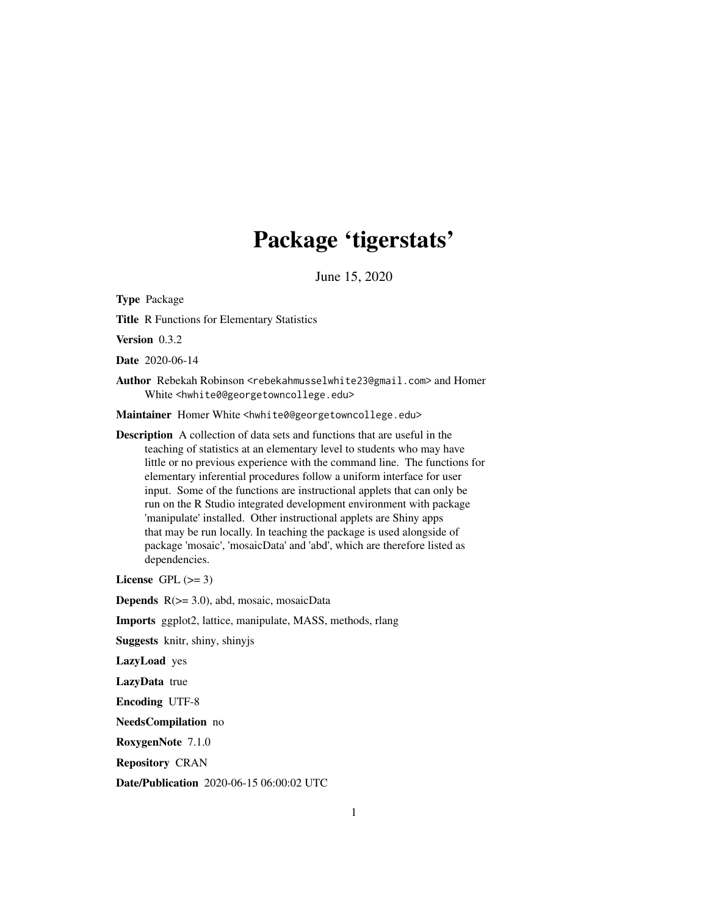# Package 'tigerstats'

June 15, 2020

**Type** Package

**Title** R Functions for Elementary Statistics

**Version** 0.3.2

**Date** 2020-06-14

**Author** Rebekah Robinson <rebekahmusselwhite23@gmail.com> and Homer White <hwhite0@georgetowncollege.edu>

**Maintainer** Homer White <hwhite0@georgetowncollege.edu>

**Description** A collection of data sets and functions that are useful in the teaching of statistics at an elementary level to students who may have little or no previous experience with the command line. The functions for elementary inferential procedures follow a uniform interface for user input. Some of the functions are instructional applets that can only be run on the R Studio integrated development environment with package 'manipulate' installed. Other instructional applets are Shiny apps that may be run locally. In teaching the package is used alongside of package 'mosaic', 'mosaicData' and 'abd', which are therefore listed as dependencies.

**License** GPL (>= 3)

**Depends** R(>= 3.0), abd, mosaic, mosaicData

**Imports** ggplot2, lattice, manipulate, MASS, methods, rlang

**Suggests** knitr, shiny, shinyjs

**LazyLoad** yes

**LazyData** true

**Encoding** UTF-8

**NeedsCompilation** no

**RoxygenNote** 7.1.0

**Repository** CRAN

**Date/Publication** 2020-06-15 06:00:02 UTC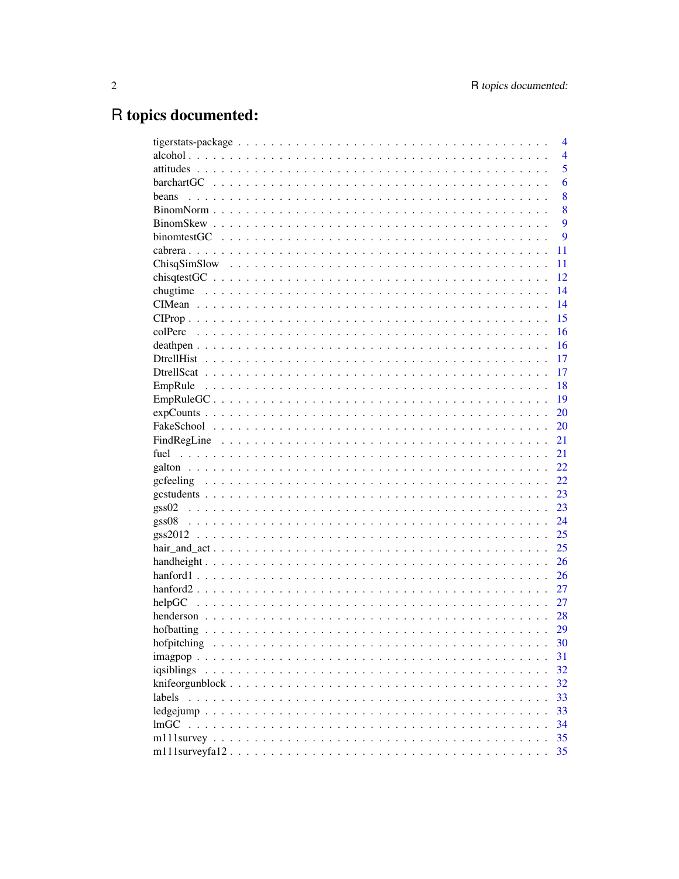# R topics documented:

| | |
|---|---|
| tigerstats-package | 4 |
| alcohol | 4 |
| attitudes | 5 |
| barchartGC | 6 |
| beans | 8 |
| BinomNorm | 8 |
| BinomSkew | 9 |
| binomtestGC | 9 |
| cabrera | 11 |
| ChisqSimSlow | 11 |
| chisqtestGC | 12 |
| chugtime | 14 |
| CIMean | 14 |
| CIProp | 15 |
| colPerc | 16 |
| deathpen | 16 |
| DtrellHist | 17 |
| DtrellScat | 17 |
| EmpRule | 18 |
| EmpRuleGC | 19 |
| expCounts | 20 |
| FakeSchool | 20 |
| FindRegLine | 21 |
| fuel | 21 |
| galton | 22 |
| gcfeeling | 22 |
| gcstudents | 23 |
| gss02 | 23 |
| gss08 | 24 |
| gss2012 | 25 |
| hair_and_act | 25 |
| handheight | 26 |
| hanford1 | 26 |
| hanford2 | 27 |
| helpGC | 27 |
| henderson | 28 |
| hofbatting | 29 |
| hofpitching | 30 |
| imagpop | 31 |
| iqsiblings | 32 |
| knifeorgunblock | 32 |
| labels | 33 |
| ledgejump | 33 |
| lmGC | 34 |
| m111survey | 35 |
| m111surveyfa12 | 35 |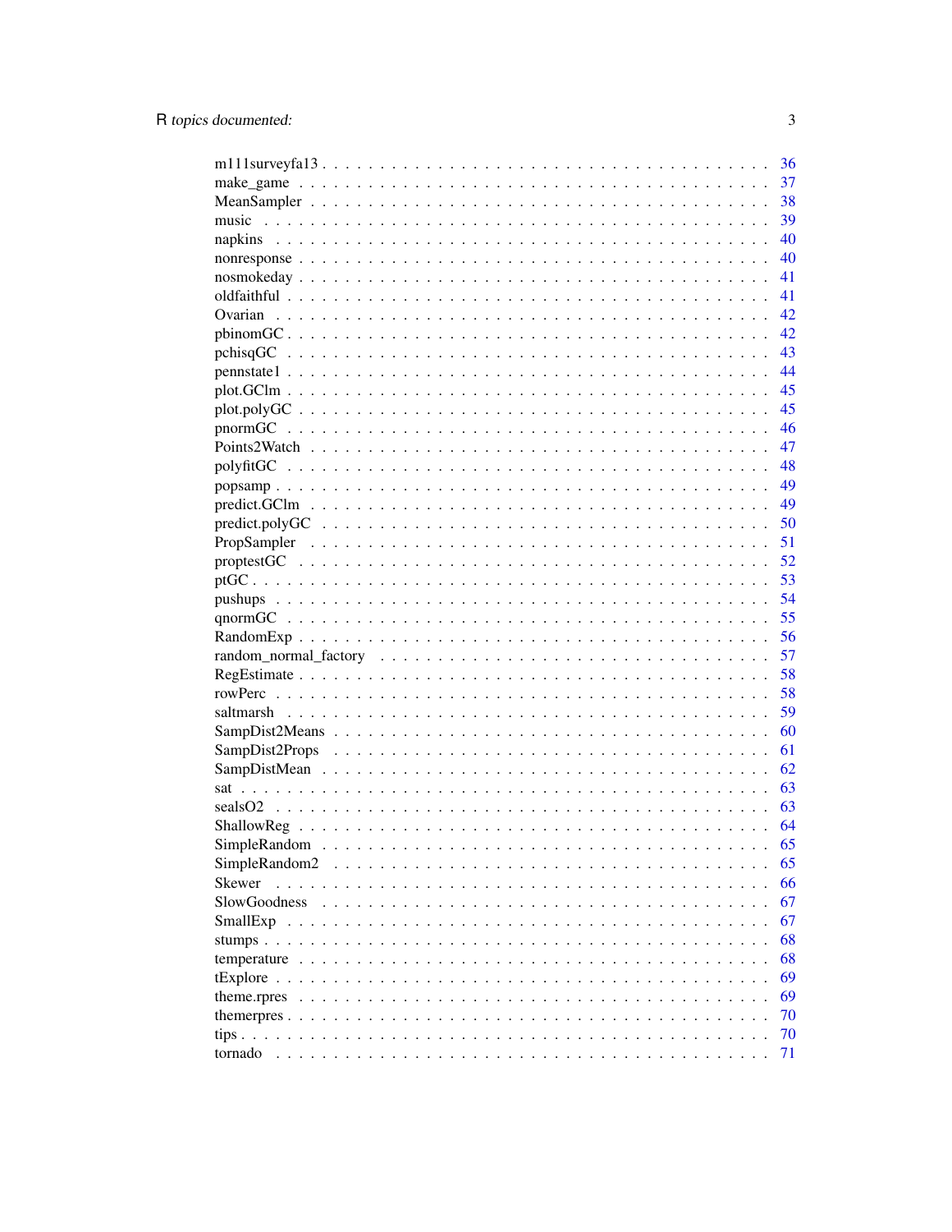m111surveyfa13 . . . . . . . . . . . . . . . . . . . . . . . . . . . . . . . . . . . . 36
make_game . . . . . . . . . . . . . . . . . . . . . . . . . . . . . . . . . . . . . . 37
MeanSampler . . . . . . . . . . . . . . . . . . . . . . . . . . . . . . . . . . . . . 38
music . . . . . . . . . . . . . . . . . . . . . . . . . . . . . . . . . . . . . . . . . 39
napkins . . . . . . . . . . . . . . . . . . . . . . . . . . . . . . . . . . . . . . . . 40
nonresponse . . . . . . . . . . . . . . . . . . . . . . . . . . . . . . . . . . . . . . 40
nosmokeday . . . . . . . . . . . . . . . . . . . . . . . . . . . . . . . . . . . . . . 41
oldfaithful . . . . . . . . . . . . . . . . . . . . . . . . . . . . . . . . . . . . . . . 41
Ovarian . . . . . . . . . . . . . . . . . . . . . . . . . . . . . . . . . . . . . . . . 42
pbinomGC . . . . . . . . . . . . . . . . . . . . . . . . . . . . . . . . . . . . . . . 42
pchisqGC . . . . . . . . . . . . . . . . . . . . . . . . . . . . . . . . . . . . . . . 43
pennstate1 . . . . . . . . . . . . . . . . . . . . . . . . . . . . . . . . . . . . . . . 44
plot.GClm . . . . . . . . . . . . . . . . . . . . . . . . . . . . . . . . . . . . . . . 45
plot.polyGC . . . . . . . . . . . . . . . . . . . . . . . . . . . . . . . . . . . . . . 45
pnormGC . . . . . . . . . . . . . . . . . . . . . . . . . . . . . . . . . . . . . . . 46
Points2Watch . . . . . . . . . . . . . . . . . . . . . . . . . . . . . . . . . . . . . 47
polyfitGC . . . . . . . . . . . . . . . . . . . . . . . . . . . . . . . . . . . . . . . 48
popsamp . . . . . . . . . . . . . . . . . . . . . . . . . . . . . . . . . . . . . . . . 49
predict.GClm . . . . . . . . . . . . . . . . . . . . . . . . . . . . . . . . . . . . . 49
predict.polyGC . . . . . . . . . . . . . . . . . . . . . . . . . . . . . . . . . . . . 50
PropSampler . . . . . . . . . . . . . . . . . . . . . . . . . . . . . . . . . . . . . . 51
proptestGC . . . . . . . . . . . . . . . . . . . . . . . . . . . . . . . . . . . . . . 52
ptGC . . . . . . . . . . . . . . . . . . . . . . . . . . . . . . . . . . . . . . . . . . 53
pushups . . . . . . . . . . . . . . . . . . . . . . . . . . . . . . . . . . . . . . . . 54
qnormGC . . . . . . . . . . . . . . . . . . . . . . . . . . . . . . . . . . . . . . . 55
RandomExp . . . . . . . . . . . . . . . . . . . . . . . . . . . . . . . . . . . . . . 56
random_normal_factory . . . . . . . . . . . . . . . . . . . . . . . . . . . . . . . . 57
RegEstimate . . . . . . . . . . . . . . . . . . . . . . . . . . . . . . . . . . . . . . 58
rowPerc . . . . . . . . . . . . . . . . . . . . . . . . . . . . . . . . . . . . . . . . 58
saltmarsh . . . . . . . . . . . . . . . . . . . . . . . . . . . . . . . . . . . . . . . 59
SampDist2Means . . . . . . . . . . . . . . . . . . . . . . . . . . . . . . . . . . . . 60
SampDist2Props . . . . . . . . . . . . . . . . . . . . . . . . . . . . . . . . . . . . 61
SampDistMean . . . . . . . . . . . . . . . . . . . . . . . . . . . . . . . . . . . . . 62
sat . . . . . . . . . . . . . . . . . . . . . . . . . . . . . . . . . . . . . . . . . . . 63
sealsO2 . . . . . . . . . . . . . . . . . . . . . . . . . . . . . . . . . . . . . . . . 63
ShallowReg . . . . . . . . . . . . . . . . . . . . . . . . . . . . . . . . . . . . . . 64
SimpleRandom . . . . . . . . . . . . . . . . . . . . . . . . . . . . . . . . . . . . . 65
SimpleRandom2 . . . . . . . . . . . . . . . . . . . . . . . . . . . . . . . . . . . . 65
Skewer . . . . . . . . . . . . . . . . . . . . . . . . . . . . . . . . . . . . . . . . . 66
SlowGoodness . . . . . . . . . . . . . . . . . . . . . . . . . . . . . . . . . . . . . 67
SmallExp . . . . . . . . . . . . . . . . . . . . . . . . . . . . . . . . . . . . . . . . 67
stumps . . . . . . . . . . . . . . . . . . . . . . . . . . . . . . . . . . . . . . . . . 68
temperature . . . . . . . . . . . . . . . . . . . . . . . . . . . . . . . . . . . . . . 68
tExplore . . . . . . . . . . . . . . . . . . . . . . . . . . . . . . . . . . . . . . . . 69
theme.rpres . . . . . . . . . . . . . . . . . . . . . . . . . . . . . . . . . . . . . . 69
themerpres . . . . . . . . . . . . . . . . . . . . . . . . . . . . . . . . . . . . . . . 70
tips . . . . . . . . . . . . . . . . . . . . . . . . . . . . . . . . . . . . . . . . . . . 70
tornado . . . . . . . . . . . . . . . . . . . . . . . . . . . . . . . . . . . . . . . . . 71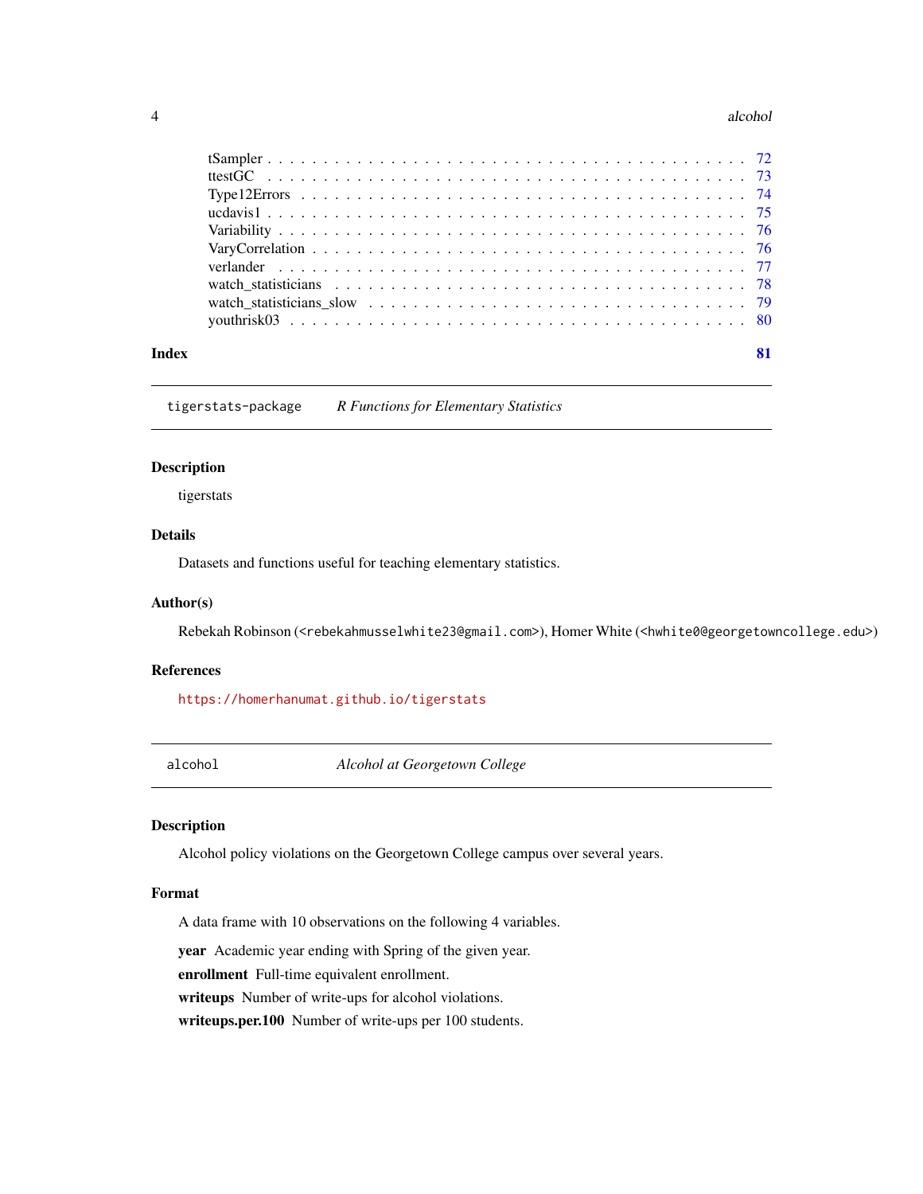tSampler . . . . . . . . . . . . . . . . . . . . . . . . . . . . . . . . . . . . . . . . 72
ttestGC . . . . . . . . . . . . . . . . . . . . . . . . . . . . . . . . . . . . . . . . 73
Type12Errors . . . . . . . . . . . . . . . . . . . . . . . . . . . . . . . . . . . . . . 74
ucdavis1 . . . . . . . . . . . . . . . . . . . . . . . . . . . . . . . . . . . . . . . . 75
Variability . . . . . . . . . . . . . . . . . . . . . . . . . . . . . . . . . . . . . . . 76
VaryCorrelation . . . . . . . . . . . . . . . . . . . . . . . . . . . . . . . . . . . . 76
verlander . . . . . . . . . . . . . . . . . . . . . . . . . . . . . . . . . . . . . . . 77
watch_statisticians . . . . . . . . . . . . . . . . . . . . . . . . . . . . . . . . . . 78
watch_statisticians_slow . . . . . . . . . . . . . . . . . . . . . . . . . . . . . . . 79
youthrisk03 . . . . . . . . . . . . . . . . . . . . . . . . . . . . . . . . . . . . . . 80

**Index** **81**

---

`tigerstats-package` *R Functions for Elementary Statistics*

---

### Description

tigerstats

### Details

Datasets and functions useful for teaching elementary statistics.

### Author(s)

Rebekah Robinson (<rebekahmusselwhite23@gmail.com>), Homer White (<hwhite0@georgetowncollege.edu>)

### References

https://homerhanumat.github.io/tigerstats

---

`alcohol` *Alcohol at Georgetown College*

---

### Description

Alcohol policy violations on the Georgetown College campus over several years.

### Format

A data frame with 10 observations on the following 4 variables.

**year** Academic year ending with Spring of the given year.

**enrollment** Full-time equivalent enrollment.

**writeups** Number of write-ups for alcohol violations.

**writeups.per.100** Number of write-ups per 100 students.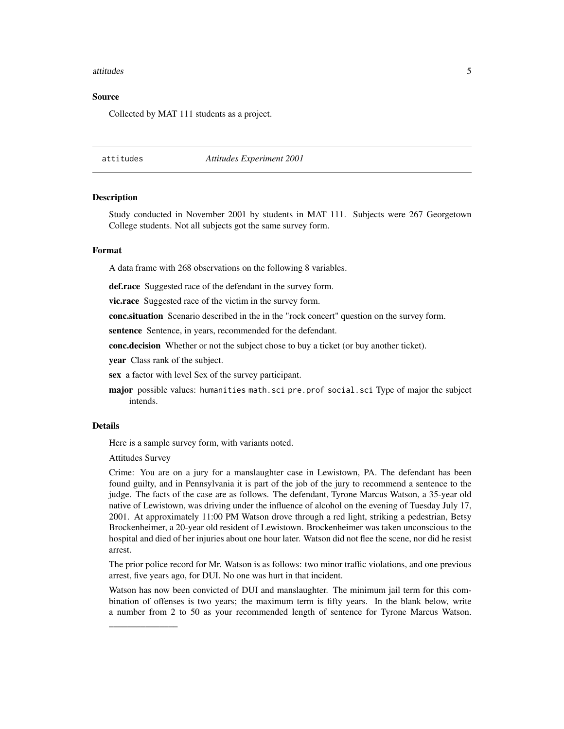### Source

Collected by MAT 111 students as a project.

---

## attitudes *Attitudes Experiment 2001*

---

### Description

Study conducted in November 2001 by students in MAT 111. Subjects were 267 Georgetown College students. Not all subjects got the same survey form.

### Format

A data frame with 268 observations on the following 8 variables.

**def.race** Suggested race of the defendant in the survey form.

**vic.race** Suggested race of the victim in the survey form.

**conc.situation** Scenario described in the in the "rock concert" question on the survey form.

**sentence** Sentence, in years, recommended for the defendant.

**conc.decision** Whether or not the subject chose to buy a ticket (or buy another ticket).

**year** Class rank of the subject.

**sex** a factor with level Sex of the survey participant.

**major** possible values: `humanities` `math.sci` `pre.prof` `social.sci` Type of major the subject intends.

### Details

Here is a sample survey form, with variants noted.

Attitudes Survey

Crime: You are on a jury for a manslaughter case in Lewistown, PA. The defendant has been found guilty, and in Pennsylvania it is part of the job of the jury to recommend a sentence to the judge. The facts of the case are as follows. The defendant, Tyrone Marcus Watson, a 35-year old native of Lewistown, was driving under the influence of alcohol on the evening of Tuesday July 17, 2001. At approximately 11:00 PM Watson drove through a red light, striking a pedestrian, Betsy Brockenheimer, a 20-year old resident of Lewistown. Brockenheimer was taken unconscious to the hospital and died of her injuries about one hour later. Watson did not flee the scene, nor did he resist arrest.

The prior police record for Mr. Watson is as follows: two minor traffic violations, and one previous arrest, five years ago, for DUI. No one was hurt in that incident.

Watson has now been convicted of DUI and manslaughter. The minimum jail term for this combination of offenses is two years; the maximum term is fifty years. In the blank below, write a number from 2 to 50 as your recommended length of sentence for Tyrone Marcus Watson. \_\_\_\_\_\_\_\_\_\_\_\_\_\_\_\_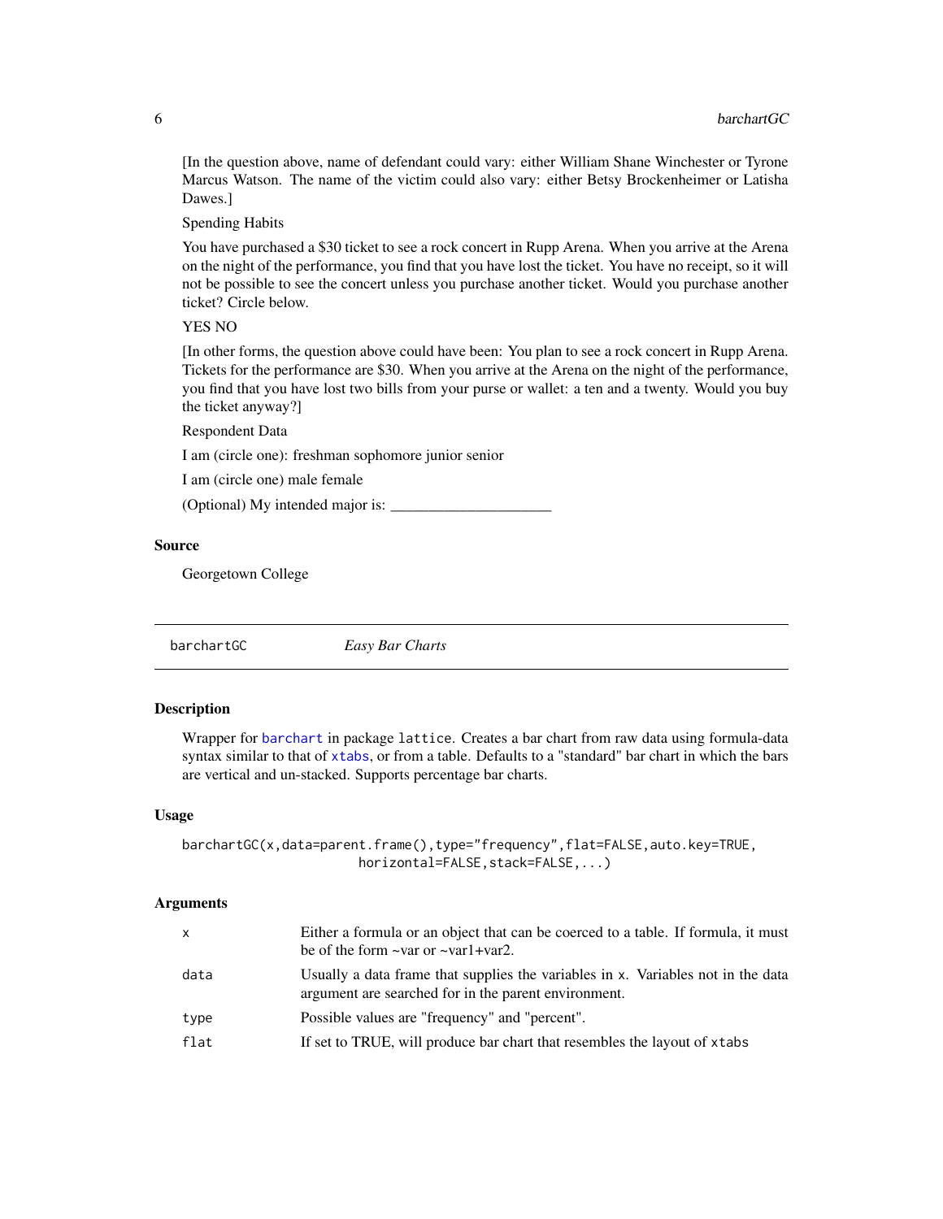[In the question above, name of defendant could vary: either William Shane Winchester or Tyrone Marcus Watson. The name of the victim could also vary: either Betsy Brockenheimer or Latisha Dawes.]

Spending Habits

You have purchased a $30 ticket to see a rock concert in Rupp Arena. When you arrive at the Arena on the night of the performance, you find that you have lost the ticket. You have no receipt, so it will not be possible to see the concert unless you purchase another ticket. Would you purchase another ticket? Circle below.

YES NO

[In other forms, the question above could have been: You plan to see a rock concert in Rupp Arena. Tickets for the performance are $30. When you arrive at the Arena on the night of the performance, you find that you have lost two bills from your purse or wallet: a ten and a twenty. Would you buy the ticket anyway?]

Respondent Data

I am (circle one): freshman sophomore junior senior

I am (circle one) male female

(Optional) My intended major is: _____________________

### Source

Georgetown College

---

`barchartGC` *Easy Bar Charts*

---

### Description

Wrapper for `barchart` in package `lattice`. Creates a bar chart from raw data using formula-data syntax similar to that of `xtabs`, or from a table. Defaults to a "standard" bar chart in which the bars are vertical and un-stacked. Supports percentage bar charts.

### Usage

```
barchartGC(x,data=parent.frame(),type="frequency",flat=FALSE,auto.key=TRUE,
                         horizontal=FALSE,stack=FALSE,...)
```

### Arguments

| | |
|---|---|
| `x` | Either a formula or an object that can be coerced to a table. If formula, it must be of the form ~var or ~var1+var2. |
| `data` | Usually a data frame that supplies the variables in `x`. Variables not in the data argument are searched for in the parent environment. |
| `type` | Possible values are "frequency" and "percent". |
| `flat` | If set to TRUE, will produce bar chart that resembles the layout of `xtabs` |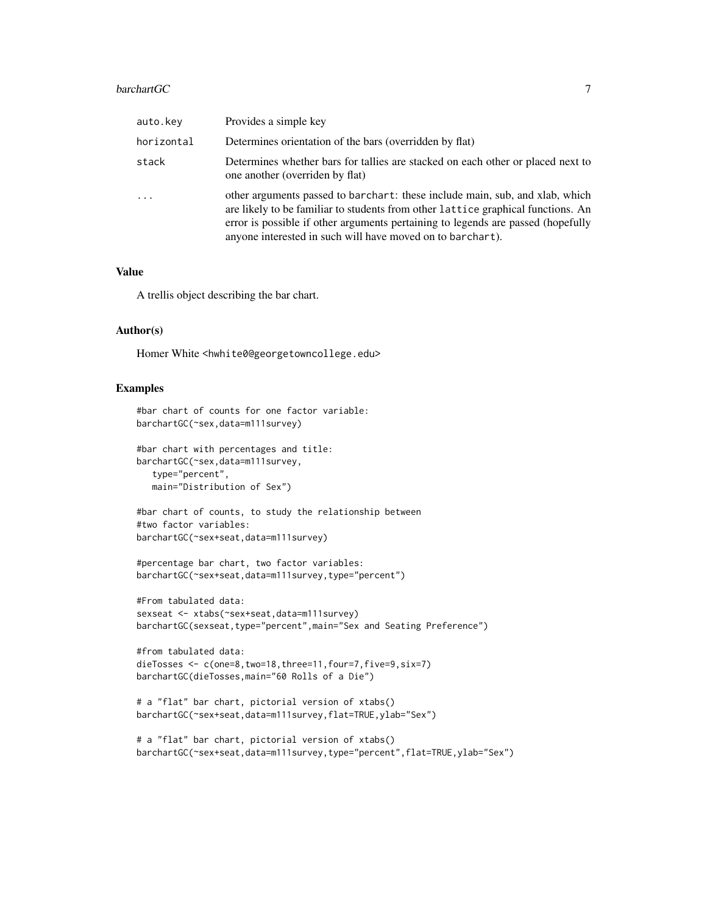| | |
|---|---|
| auto.key | Provides a simple key |
| horizontal | Determines orientation of the bars (overridden by flat) |
| stack | Determines whether bars for tallies are stacked on each other or placed next to one another (overriden by flat) |
| ... | other arguments passed to barchart: these include main, sub, and xlab, which are likely to be familiar to students from other lattice graphical functions. An error is possible if other arguments pertaining to legends are passed (hopefully anyone interested in such will have moved on to barchart). |

## Value

A trellis object describing the bar chart.

## Author(s)

Homer White <hwhite0@georgetowncollege.edu>

## Examples

```
#bar chart of counts for one factor variable:
barchartGC(~sex,data=m111survey)

#bar chart with percentages and title:
barchartGC(~sex,data=m111survey,
   type="percent",
   main="Distribution of Sex")

#bar chart of counts, to study the relationship between
#two factor variables:
barchartGC(~sex+seat,data=m111survey)

#percentage bar chart, two factor variables:
barchartGC(~sex+seat,data=m111survey,type="percent")

#From tabulated data:
sexseat <- xtabs(~sex+seat,data=m111survey)
barchartGC(sexseat,type="percent",main="Sex and Seating Preference")

#from tabulated data:
dieTosses <- c(one=8,two=18,three=11,four=7,five=9,six=7)
barchartGC(dieTosses,main="60 Rolls of a Die")

# a "flat" bar chart, pictorial version of xtabs()
barchartGC(~sex+seat,data=m111survey,flat=TRUE,ylab="Sex")

# a "flat" bar chart, pictorial version of xtabs()
barchartGC(~sex+seat,data=m111survey,type="percent",flat=TRUE,ylab="Sex")
```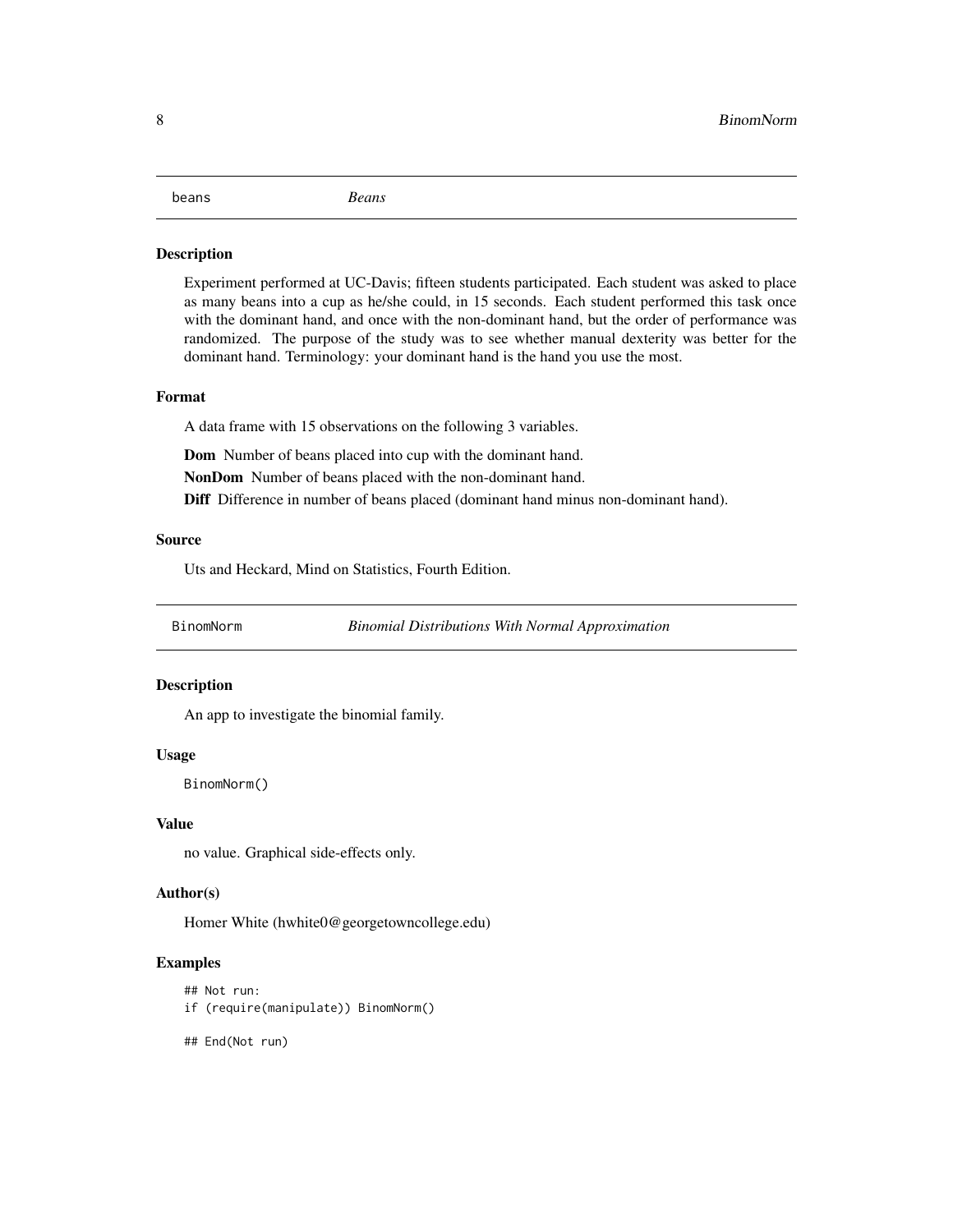## beans — *Beans*

### Description

Experiment performed at UC-Davis; fifteen students participated. Each student was asked to place as many beans into a cup as he/she could, in 15 seconds. Each student performed this task once with the dominant hand, and once with the non-dominant hand, but the order of performance was randomized. The purpose of the study was to see whether manual dexterity was better for the dominant hand. Terminology: your dominant hand is the hand you use the most.

### Format

A data frame with 15 observations on the following 3 variables.

**Dom** Number of beans placed into cup with the dominant hand.

**NonDom** Number of beans placed with the non-dominant hand.

**Diff** Difference in number of beans placed (dominant hand minus non-dominant hand).

### Source

Uts and Heckard, Mind on Statistics, Fourth Edition.

## BinomNorm — *Binomial Distributions With Normal Approximation*

### Description

An app to investigate the binomial family.

### Usage

```
BinomNorm()
```

### Value

no value. Graphical side-effects only.

### Author(s)

Homer White (hwhite0@georgetowncollege.edu)

### Examples

```
## Not run:
if (require(manipulate)) BinomNorm()

## End(Not run)
```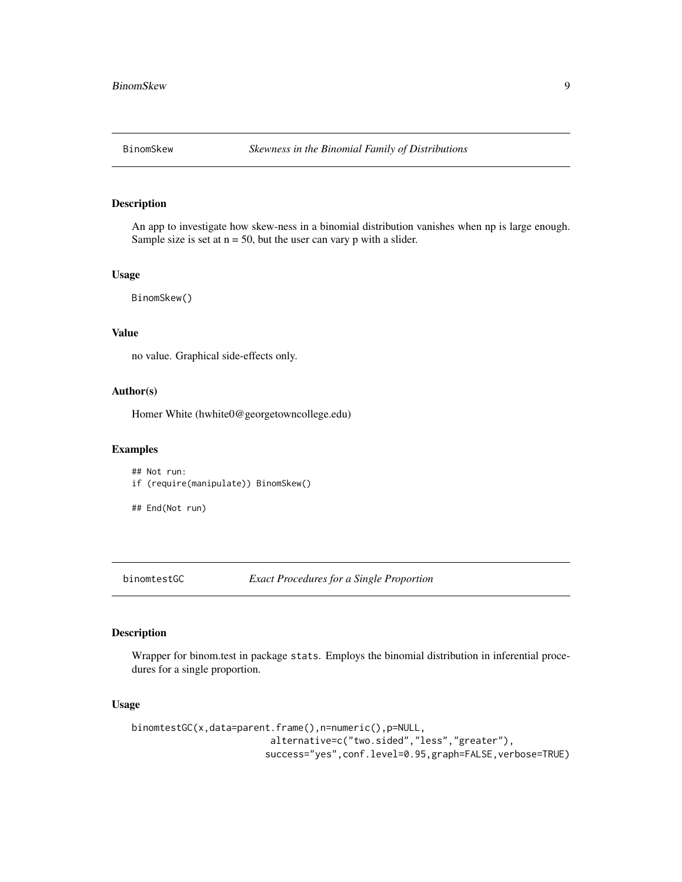## BinomSkew — *Skewness in the Binomial Family of Distributions*

### Description

An app to investigate how skew-ness in a binomial distribution vanishes when np is large enough. Sample size is set at n = 50, but the user can vary p with a slider.

### Usage

```
BinomSkew()
```

### Value

no value. Graphical side-effects only.

### Author(s)

Homer White (hwhite0@georgetowncollege.edu)

### Examples

```
## Not run:
if (require(manipulate)) BinomSkew()

## End(Not run)
```

## binomtestGC — *Exact Procedures for a Single Proportion*

### Description

Wrapper for binom.test in package stats. Employs the binomial distribution in inferential procedures for a single proportion.

### Usage

```
binomtestGC(x,data=parent.frame(),n=numeric(),p=NULL,
                         alternative=c("two.sided","less","greater"),
                        success="yes",conf.level=0.95,graph=FALSE,verbose=TRUE)
```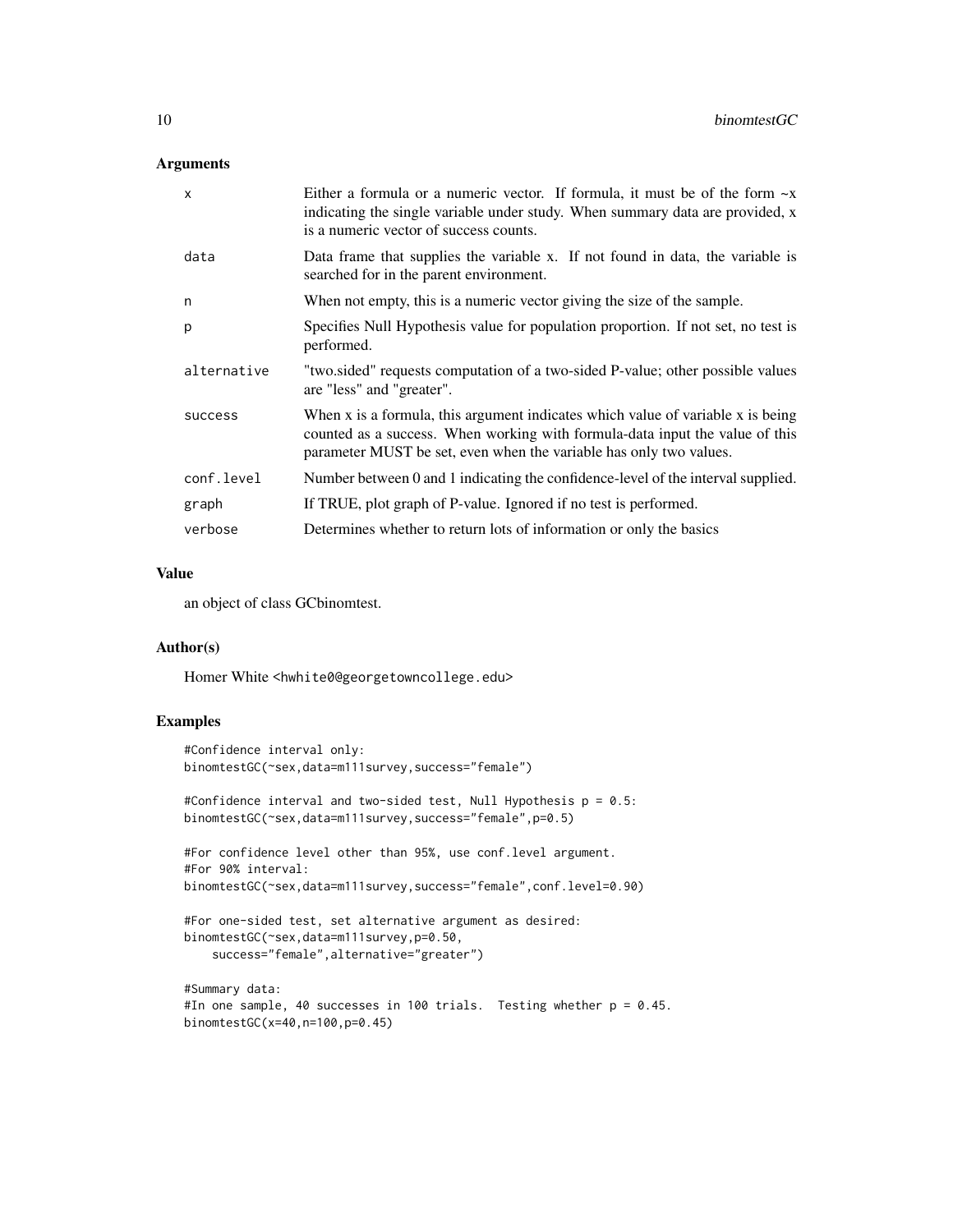## Arguments

| | |
|---|---|
| x | Either a formula or a numeric vector. If formula, it must be of the form ~x indicating the single variable under study. When summary data are provided, x is a numeric vector of success counts. |
| data | Data frame that supplies the variable x. If not found in data, the variable is searched for in the parent environment. |
| n | When not empty, this is a numeric vector giving the size of the sample. |
| p | Specifies Null Hypothesis value for population proportion. If not set, no test is performed. |
| alternative | "two.sided" requests computation of a two-sided P-value; other possible values are "less" and "greater". |
| success | When x is a formula, this argument indicates which value of variable x is being counted as a success. When working with formula-data input the value of this parameter MUST be set, even when the variable has only two values. |
| conf.level | Number between 0 and 1 indicating the confidence-level of the interval supplied. |
| graph | If TRUE, plot graph of P-value. Ignored if no test is performed. |
| verbose | Determines whether to return lots of information or only the basics |

## Value

an object of class GCbinomtest.

## Author(s)

Homer White <hwhite0@georgetowncollege.edu>

## Examples

```
#Confidence interval only:
binomtestGC(~sex,data=m111survey,success="female")

#Confidence interval and two-sided test, Null Hypothesis p = 0.5:
binomtestGC(~sex,data=m111survey,success="female",p=0.5)

#For confidence level other than 95%, use conf.level argument.
#For 90% interval:
binomtestGC(~sex,data=m111survey,success="female",conf.level=0.90)

#For one-sided test, set alternative argument as desired:
binomtestGC(~sex,data=m111survey,p=0.50,
    success="female",alternative="greater")

#Summary data:
#In one sample, 40 successes in 100 trials.  Testing whether p = 0.45.
binomtestGC(x=40,n=100,p=0.45)
```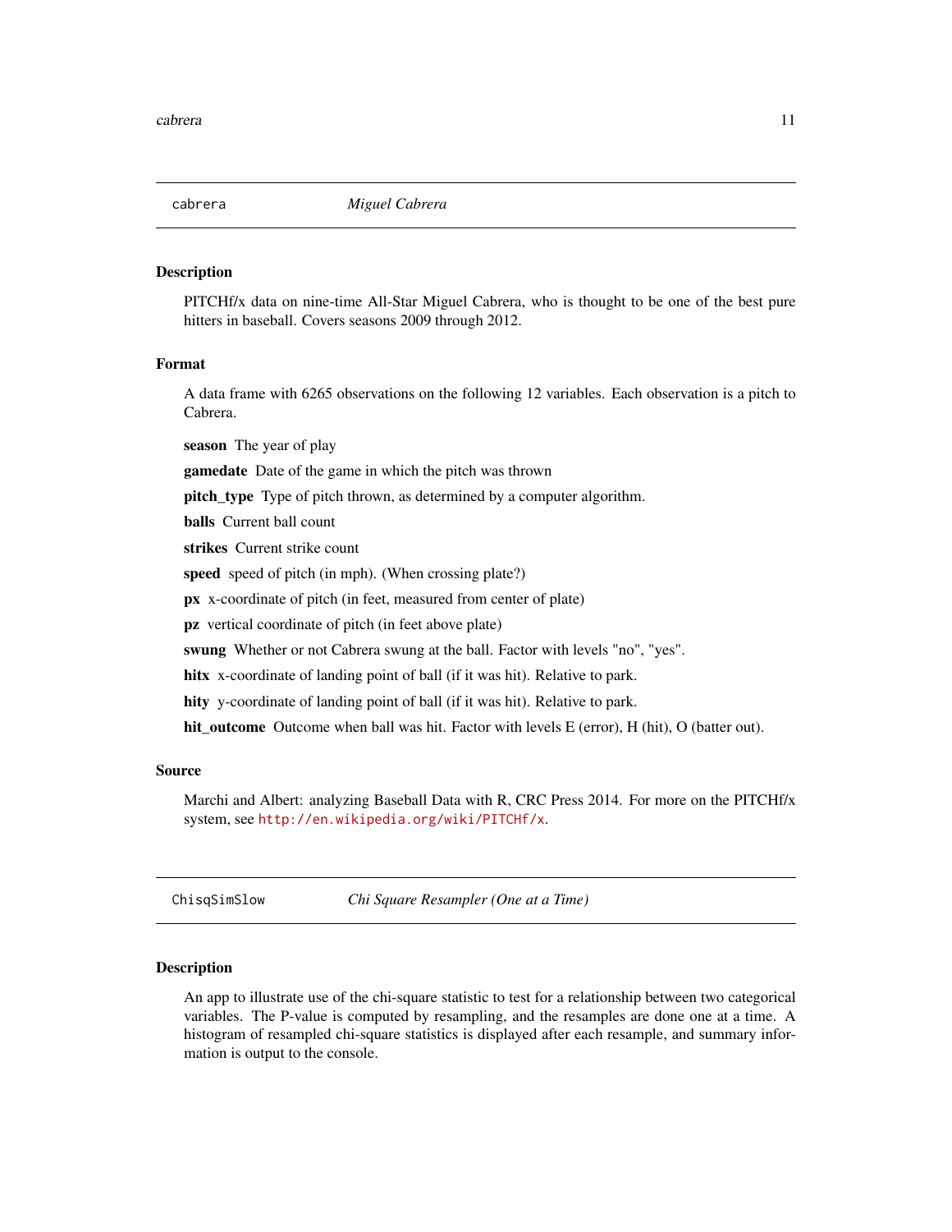## `cabrera` *Miguel Cabrera*

### Description

PITCHf/x data on nine-time All-Star Miguel Cabrera, who is thought to be one of the best pure hitters in baseball. Covers seasons 2009 through 2012.

### Format

A data frame with 6265 observations on the following 12 variables. Each observation is a pitch to Cabrera.

**season** The year of play

**gamedate** Date of the game in which the pitch was thrown

**pitch_type** Type of pitch thrown, as determined by a computer algorithm.

**balls** Current ball count

**strikes** Current strike count

**speed** speed of pitch (in mph). (When crossing plate?)

**px** x-coordinate of pitch (in feet, measured from center of plate)

**pz** vertical coordinate of pitch (in feet above plate)

**swung** Whether or not Cabrera swung at the ball. Factor with levels "no", "yes".

**hitx** x-coordinate of landing point of ball (if it was hit). Relative to park.

**hity** y-coordinate of landing point of ball (if it was hit). Relative to park.

**hit_outcome** Outcome when ball was hit. Factor with levels E (error), H (hit), O (batter out).

### Source

Marchi and Albert: analyzing Baseball Data with R, CRC Press 2014. For more on the PITCHf/x system, see http://en.wikipedia.org/wiki/PITCHf/x.

## `ChisqSimSlow` *Chi Square Resampler (One at a Time)*

### Description

An app to illustrate use of the chi-square statistic to test for a relationship between two categorical variables. The P-value is computed by resampling, and the resamples are done one at a time. A histogram of resampled chi-square statistics is displayed after each resample, and summary information is output to the console.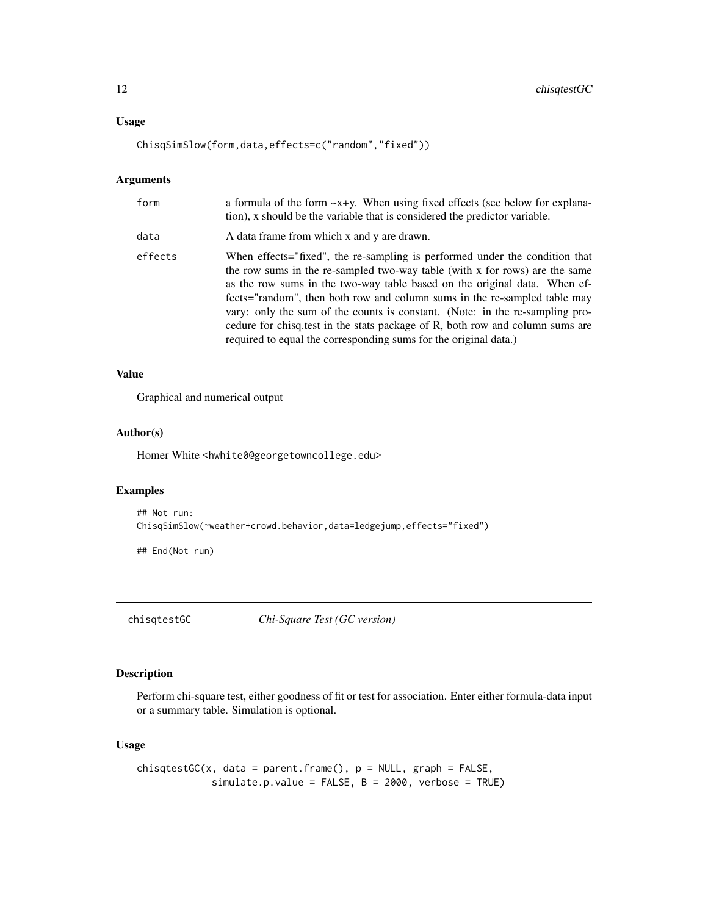### Usage

```
ChisqSimSlow(form,data,effects=c("random","fixed"))
```

### Arguments

| | |
|---|---|
| form | a formula of the form ~x+y. When using fixed effects (see below for explanation), x should be the variable that is considered the predictor variable. |
| data | A data frame from which x and y are drawn. |
| effects | When effects="fixed", the re-sampling is performed under the condition that the row sums in the re-sampled two-way table (with x for rows) are the same as the row sums in the two-way table based on the original data. When effects="random", then both row and column sums in the re-sampled table may vary: only the sum of the counts is constant. (Note: in the re-sampling procedure for chisq.test in the stats package of R, both row and column sums are required to equal the corresponding sums for the original data.) |

### Value

Graphical and numerical output

### Author(s)

Homer White <hwhite0@georgetowncollege.edu>

### Examples

```
## Not run:
ChisqSimSlow(~weather+crowd.behavior,data=ledgejump,effects="fixed")

## End(Not run)
```

---

## chisqtestGC *Chi-Square Test (GC version)*

### Description

Perform chi-square test, either goodness of fit or test for association. Enter either formula-data input or a summary table. Simulation is optional.

### Usage

```
chisqtestGC(x, data = parent.frame(), p = NULL, graph = FALSE,
            simulate.p.value = FALSE, B = 2000, verbose = TRUE)
```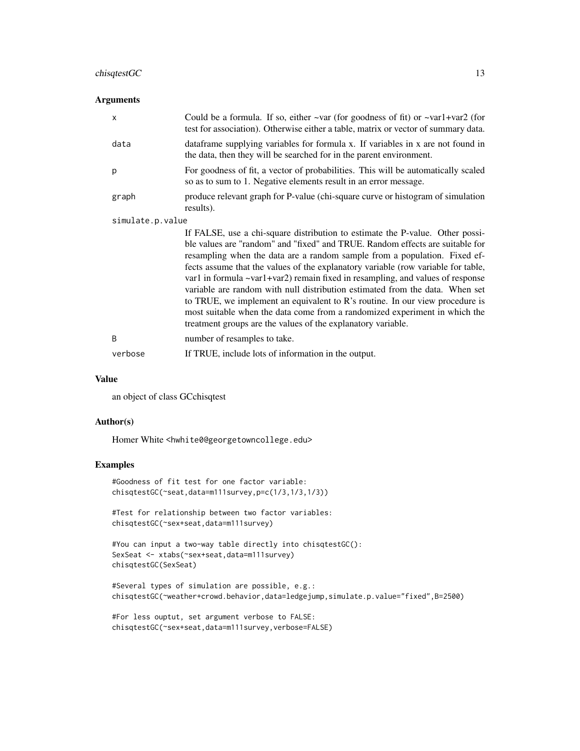## Arguments

| | |
|---|---|
| x | Could be a formula. If so, either ~var (for goodness of fit) or ~var1+var2 (for test for association). Otherwise either a table, matrix or vector of summary data. |
| data | dataframe supplying variables for formula x. If variables in x are not found in the data, then they will be searched for in the parent environment. |
| p | For goodness of fit, a vector of probabilities. This will be automatically scaled so as to sum to 1. Negative elements result in an error message. |
| graph | produce relevant graph for P-value (chi-square curve or histogram of simulation results). |
| simulate.p.value | If FALSE, use a chi-square distribution to estimate the P-value. Other possible values are "random" and "fixed" and TRUE. Random effects are suitable for resampling when the data are a random sample from a population. Fixed effects assume that the values of the explanatory variable (row variable for table, var1 in formula ~var1+var2) remain fixed in resampling, and values of response variable are random with null distribution estimated from the data. When set to TRUE, we implement an equivalent to R's routine. In our view procedure is most suitable when the data come from a randomized experiment in which the treatment groups are the values of the explanatory variable. |
| B | number of resamples to take. |
| verbose | If TRUE, include lots of information in the output. |

## Value

an object of class GCchisqtest

## Author(s)

Homer White <hwhite0@georgetowncollege.edu>

## Examples

```
#Goodness of fit test for one factor variable:
chisqtestGC(~seat,data=m111survey,p=c(1/3,1/3,1/3))

#Test for relationship between two factor variables:
chisqtestGC(~sex+seat,data=m111survey)

#You can input a two-way table directly into chisqtestGC():
SexSeat <- xtabs(~sex+seat,data=m111survey)
chisqtestGC(SexSeat)

#Several types of simulation are possible, e.g.:
chisqtestGC(~weather+crowd.behavior,data=ledgejump,simulate.p.value="fixed",B=2500)

#For less ouptut, set argument verbose to FALSE:
chisqtestGC(~sex+seat,data=m111survey,verbose=FALSE)
```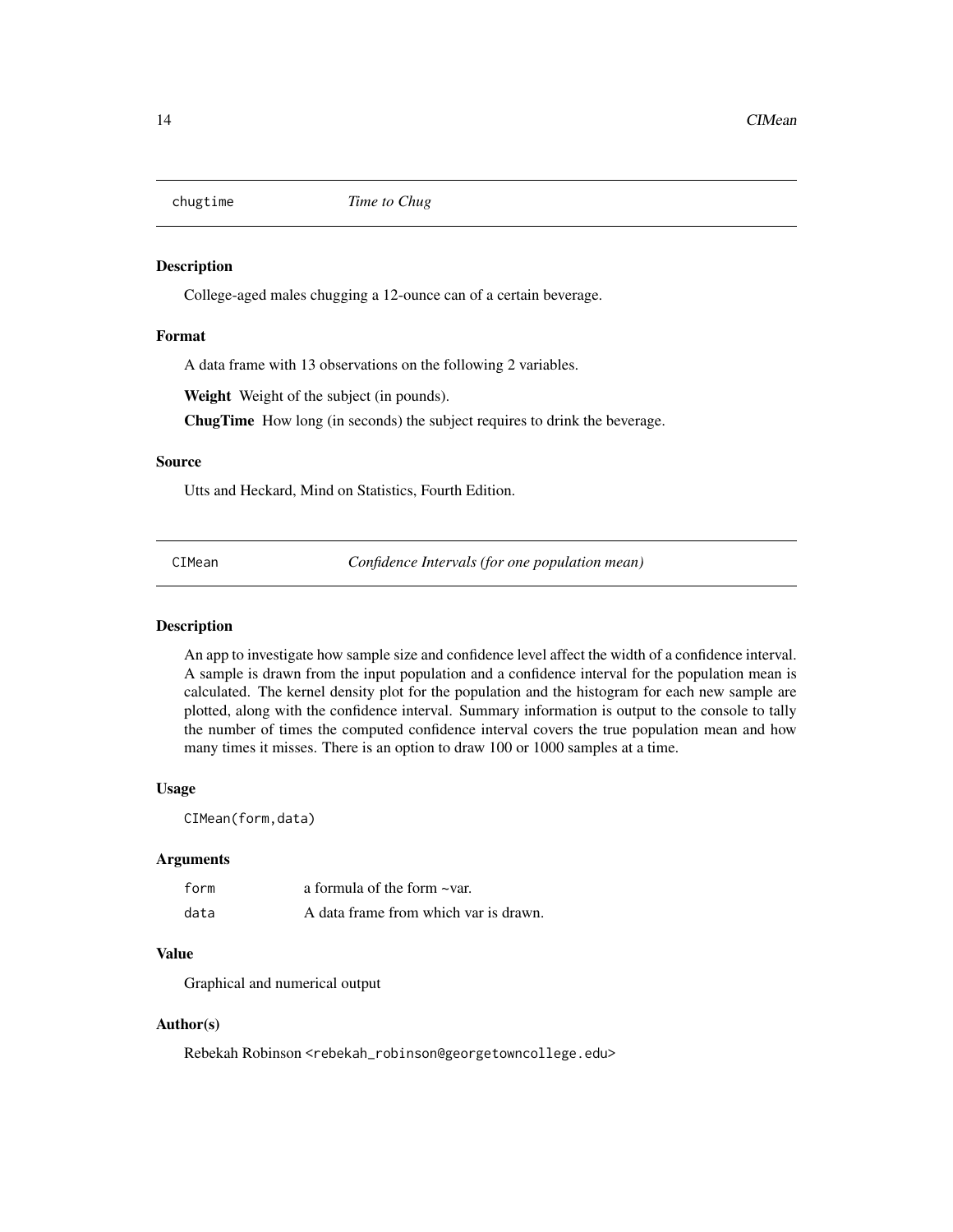## chugtime *Time to Chug*

### Description

College-aged males chugging a 12-ounce can of a certain beverage.

### Format

A data frame with 13 observations on the following 2 variables.

**Weight** Weight of the subject (in pounds).

**ChugTime** How long (in seconds) the subject requires to drink the beverage.

### Source

Utts and Heckard, Mind on Statistics, Fourth Edition.

## CIMean *Confidence Intervals (for one population mean)*

### Description

An app to investigate how sample size and confidence level affect the width of a confidence interval. A sample is drawn from the input population and a confidence interval for the population mean is calculated. The kernel density plot for the population and the histogram for each new sample are plotted, along with the confidence interval. Summary information is output to the console to tally the number of times the computed confidence interval covers the true population mean and how many times it misses. There is an option to draw 100 or 1000 samples at a time.

### Usage

```
CIMean(form,data)
```

### Arguments

| | |
|---|---|
| form | a formula of the form ~var. |
| data | A data frame from which var is drawn. |

### Value

Graphical and numerical output

### Author(s)

Rebekah Robinson <rebekah_robinson@georgetowncollege.edu>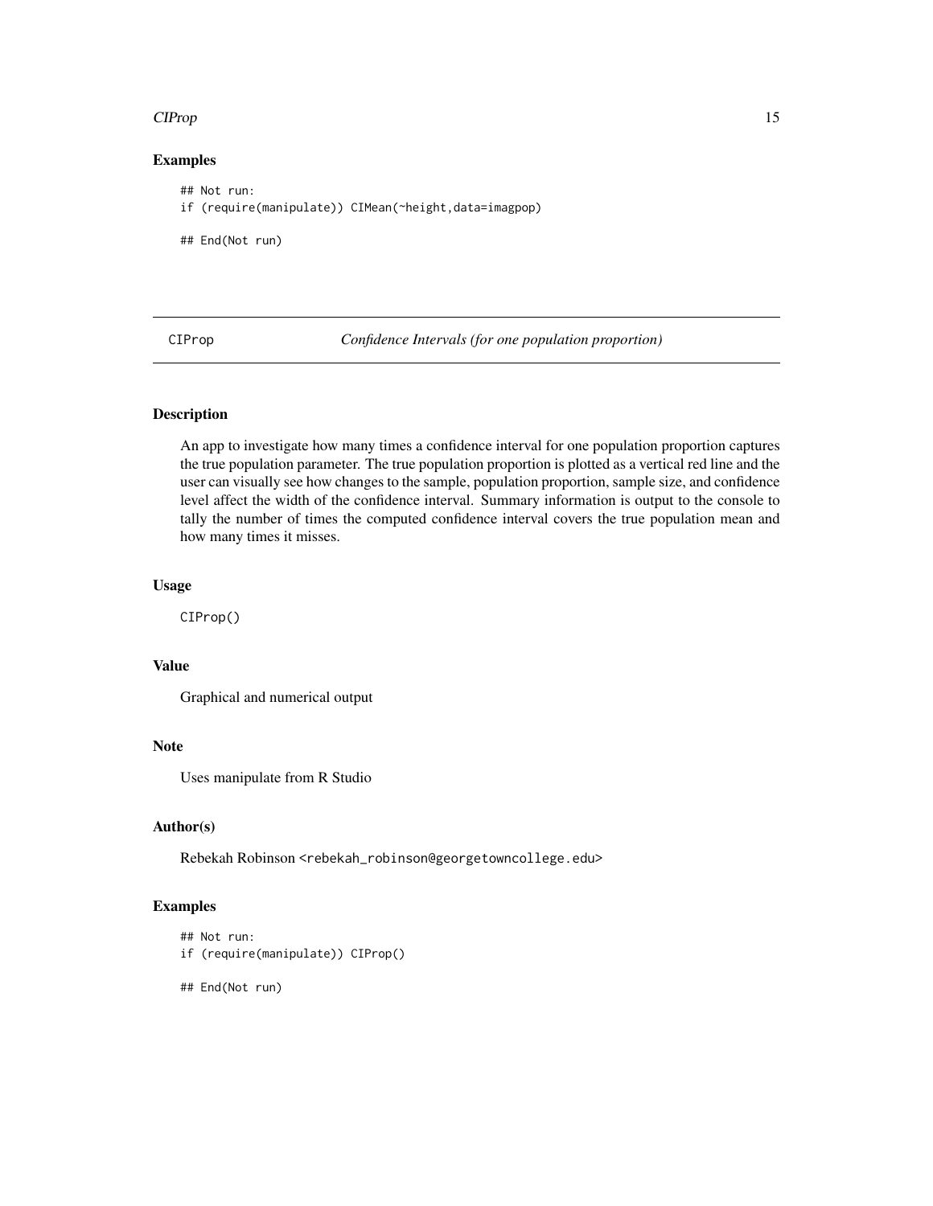## Examples

```
## Not run:
if (require(manipulate)) CIMean(~height,data=imagpop)

## End(Not run)
```

---

CIProp *Confidence Intervals (for one population proportion)*

---

## Description

An app to investigate how many times a confidence interval for one population proportion captures the true population parameter. The true population proportion is plotted as a vertical red line and the user can visually see how changes to the sample, population proportion, sample size, and confidence level affect the width of the confidence interval. Summary information is output to the console to tally the number of times the computed confidence interval covers the true population mean and how many times it misses.

## Usage

```
CIProp()
```

## Value

Graphical and numerical output

## Note

Uses manipulate from R Studio

## Author(s)

Rebekah Robinson <rebekah_robinson@georgetowncollege.edu>

## Examples

```
## Not run:
if (require(manipulate)) CIProp()

## End(Not run)
```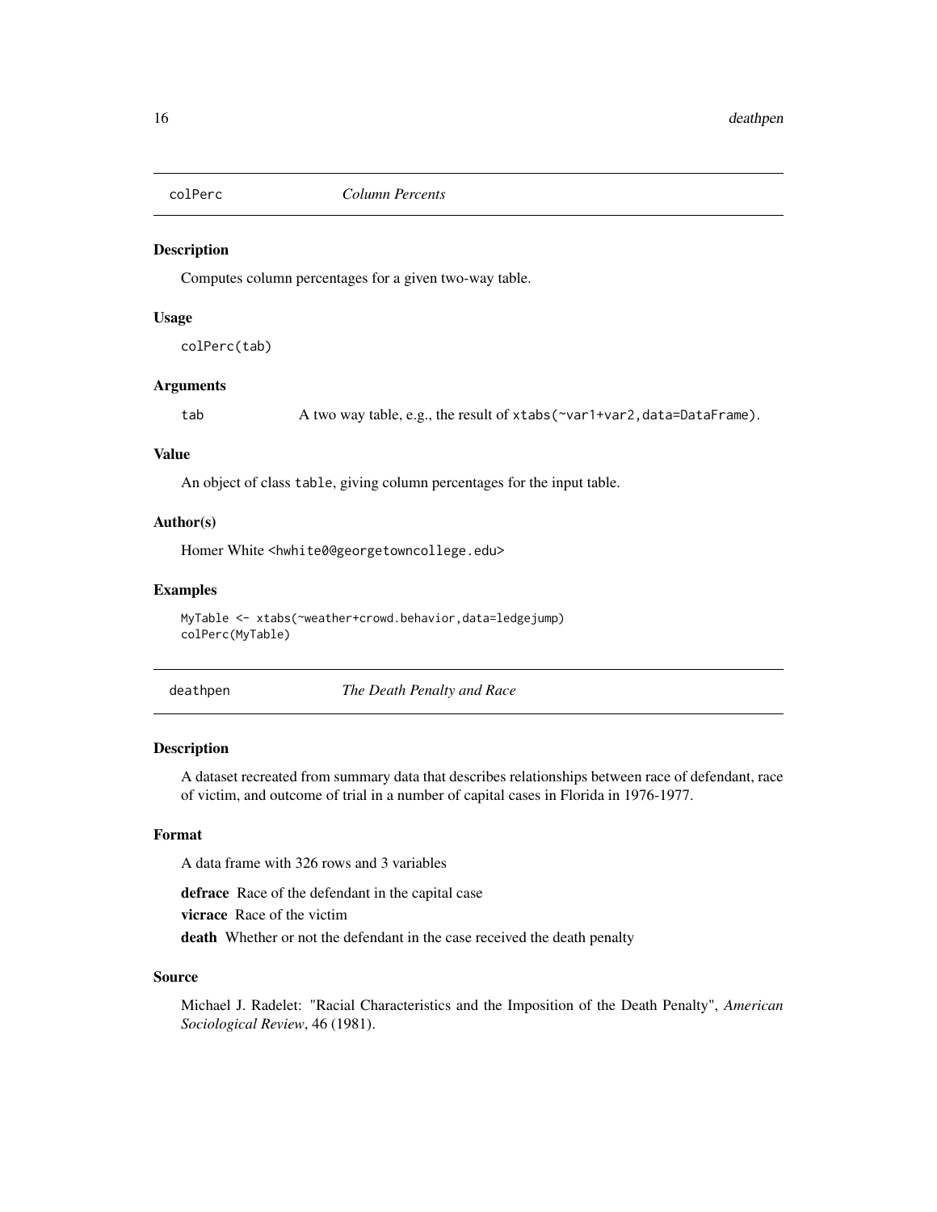## colPerc — *Column Percents*

### Description

Computes column percentages for a given two-way table.

### Usage

```
colPerc(tab)
```

### Arguments

tab — A two way table, e.g., the result of `xtabs(~var1+var2,data=DataFrame)`.

### Value

An object of class `table`, giving column percentages for the input table.

### Author(s)

Homer White <hwhite0@georgetowncollege.edu>

### Examples

```
MyTable <- xtabs(~weather+crowd.behavior,data=ledgejump)
colPerc(MyTable)
```

## deathpen — *The Death Penalty and Race*

### Description

A dataset recreated from summary data that describes relationships between race of defendant, race of victim, and outcome of trial in a number of capital cases in Florida in 1976-1977.

### Format

A data frame with 326 rows and 3 variables

**defrace** Race of the defendant in the capital case

**vicrace** Race of the victim

**death** Whether or not the defendant in the case received the death penalty

### Source

Michael J. Radelet: "Racial Characteristics and the Imposition of the Death Penalty", *American Sociological Review*, 46 (1981).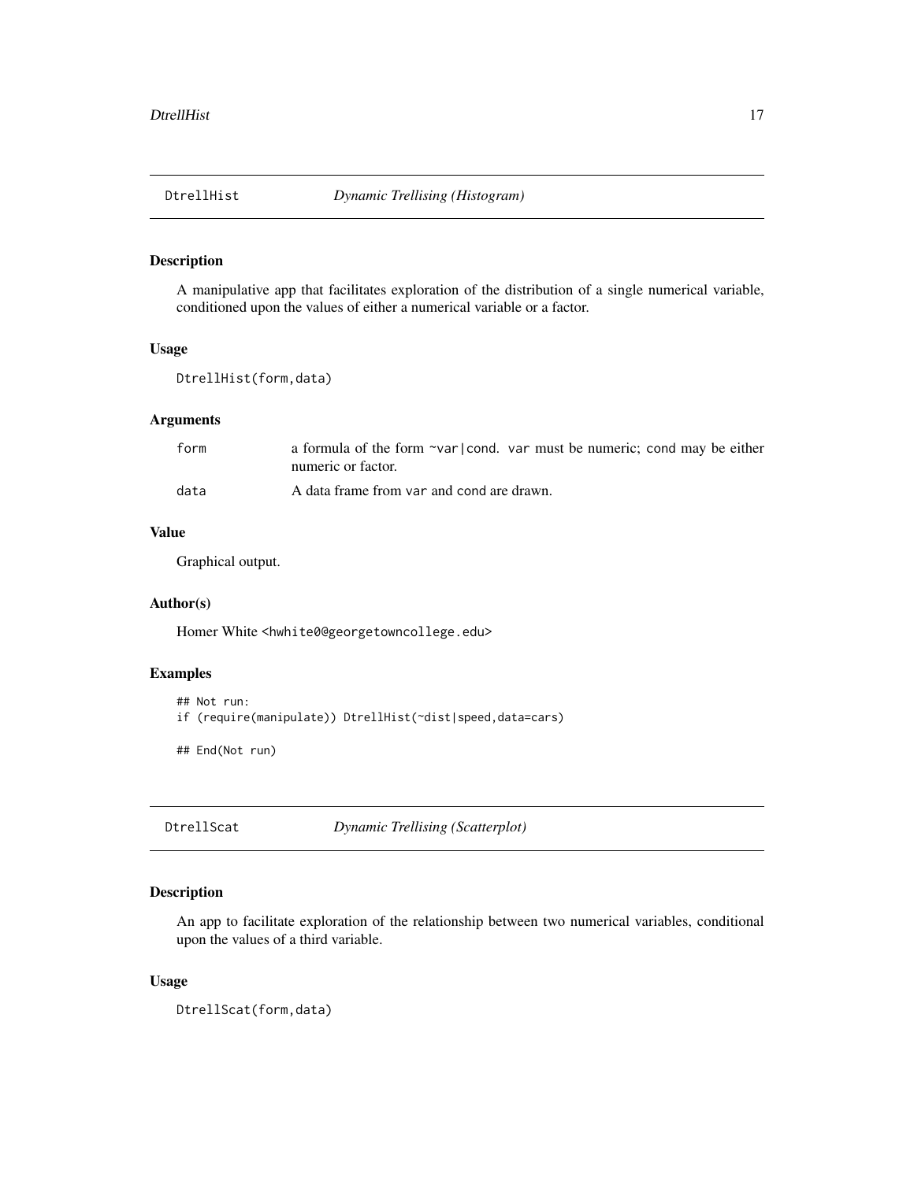## DtrellHist — *Dynamic Trellising (Histogram)*

### Description

A manipulative app that facilitates exploration of the distribution of a single numerical variable, conditioned upon the values of either a numerical variable or a factor.

### Usage

```
DtrellHist(form,data)
```

### Arguments

| | |
|---|---|
| form | a formula of the form `~var|cond`. `var` must be numeric; `cond` may be either numeric or factor. |
| data | A data frame from `var` and `cond` are drawn. |

### Value

Graphical output.

### Author(s)

Homer White <hwhite0@georgetowncollege.edu>

### Examples

```
## Not run:
if (require(manipulate)) DtrellHist(~dist|speed,data=cars)

## End(Not run)
```

## DtrellScat — *Dynamic Trellising (Scatterplot)*

### Description

An app to facilitate exploration of the relationship between two numerical variables, conditional upon the values of a third variable.

### Usage

```
DtrellScat(form,data)
```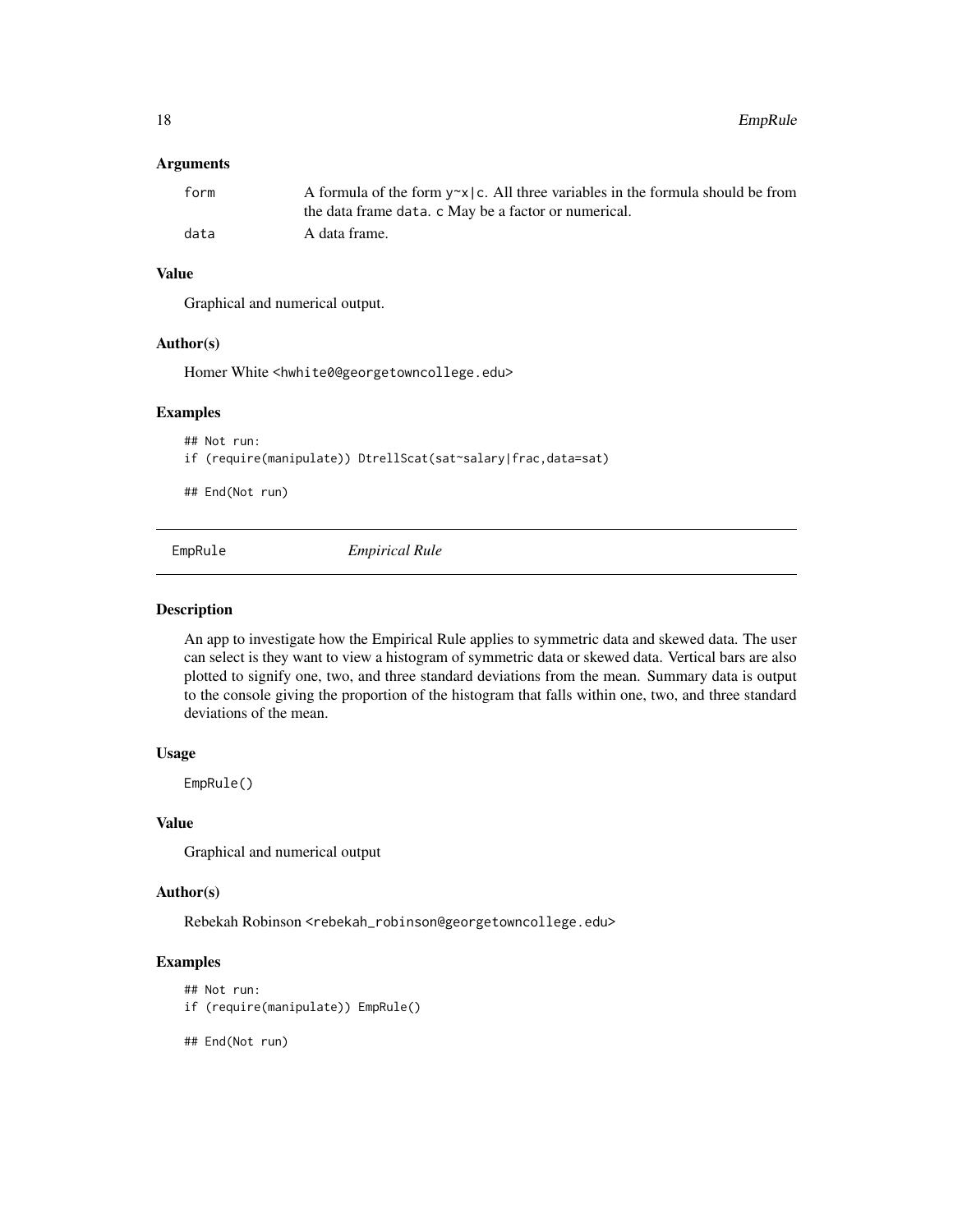### Arguments

| | |
|---|---|
| form | A formula of the form `y~x|c`. All three variables in the formula should be from the data frame `data`. `c` May be a factor or numerical. |
| data | A data frame. |

### Value

Graphical and numerical output.

### Author(s)

Homer White <hwhite0@georgetowncollege.edu>

### Examples

```
## Not run:
if (require(manipulate)) DtrellScat(sat~salary|frac,data=sat)

## End(Not run)
```

---

## EmpRule *Empirical Rule*

---

### Description

An app to investigate how the Empirical Rule applies to symmetric data and skewed data. The user can select is they want to view a histogram of symmetric data or skewed data. Vertical bars are also plotted to signify one, two, and three standard deviations from the mean. Summary data is output to the console giving the proportion of the histogram that falls within one, two, and three standard deviations of the mean.

### Usage

```
EmpRule()
```

### Value

Graphical and numerical output

### Author(s)

Rebekah Robinson <rebekah_robinson@georgetowncollege.edu>

### Examples

```
## Not run:
if (require(manipulate)) EmpRule()

## End(Not run)
```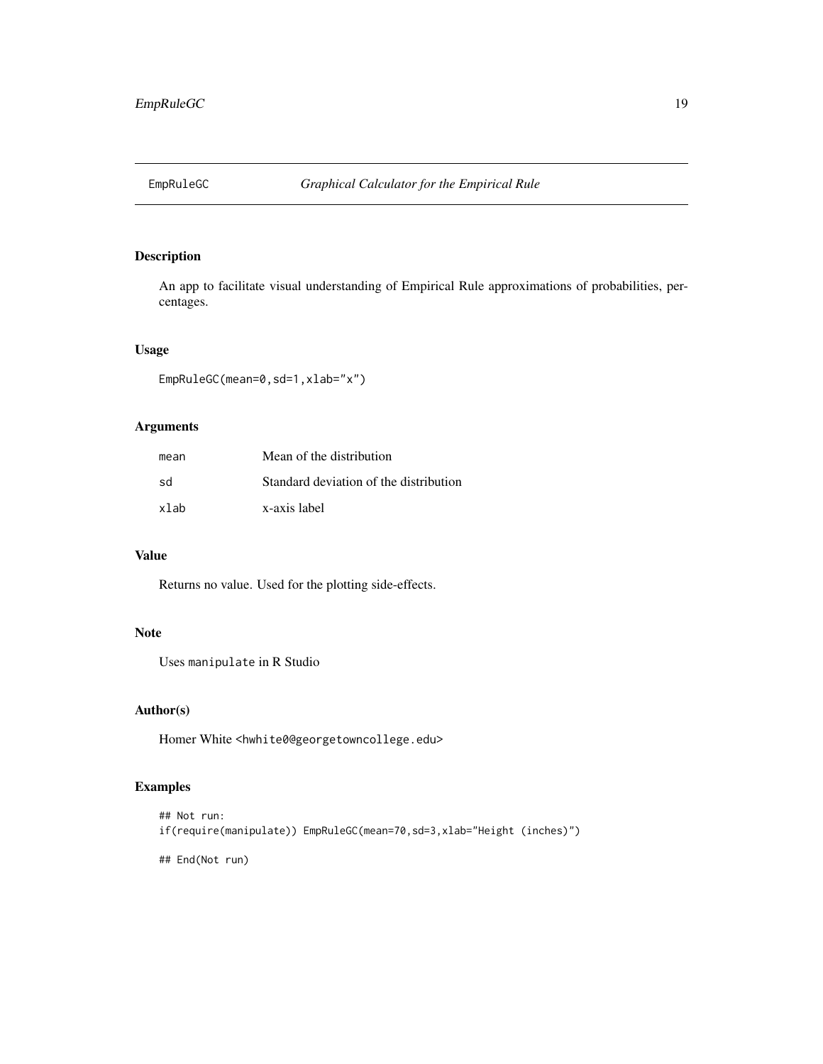# EmpRuleGC — *Graphical Calculator for the Empirical Rule*

## Description

An app to facilitate visual understanding of Empirical Rule approximations of probabilities, percentages.

## Usage

```
EmpRuleGC(mean=0,sd=1,xlab="x")
```

## Arguments

| | |
|---|---|
| mean | Mean of the distribution |
| sd | Standard deviation of the distribution |
| xlab | x-axis label |

## Value

Returns no value. Used for the plotting side-effects.

## Note

Uses `manipulate` in R Studio

## Author(s)

Homer White <hwhite0@georgetowncollege.edu>

## Examples

```
## Not run:
if(require(manipulate)) EmpRuleGC(mean=70,sd=3,xlab="Height (inches)")

## End(Not run)
```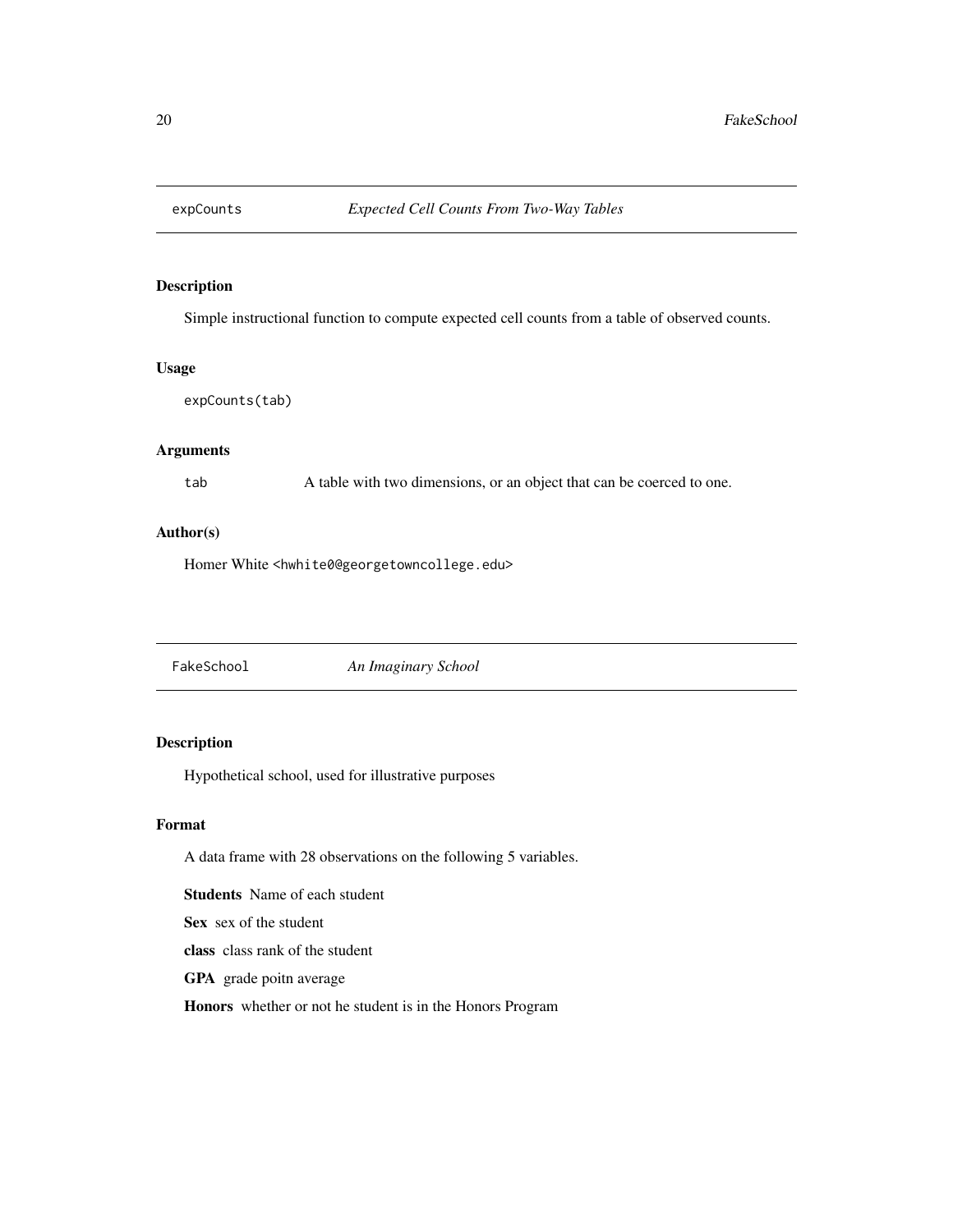## `expCounts` *Expected Cell Counts From Two-Way Tables*

### Description

Simple instructional function to compute expected cell counts from a table of observed counts.

### Usage

```
expCounts(tab)
```

### Arguments

`tab` A table with two dimensions, or an object that can be coerced to one.

### Author(s)

Homer White <hwhite0@georgetowncollege.edu>

## `FakeSchool` *An Imaginary School*

### Description

Hypothetical school, used for illustrative purposes

### Format

A data frame with 28 observations on the following 5 variables.

**Students** Name of each student

**Sex** sex of the student

**class** class rank of the student

**GPA** grade poitn average

**Honors** whether or not he student is in the Honors Program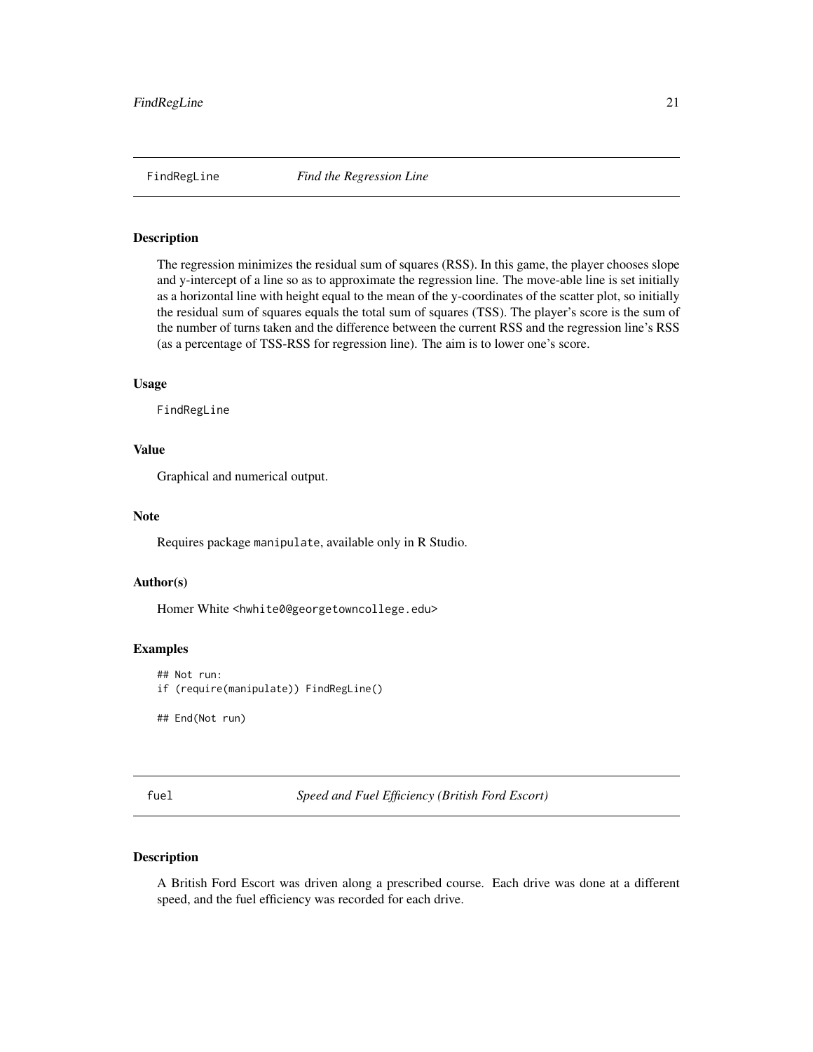## FindRegLine *Find the Regression Line*

### Description

The regression minimizes the residual sum of squares (RSS). In this game, the player chooses slope and y-intercept of a line so as to approximate the regression line. The move-able line is set initially as a horizontal line with height equal to the mean of the y-coordinates of the scatter plot, so initially the residual sum of squares equals the total sum of squares (TSS). The player's score is the sum of the number of turns taken and the difference between the current RSS and the regression line's RSS (as a percentage of TSS-RSS for regression line). The aim is to lower one's score.

### Usage

```
FindRegLine
```

### Value

Graphical and numerical output.

### Note

Requires package `manipulate`, available only in R Studio.

### Author(s)

Homer White <hwhite0@georgetowncollege.edu>

### Examples

```
## Not run:
if (require(manipulate)) FindRegLine()

## End(Not run)
```

## fuel *Speed and Fuel Efficiency (British Ford Escort)*

### Description

A British Ford Escort was driven along a prescribed course. Each drive was done at a different speed, and the fuel efficiency was recorded for each drive.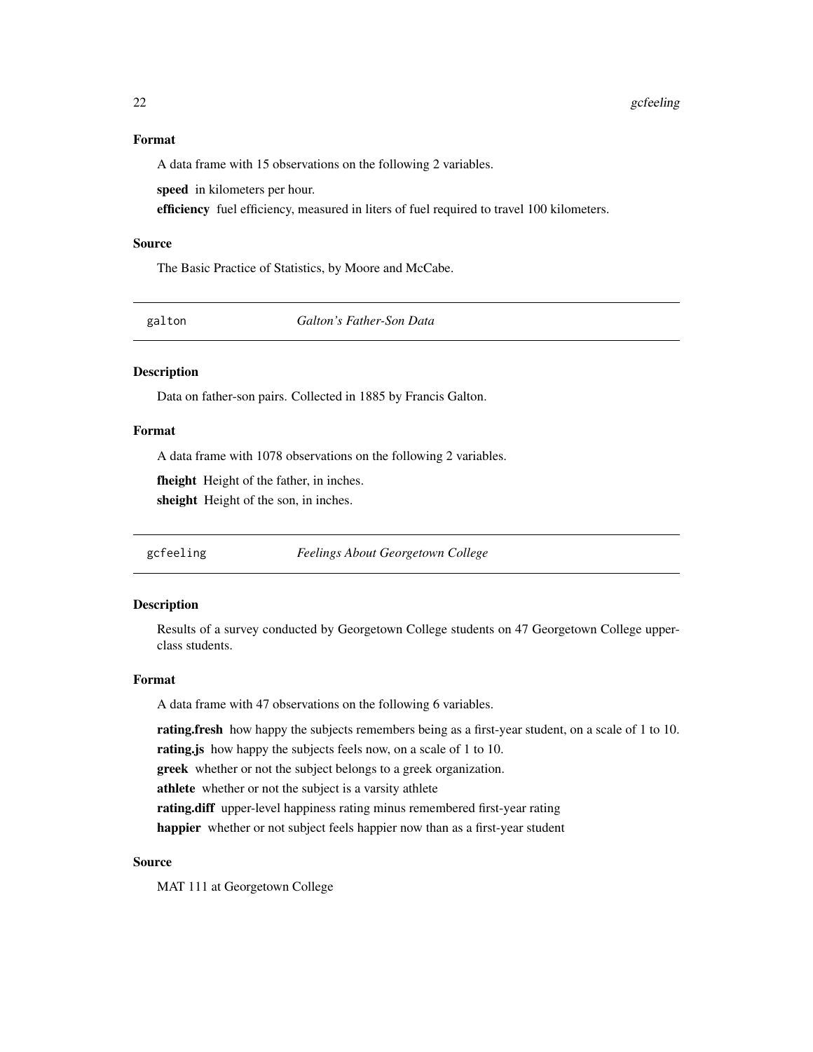### Format

A data frame with 15 observations on the following 2 variables.

**speed** in kilometers per hour.

**efficiency** fuel efficiency, measured in liters of fuel required to travel 100 kilometers.

### Source

The Basic Practice of Statistics, by Moore and McCabe.

---

## galton *Galton's Father-Son Data*

---

### Description

Data on father-son pairs. Collected in 1885 by Francis Galton.

### Format

A data frame with 1078 observations on the following 2 variables.

**fheight** Height of the father, in inches.

**sheight** Height of the son, in inches.

---

## gcfeeling *Feelings About Georgetown College*

---

### Description

Results of a survey conducted by Georgetown College students on 47 Georgetown College upper-class students.

### Format

A data frame with 47 observations on the following 6 variables.

**rating.fresh** how happy the subjects remembers being as a first-year student, on a scale of 1 to 10.

**rating.js** how happy the subjects feels now, on a scale of 1 to 10.

**greek** whether or not the subject belongs to a greek organization.

**athlete** whether or not the subject is a varsity athlete

**rating.diff** upper-level happiness rating minus remembered first-year rating

**happier** whether or not subject feels happier now than as a first-year student

### Source

MAT 111 at Georgetown College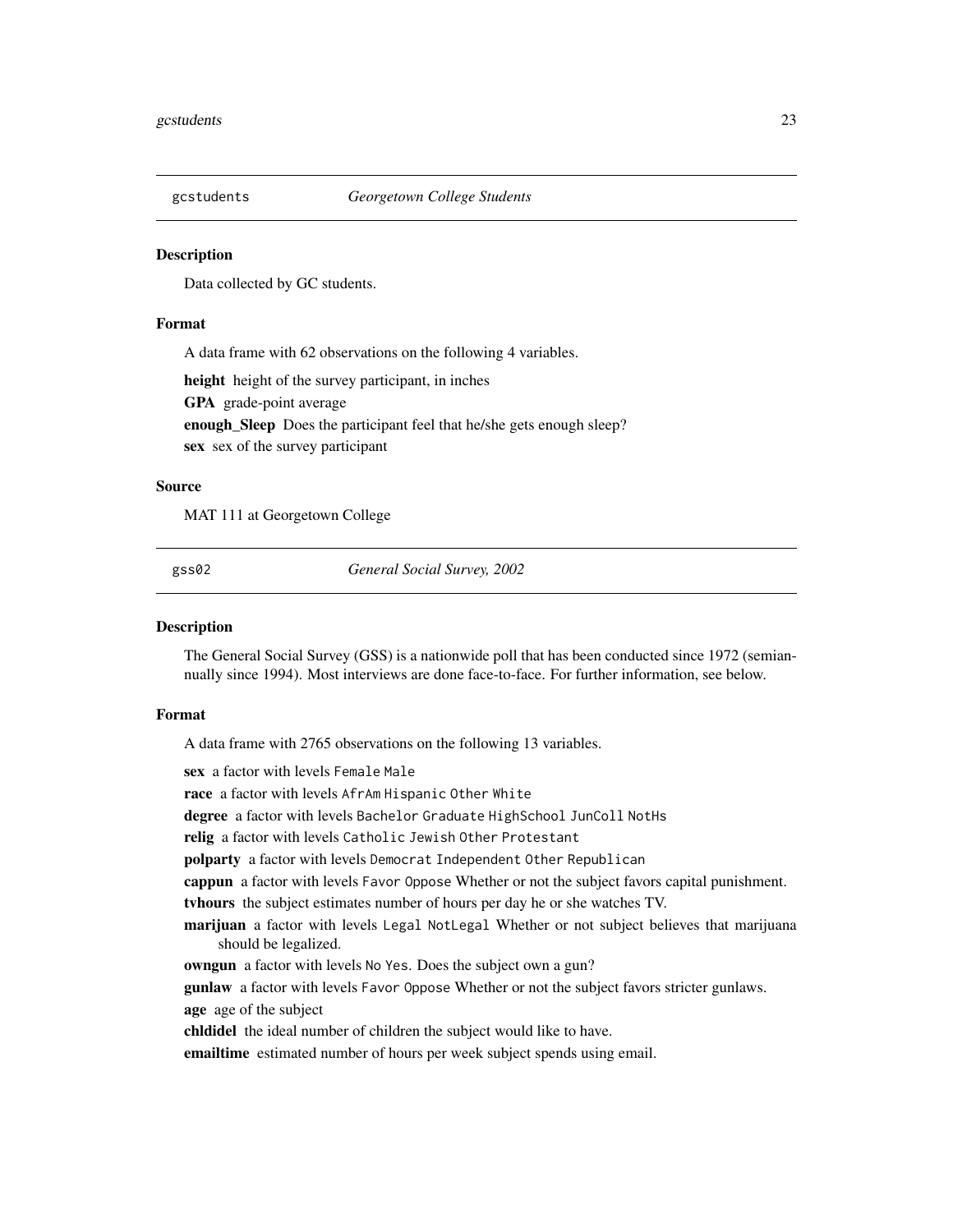## gcstudents — *Georgetown College Students*

### Description

Data collected by GC students.

### Format

A data frame with 62 observations on the following 4 variables.

**height** height of the survey participant, in inches

**GPA** grade-point average

**enough_Sleep** Does the participant feel that he/she gets enough sleep?

**sex** sex of the survey participant

### Source

MAT 111 at Georgetown College

## gss02 — *General Social Survey, 2002*

### Description

The General Social Survey (GSS) is a nationwide poll that has been conducted since 1972 (semiannually since 1994). Most interviews are done face-to-face. For further information, see below.

### Format

A data frame with 2765 observations on the following 13 variables.

**sex** a factor with levels `Female` `Male`

**race** a factor with levels `AfrAm` `Hispanic` `Other` `White`

**degree** a factor with levels `Bachelor` `Graduate` `HighSchool` `JunColl` `NotHs`

**relig** a factor with levels `Catholic` `Jewish` `Other` `Protestant`

**polparty** a factor with levels `Democrat` `Independent` `Other` `Republican`

**cappun** a factor with levels `Favor` `Oppose` Whether or not the subject favors capital punishment.

**tvhours** the subject estimates number of hours per day he or she watches TV.

**marijuan** a factor with levels `Legal` `NotLegal` Whether or not subject believes that marijuana should be legalized.

**owngun** a factor with levels `No` `Yes`. Does the subject own a gun?

**gunlaw** a factor with levels `Favor` `Oppose` Whether or not the subject favors stricter gunlaws.

**age** age of the subject

**chldidel** the ideal number of children the subject would like to have.

**emailtime** estimated number of hours per week subject spends using email.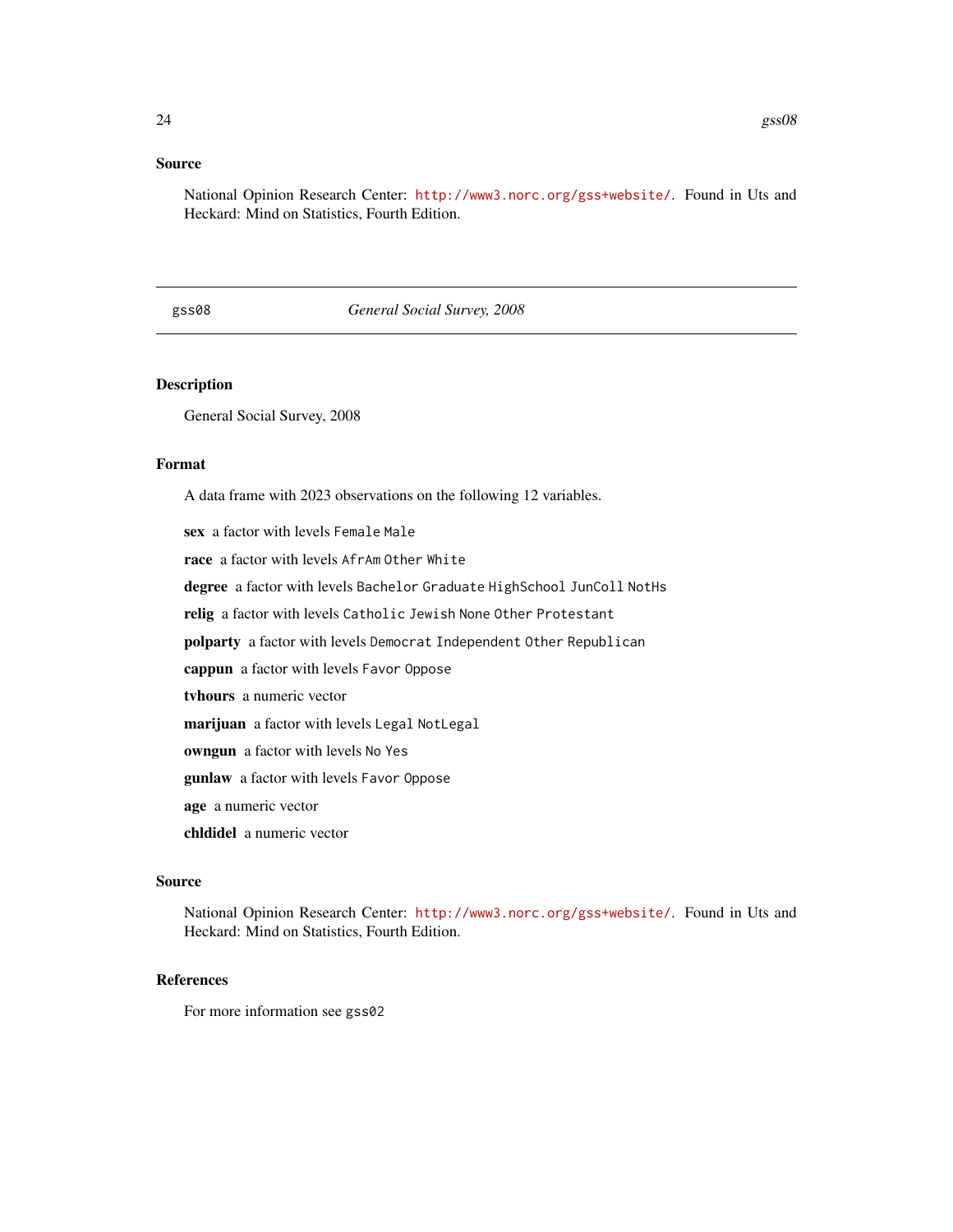### Source

National Opinion Research Center: http://www3.norc.org/gss+website/. Found in Uts and Heckard: Mind on Statistics, Fourth Edition.

---

## gss08 — *General Social Survey, 2008*

---

### Description

General Social Survey, 2008

### Format

A data frame with 2023 observations on the following 12 variables.

- **sex** a factor with levels `Female` `Male`
- **race** a factor with levels `AfrAm` `Other` `White`
- **degree** a factor with levels `Bachelor` `Graduate` `HighSchool` `JunColl` `NotHs`
- **relig** a factor with levels `Catholic` `Jewish` `None` `Other` `Protestant`
- **polparty** a factor with levels `Democrat` `Independent` `Other` `Republican`
- **cappun** a factor with levels `Favor` `Oppose`
- **tvhours** a numeric vector
- **marijuan** a factor with levels `Legal` `NotLegal`
- **owngun** a factor with levels `No` `Yes`
- **gunlaw** a factor with levels `Favor` `Oppose`
- **age** a numeric vector
- **chldidel** a numeric vector

### Source

National Opinion Research Center: http://www3.norc.org/gss+website/. Found in Uts and Heckard: Mind on Statistics, Fourth Edition.

### References

For more information see `gss02`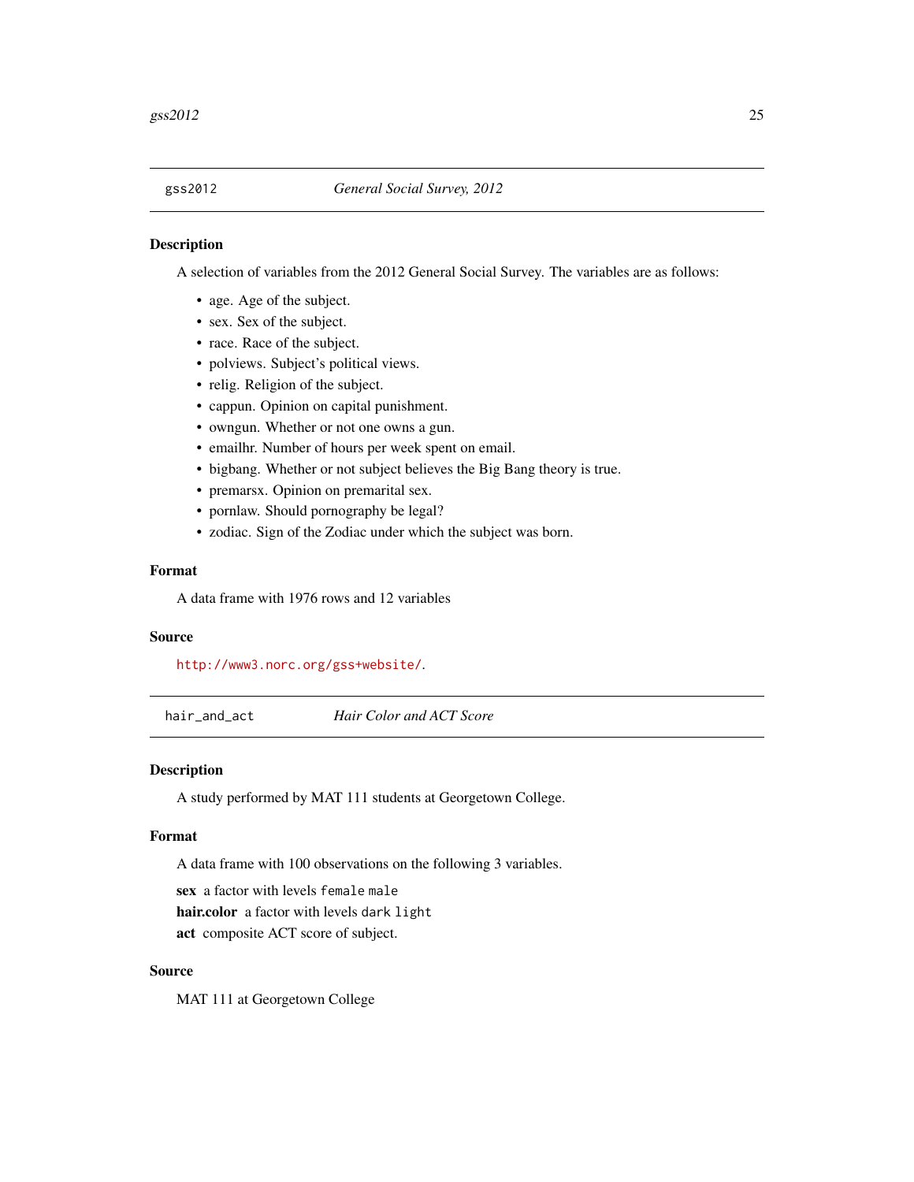## gss2012 — *General Social Survey, 2012*

### Description

A selection of variables from the 2012 General Social Survey. The variables are as follows:

- age. Age of the subject.
- sex. Sex of the subject.
- race. Race of the subject.
- polviews. Subject's political views.
- relig. Religion of the subject.
- cappun. Opinion on capital punishment.
- owngun. Whether or not one owns a gun.
- emailhr. Number of hours per week spent on email.
- bigbang. Whether or not subject believes the Big Bang theory is true.
- premarsx. Opinion on premarital sex.
- pornlaw. Should pornography be legal?
- zodiac. Sign of the Zodiac under which the subject was born.

### Format

A data frame with 1976 rows and 12 variables

### Source

http://www3.norc.org/gss+website/.

## hair_and_act — *Hair Color and ACT Score*

### Description

A study performed by MAT 111 students at Georgetown College.

### Format

A data frame with 100 observations on the following 3 variables.

**sex** a factor with levels `female` `male`

**hair.color** a factor with levels `dark` `light`

**act** composite ACT score of subject.

### Source

MAT 111 at Georgetown College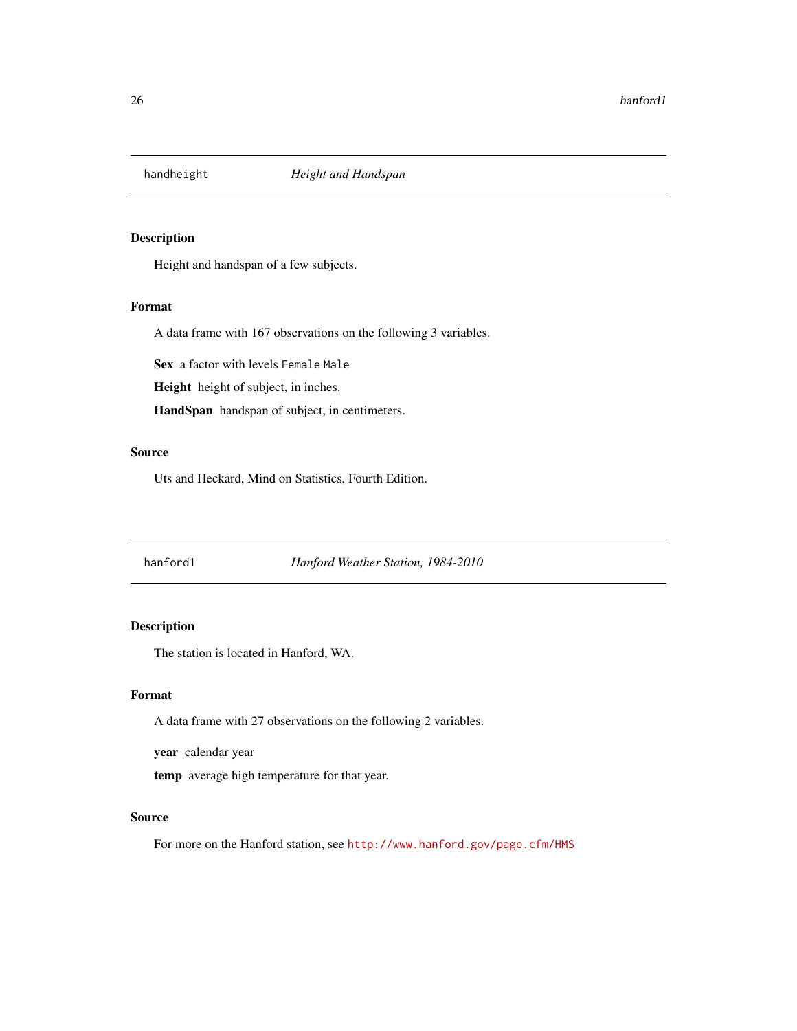## handheight — *Height and Handspan*

### Description

Height and handspan of a few subjects.

### Format

A data frame with 167 observations on the following 3 variables.

**Sex** a factor with levels `Female` `Male`

**Height** height of subject, in inches.

**HandSpan** handspan of subject, in centimeters.

### Source

Uts and Heckard, Mind on Statistics, Fourth Edition.

## hanford1 — *Hanford Weather Station, 1984-2010*

### Description

The station is located in Hanford, WA.

### Format

A data frame with 27 observations on the following 2 variables.

**year** calendar year

**temp** average high temperature for that year.

### Source

For more on the Hanford station, see `http://www.hanford.gov/page.cfm/HMS`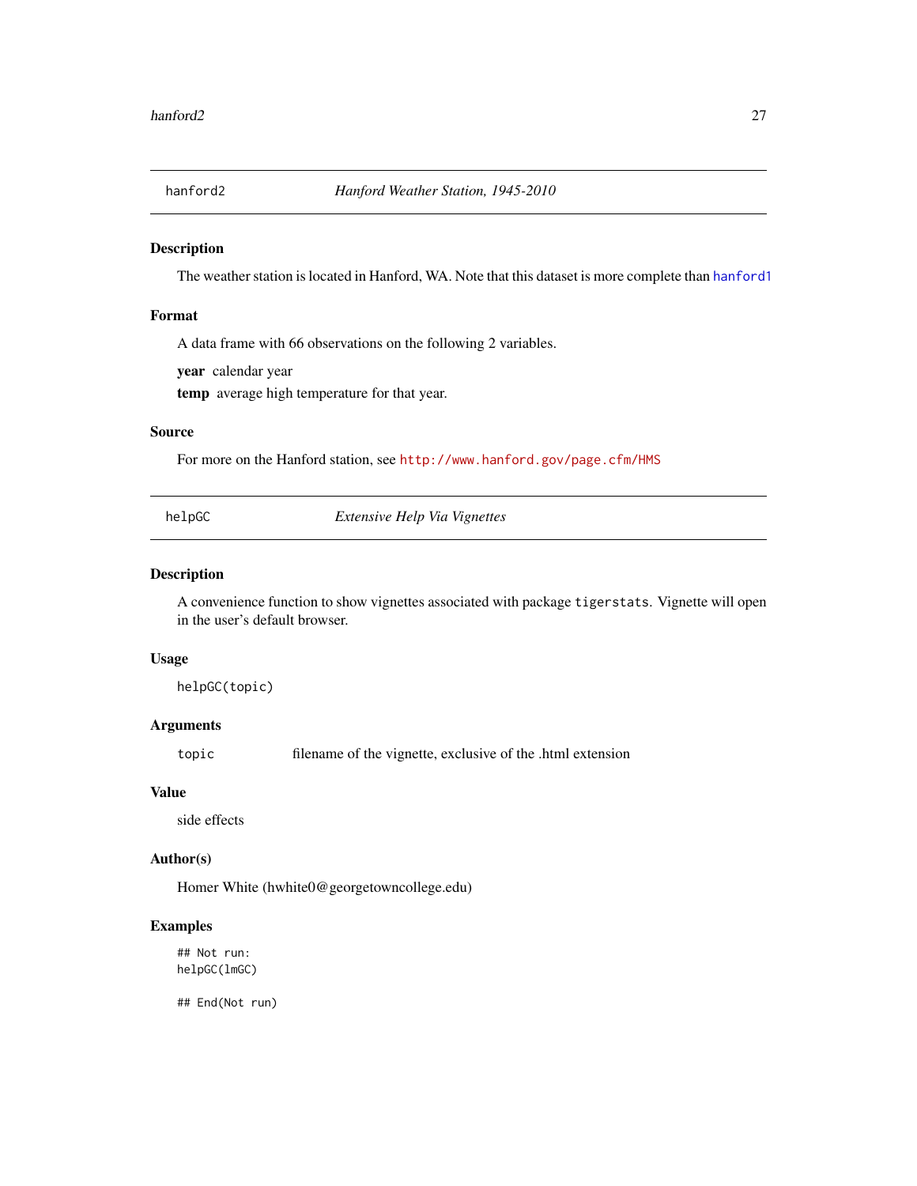## hanford2 — *Hanford Weather Station, 1945-2010*

### Description

The weather station is located in Hanford, WA. Note that this dataset is more complete than hanford1

### Format

A data frame with 66 observations on the following 2 variables.

**year** calendar year

**temp** average high temperature for that year.

### Source

For more on the Hanford station, see http://www.hanford.gov/page.cfm/HMS

## helpGC — *Extensive Help Via Vignettes*

### Description

A convenience function to show vignettes associated with package `tigerstats`. Vignette will open in the user's default browser.

### Usage

```
helpGC(topic)
```

### Arguments

| | |
|---|---|
| `topic` | filename of the vignette, exclusive of the .html extension |

### Value

side effects

### Author(s)

Homer White (hwhite0@georgetowncollege.edu)

### Examples

```
## Not run:
helpGC(lmGC)

## End(Not run)
```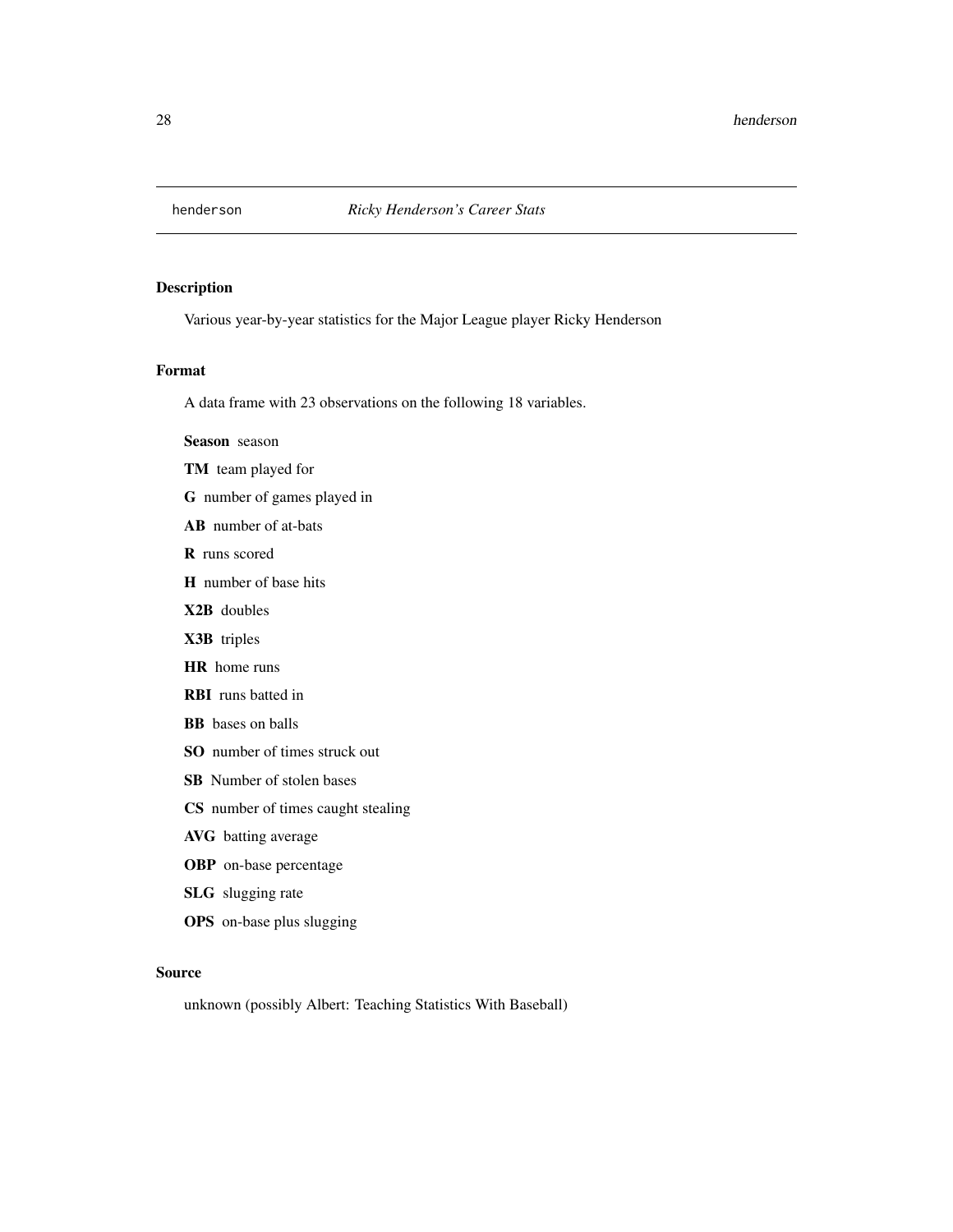henderson *Ricky Henderson's Career Stats*

## Description

Various year-by-year statistics for the Major League player Ricky Henderson

## Format

A data frame with 23 observations on the following 18 variables.

**Season** season

**TM** team played for

**G** number of games played in

**AB** number of at-bats

**R** runs scored

**H** number of base hits

**X2B** doubles

**X3B** triples

**HR** home runs

**RBI** runs batted in

**BB** bases on balls

**SO** number of times struck out

**SB** Number of stolen bases

**CS** number of times caught stealing

**AVG** batting average

**OBP** on-base percentage

**SLG** slugging rate

**OPS** on-base plus slugging

## Source

unknown (possibly Albert: Teaching Statistics With Baseball)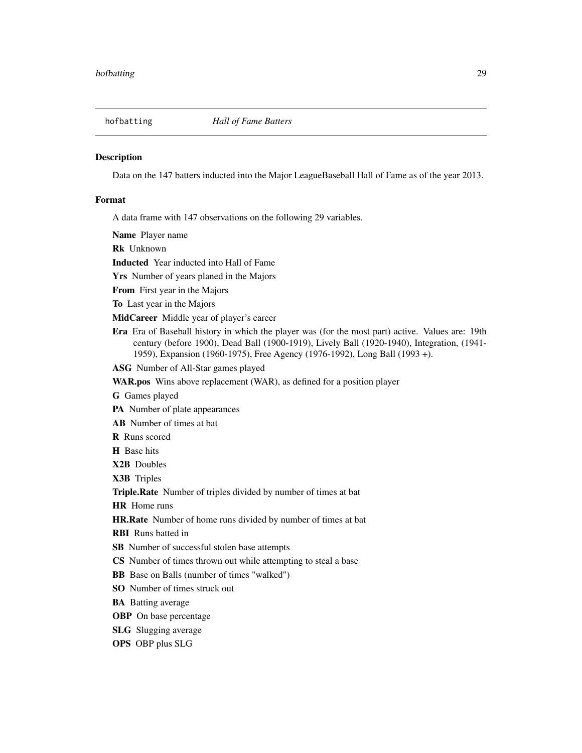`hofbatting` *Hall of Fame Batters*

### Description

Data on the 147 batters inducted into the Major LeagueBaseball Hall of Fame as of the year 2013.

### Format

A data frame with 147 observations on the following 29 variables.

**Name** Player name

**Rk** Unknown

**Inducted** Year inducted into Hall of Fame

**Yrs** Number of years planed in the Majors

**From** First year in the Majors

**To** Last year in the Majors

**MidCareer** Middle year of player's career

**Era** Era of Baseball history in which the player was (for the most part) active. Values are: 19th century (before 1900), Dead Ball (1900-1919), Lively Ball (1920-1940), Integration, (1941-1959), Expansion (1960-1975), Free Agency (1976-1992), Long Ball (1993 +).

**ASG** Number of All-Star games played

**WAR.pos** Wins above replacement (WAR), as defined for a position player

**G** Games played

**PA** Number of plate appearances

**AB** Number of times at bat

**R** Runs scored

**H** Base hits

**X2B** Doubles

**X3B** Triples

**Triple.Rate** Number of triples divided by number of times at bat

**HR** Home runs

**HR.Rate** Number of home runs divided by number of times at bat

**RBI** Runs batted in

**SB** Number of successful stolen base attempts

**CS** Number of times thrown out while attempting to steal a base

**BB** Base on Balls (number of times "walked")

**SO** Number of times struck out

**BA** Batting average

**OBP** On base percentage

**SLG** Slugging average

**OPS** OBP plus SLG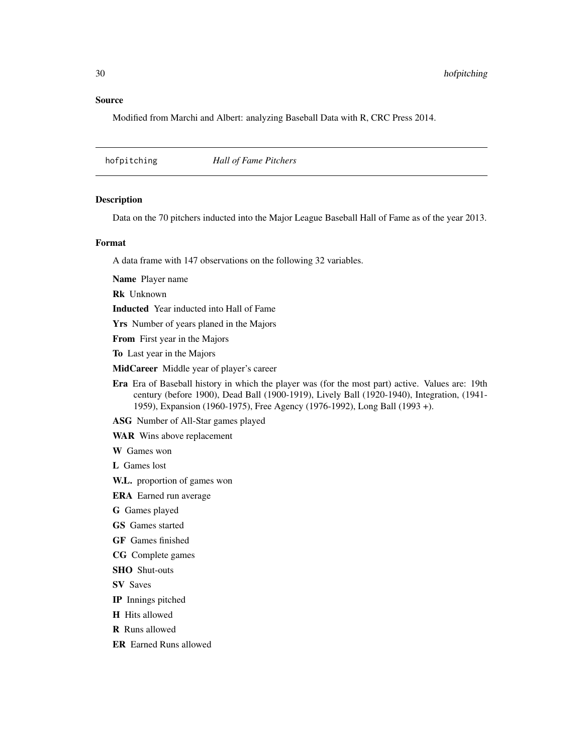## Source

Modified from Marchi and Albert: analyzing Baseball Data with R, CRC Press 2014.

---

## hofpitching *Hall of Fame Pitchers*

---

### Description

Data on the 70 pitchers inducted into the Major League Baseball Hall of Fame as of the year 2013.

### Format

A data frame with 147 observations on the following 32 variables.

**Name** Player name

**Rk** Unknown

**Inducted** Year inducted into Hall of Fame

**Yrs** Number of years planed in the Majors

**From** First year in the Majors

**To** Last year in the Majors

**MidCareer** Middle year of player's career

**Era** Era of Baseball history in which the player was (for the most part) active. Values are: 19th century (before 1900), Dead Ball (1900-1919), Lively Ball (1920-1940), Integration, (1941-1959), Expansion (1960-1975), Free Agency (1976-1992), Long Ball (1993 +).

**ASG** Number of All-Star games played

**WAR** Wins above replacement

**W** Games won

**L** Games lost

**W.L.** proportion of games won

**ERA** Earned run average

**G** Games played

**GS** Games started

**GF** Games finished

**CG** Complete games

**SHO** Shut-outs

**SV** Saves

**IP** Innings pitched

**H** Hits allowed

**R** Runs allowed

**ER** Earned Runs allowed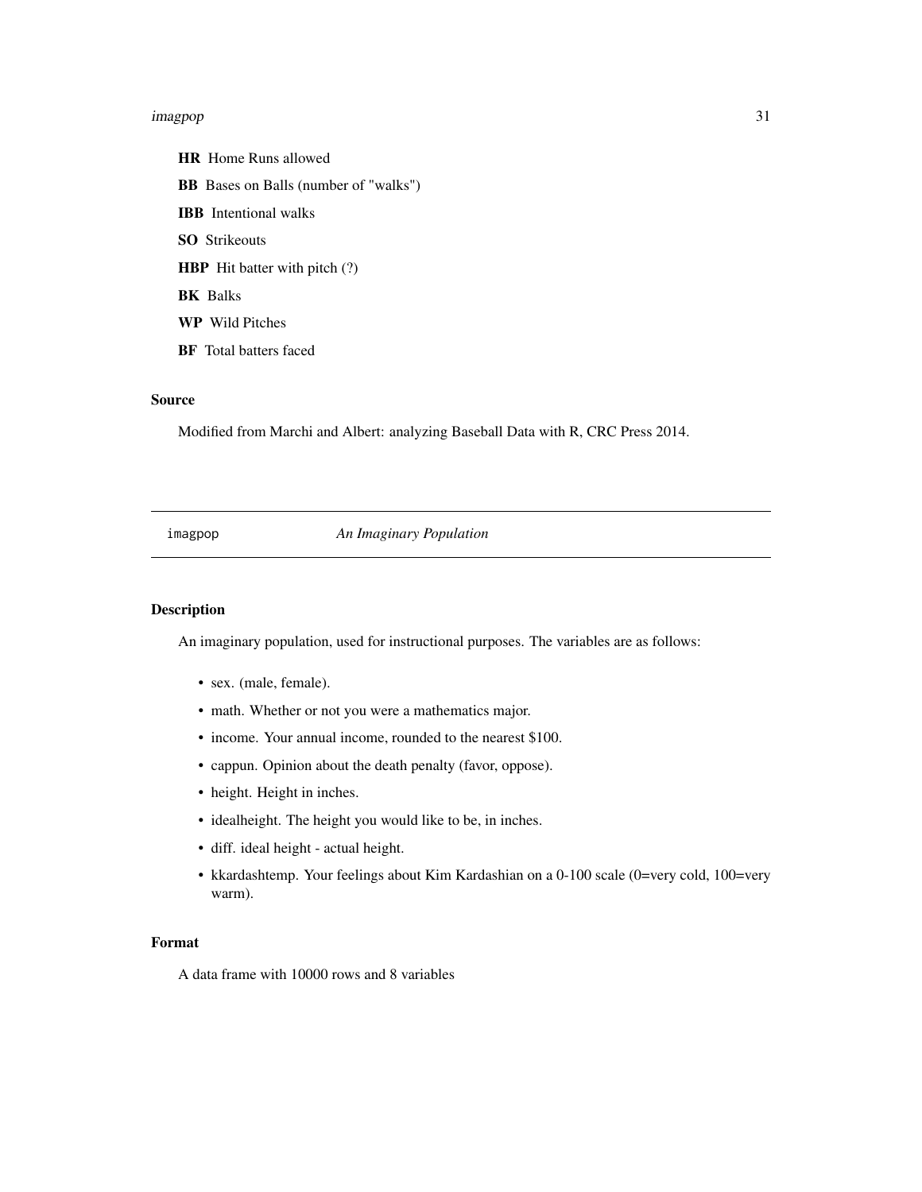**HR** Home Runs allowed

**BB** Bases on Balls (number of "walks")

**IBB** Intentional walks

**SO** Strikeouts

**HBP** Hit batter with pitch (?)

**BK** Balks

**WP** Wild Pitches

**BF** Total batters faced

### Source

Modified from Marchi and Albert: analyzing Baseball Data with R, CRC Press 2014.

---

## imagpop *An Imaginary Population*

---

### Description

An imaginary population, used for instructional purposes. The variables are as follows:

- sex. (male, female).
- math. Whether or not you were a mathematics major.
- income. Your annual income, rounded to the nearest $100.
- cappun. Opinion about the death penalty (favor, oppose).
- height. Height in inches.
- idealheight. The height you would like to be, in inches.
- diff. ideal height - actual height.
- kkardashtemp. Your feelings about Kim Kardashian on a 0-100 scale (0=very cold, 100=very warm).

### Format

A data frame with 10000 rows and 8 variables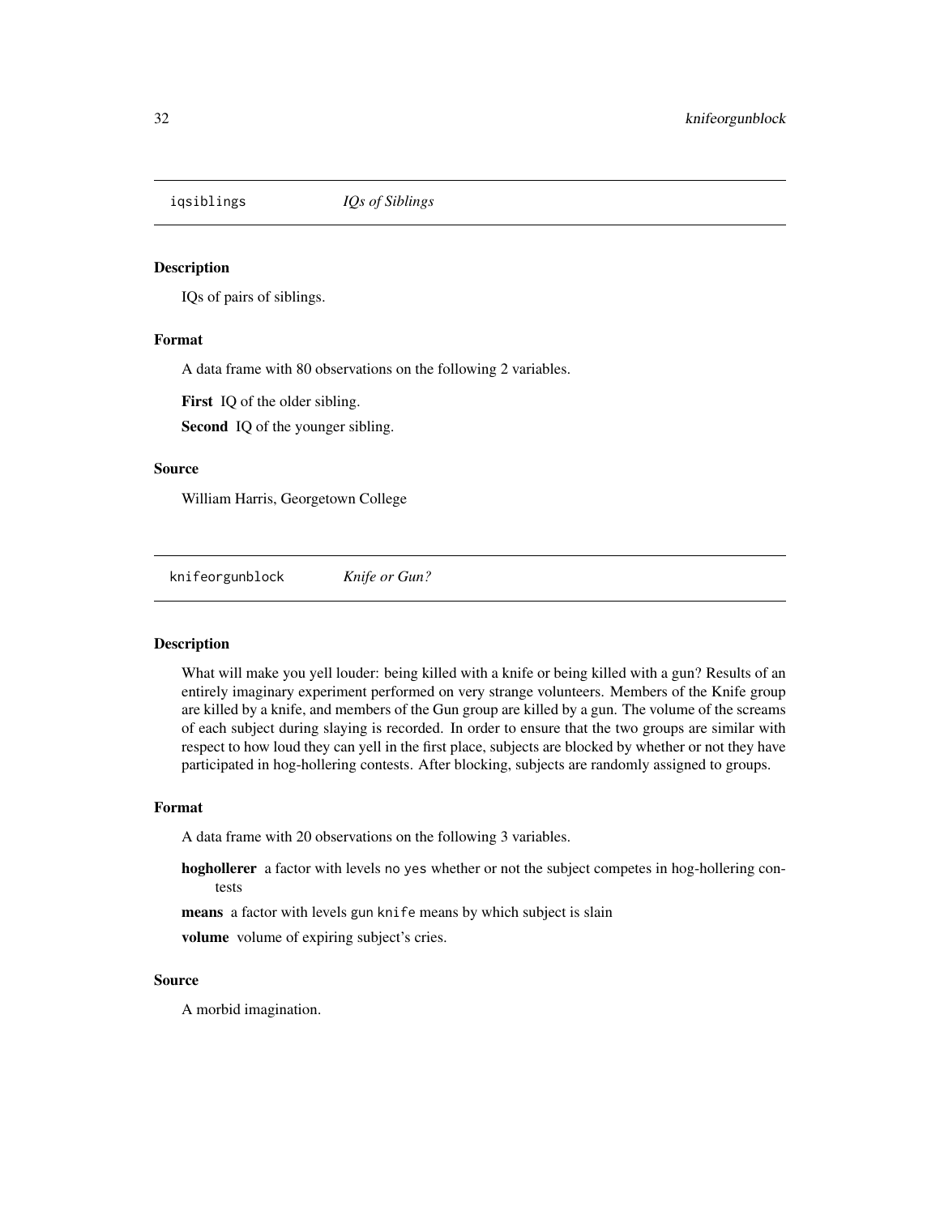## iqsiblings *IQs of Siblings*

### Description

IQs of pairs of siblings.

### Format

A data frame with 80 observations on the following 2 variables.

**First** IQ of the older sibling.

**Second** IQ of the younger sibling.

### Source

William Harris, Georgetown College

## knifeorgunblock *Knife or Gun?*

### Description

What will make you yell louder: being killed with a knife or being killed with a gun? Results of an entirely imaginary experiment performed on very strange volunteers. Members of the Knife group are killed by a knife, and members of the Gun group are killed by a gun. The volume of the screams of each subject during slaying is recorded. In order to ensure that the two groups are similar with respect to how loud they can yell in the first place, subjects are blocked by whether or not they have participated in hog-hollering contests. After blocking, subjects are randomly assigned to groups.

### Format

A data frame with 20 observations on the following 3 variables.

**hoghollerer** a factor with levels `no` `yes` whether or not the subject competes in hog-hollering contests

**means** a factor with levels `gun` `knife` means by which subject is slain

**volume** volume of expiring subject's cries.

### Source

A morbid imagination.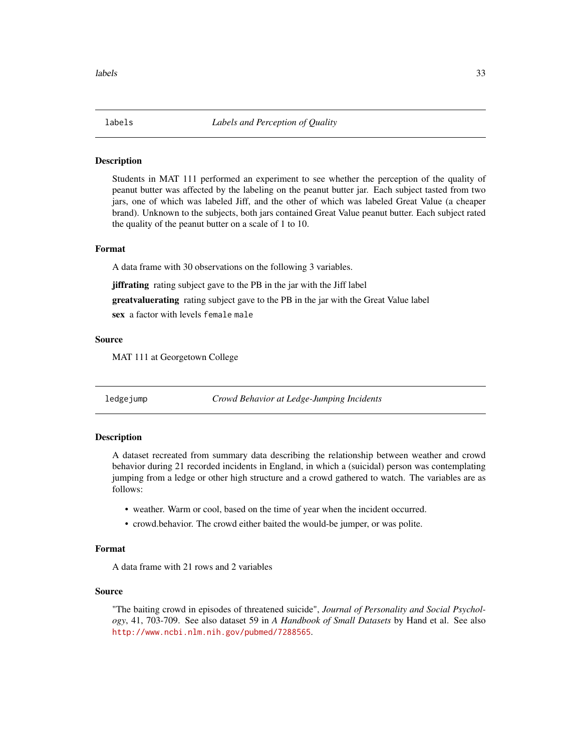## labels *Labels and Perception of Quality*

### Description

Students in MAT 111 performed an experiment to see whether the perception of the quality of peanut butter was affected by the labeling on the peanut butter jar. Each subject tasted from two jars, one of which was labeled Jiff, and the other of which was labeled Great Value (a cheaper brand). Unknown to the subjects, both jars contained Great Value peanut butter. Each subject rated the quality of the peanut butter on a scale of 1 to 10.

### Format

A data frame with 30 observations on the following 3 variables.

**jiffrating** rating subject gave to the PB in the jar with the Jiff label

**greatvaluerating** rating subject gave to the PB in the jar with the Great Value label

**sex** a factor with levels `female` `male`

### Source

MAT 111 at Georgetown College

## ledgejump *Crowd Behavior at Ledge-Jumping Incidents*

### Description

A dataset recreated from summary data describing the relationship between weather and crowd behavior during 21 recorded incidents in England, in which a (suicidal) person was contemplating jumping from a ledge or other high structure and a crowd gathered to watch. The variables are as follows:

- weather. Warm or cool, based on the time of year when the incident occurred.
- crowd.behavior. The crowd either baited the would-be jumper, or was polite.

### Format

A data frame with 21 rows and 2 variables

### Source

"The baiting crowd in episodes of threatened suicide", *Journal of Personality and Social Psychology*, 41, 703-709. See also dataset 59 in *A Handbook of Small Datasets* by Hand et al. See also http://www.ncbi.nlm.nih.gov/pubmed/7288565.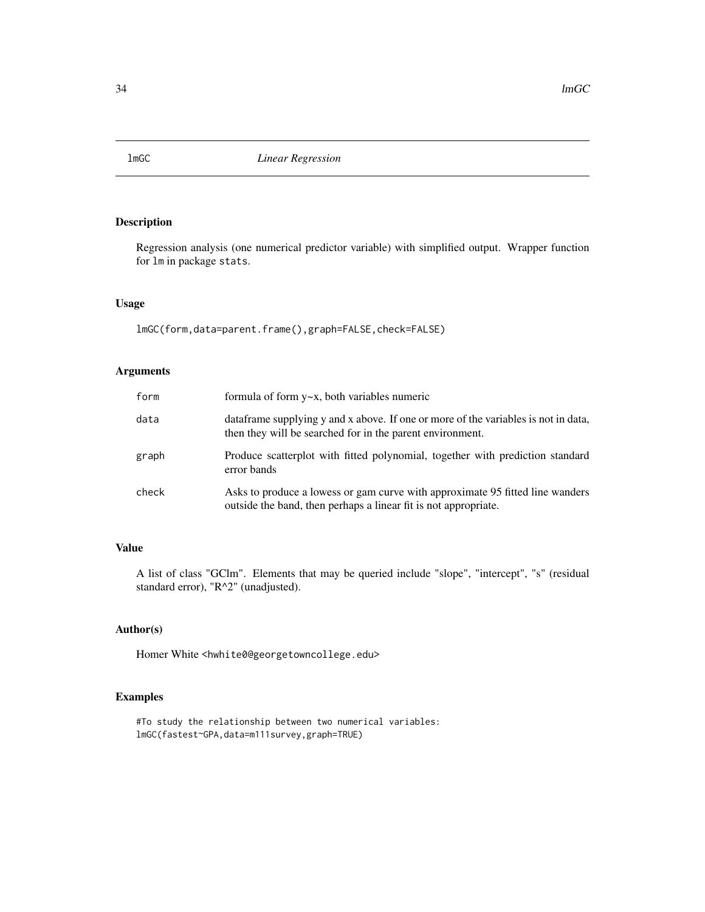# lmGC — *Linear Regression*

## Description

Regression analysis (one numerical predictor variable) with simplified output. Wrapper function for `lm` in package `stats`.

## Usage

```
lmGC(form,data=parent.frame(),graph=FALSE,check=FALSE)
```

## Arguments

| | |
|---|---|
| `form` | formula of form y~x, both variables numeric |
| `data` | dataframe supplying y and x above. If one or more of the variables is not in data, then they will be searched for in the parent environment. |
| `graph` | Produce scatterplot with fitted polynomial, together with prediction standard error bands |
| `check` | Asks to produce a lowess or gam curve with approximate 95 fitted line wanders outside the band, then perhaps a linear fit is not appropriate. |

## Value

A list of class "GClm". Elements that may be queried include "slope", "intercept", "s" (residual standard error), "R^2" (unadjusted).

## Author(s)

Homer White <hwhite0@georgetowncollege.edu>

## Examples

```
#To study the relationship between two numerical variables:
lmGC(fastest~GPA,data=m111survey,graph=TRUE)
```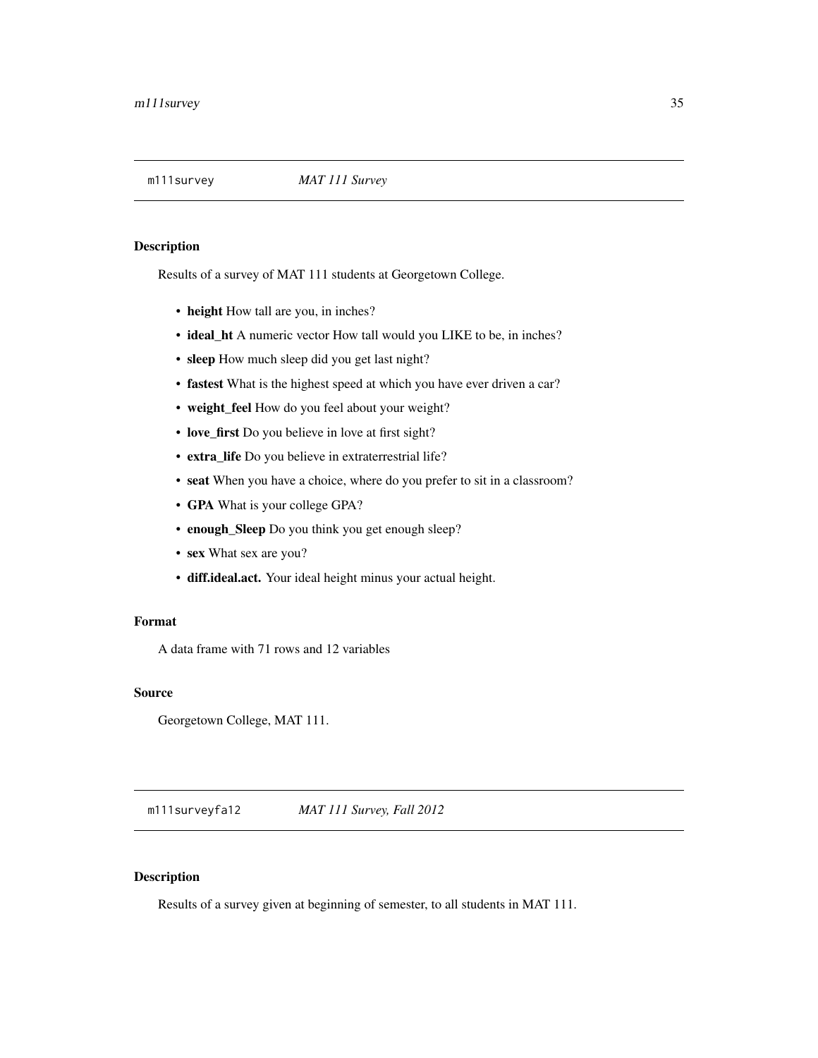## m111survey — *MAT 111 Survey*

### Description

Results of a survey of MAT 111 students at Georgetown College.

- **height** How tall are you, in inches?
- **ideal_ht** A numeric vector How tall would you LIKE to be, in inches?
- **sleep** How much sleep did you get last night?
- **fastest** What is the highest speed at which you have ever driven a car?
- **weight_feel** How do you feel about your weight?
- **love_first** Do you believe in love at first sight?
- **extra_life** Do you believe in extraterrestrial life?
- **seat** When you have a choice, where do you prefer to sit in a classroom?
- **GPA** What is your college GPA?
- **enough_Sleep** Do you think you get enough sleep?
- **sex** What sex are you?
- **diff.ideal.act.** Your ideal height minus your actual height.

### Format

A data frame with 71 rows and 12 variables

### Source

Georgetown College, MAT 111.

## m111surveyfa12 — *MAT 111 Survey, Fall 2012*

### Description

Results of a survey given at beginning of semester, to all students in MAT 111.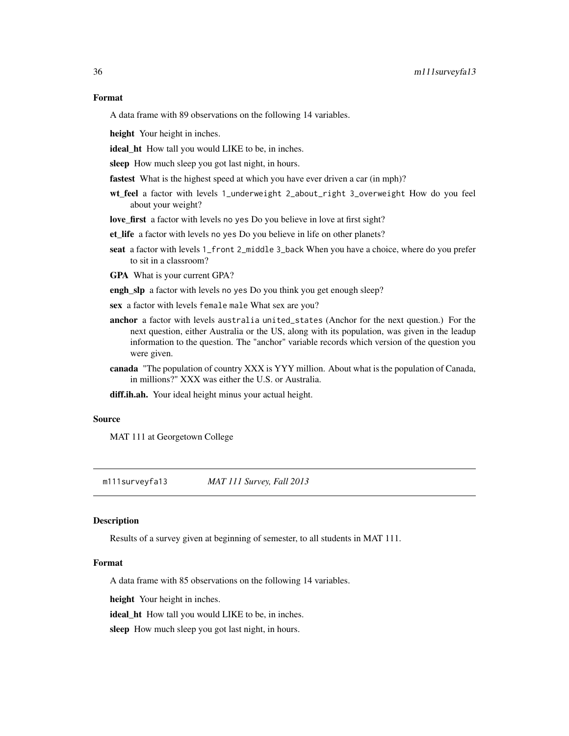### Format

A data frame with 89 observations on the following 14 variables.

**height** Your height in inches.

**ideal_ht** How tall you would LIKE to be, in inches.

**sleep** How much sleep you got last night, in hours.

**fastest** What is the highest speed at which you have ever driven a car (in mph)?

**wt_feel** a factor with levels `1_underweight` `2_about_right` `3_overweight` How do you feel about your weight?

**love_first** a factor with levels `no` `yes` Do you believe in love at first sight?

**et_life** a factor with levels `no` `yes` Do you believe in life on other planets?

**seat** a factor with levels `1_front` `2_middle` `3_back` When you have a choice, where do you prefer to sit in a classroom?

**GPA** What is your current GPA?

**engh_slp** a factor with levels `no` `yes` Do you think you get enough sleep?

**sex** a factor with levels `female` `male` What sex are you?

**anchor** a factor with levels `australia` `united_states` (Anchor for the next question.) For the next question, either Australia or the US, along with its population, was given in the leadup information to the question. The "anchor" variable records which version of the question you were given.

**canada** "The population of country XXX is YYY million. About what is the population of Canada, in millions?" XXX was either the U.S. or Australia.

**diff.ih.ah.** Your ideal height minus your actual height.

### Source

MAT 111 at Georgetown College

---

## m111surveyfa13 *MAT 111 Survey, Fall 2013*

### Description

Results of a survey given at beginning of semester, to all students in MAT 111.

### Format

A data frame with 85 observations on the following 14 variables.

**height** Your height in inches.

**ideal_ht** How tall you would LIKE to be, in inches.

**sleep** How much sleep you got last night, in hours.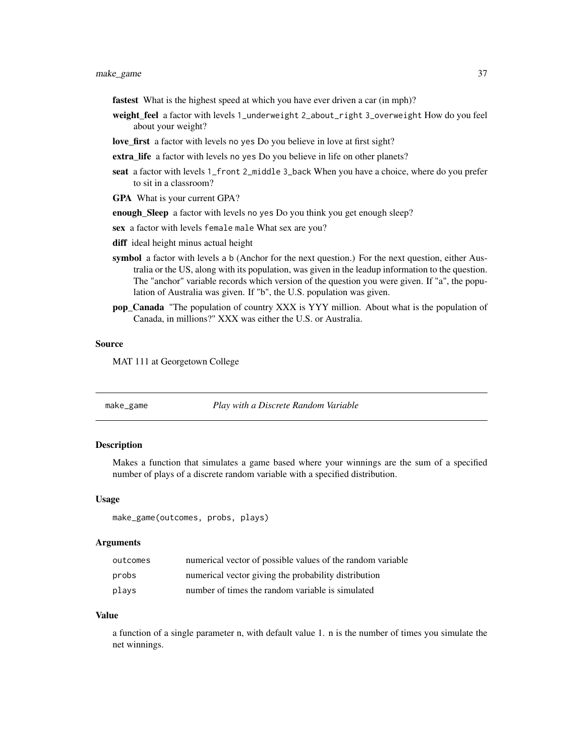**fastest** What is the highest speed at which you have ever driven a car (in mph)?

**weight_feel** a factor with levels `1_underweight` `2_about_right` `3_overweight` How do you feel about your weight?

**love_first** a factor with levels `no` `yes` Do you believe in love at first sight?

**extra_life** a factor with levels `no` `yes` Do you believe in life on other planets?

**seat** a factor with levels `1_front` `2_middle` `3_back` When you have a choice, where do you prefer to sit in a classroom?

**GPA** What is your current GPA?

**enough_Sleep** a factor with levels `no` `yes` Do you think you get enough sleep?

**sex** a factor with levels `female` `male` What sex are you?

**diff** ideal height minus actual height

**symbol** a factor with levels `a` `b` (Anchor for the next question.) For the next question, either Australia or the US, along with its population, was given in the leadup information to the question. The "anchor" variable records which version of the question you were given. If "a", the population of Australia was given. If "b", the U.S. population was given.

**pop_Canada** "The population of country XXX is YYY million. About what is the population of Canada, in millions?" XXX was either the U.S. or Australia.

### Source

MAT 111 at Georgetown College

---

## `make_game` *Play with a Discrete Random Variable*

### Description

Makes a function that simulates a game based where your winnings are the sum of a specified number of plays of a discrete random variable with a specified distribution.

### Usage

```
make_game(outcomes, probs, plays)
```

### Arguments

| | |
|---|---|
| `outcomes` | numerical vector of possible values of the random variable |
| `probs` | numerical vector giving the probability distribution |
| `plays` | number of times the random variable is simulated |

### Value

a function of a single parameter n, with default value 1. n is the number of times you simulate the net winnings.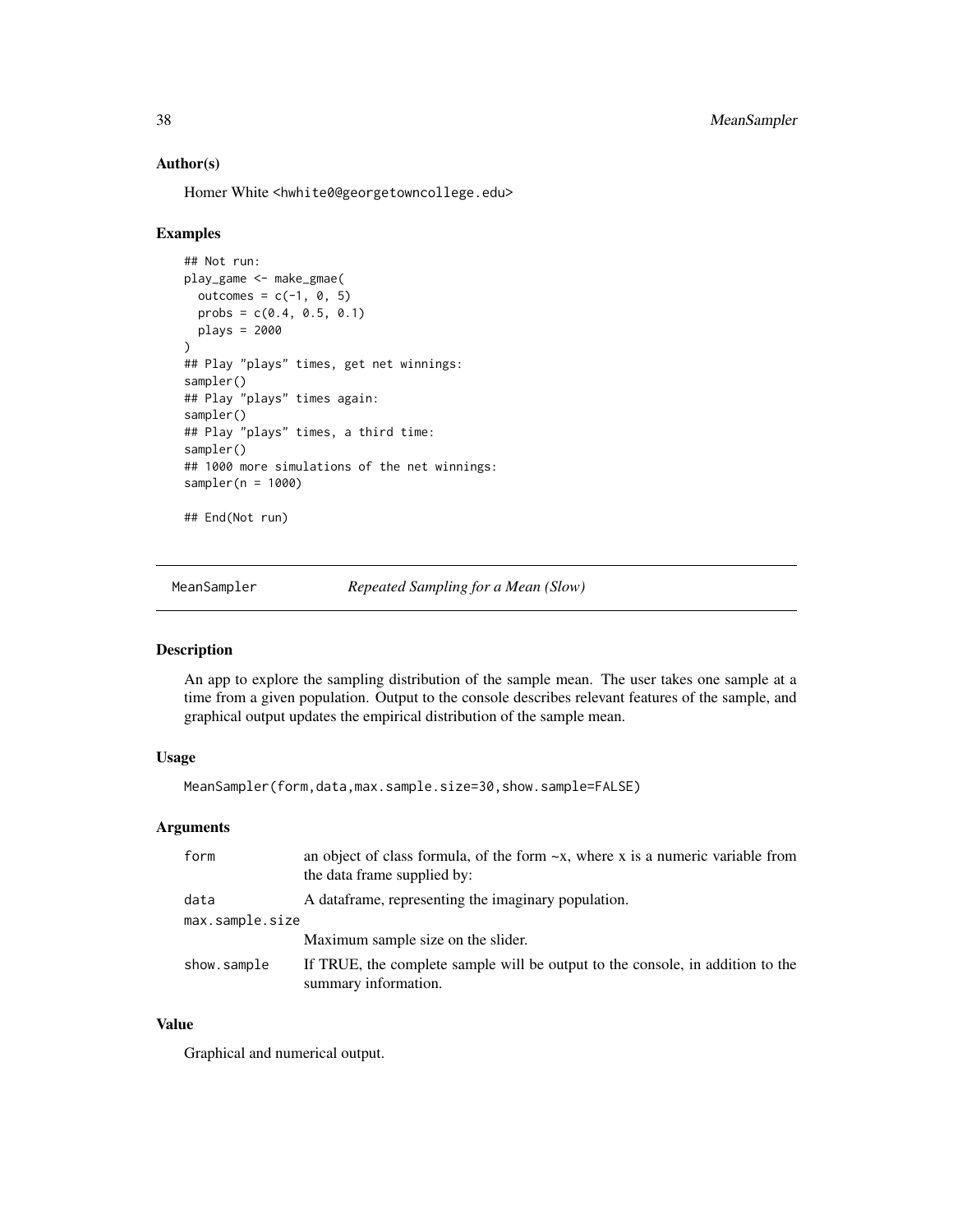## Author(s)

Homer White <hwhite0@georgetowncollege.edu>

## Examples

```
## Not run:
play_game <- make_gmae(
  outcomes = c(-1, 0, 5)
  probs = c(0.4, 0.5, 0.1)
  plays = 2000
)
## Play "plays" times, get net winnings:
sampler()
## Play "plays" times again:
sampler()
## Play "plays" times, a third time:
sampler()
## 1000 more simulations of the net winnings:
sampler(n = 1000)

## End(Not run)
```

---

# MeanSampler — *Repeated Sampling for a Mean (Slow)*

## Description

An app to explore the sampling distribution of the sample mean. The user takes one sample at a time from a given population. Output to the console describes relevant features of the sample, and graphical output updates the empirical distribution of the sample mean.

## Usage

```
MeanSampler(form,data,max.sample.size=30,show.sample=FALSE)
```

## Arguments

| | |
|---|---|
| form | an object of class formula, of the form ~x, where x is a numeric variable from the data frame supplied by: |
| data | A dataframe, representing the imaginary population. |
| max.sample.size | Maximum sample size on the slider. |
| show.sample | If TRUE, the complete sample will be output to the console, in addition to the summary information. |

## Value

Graphical and numerical output.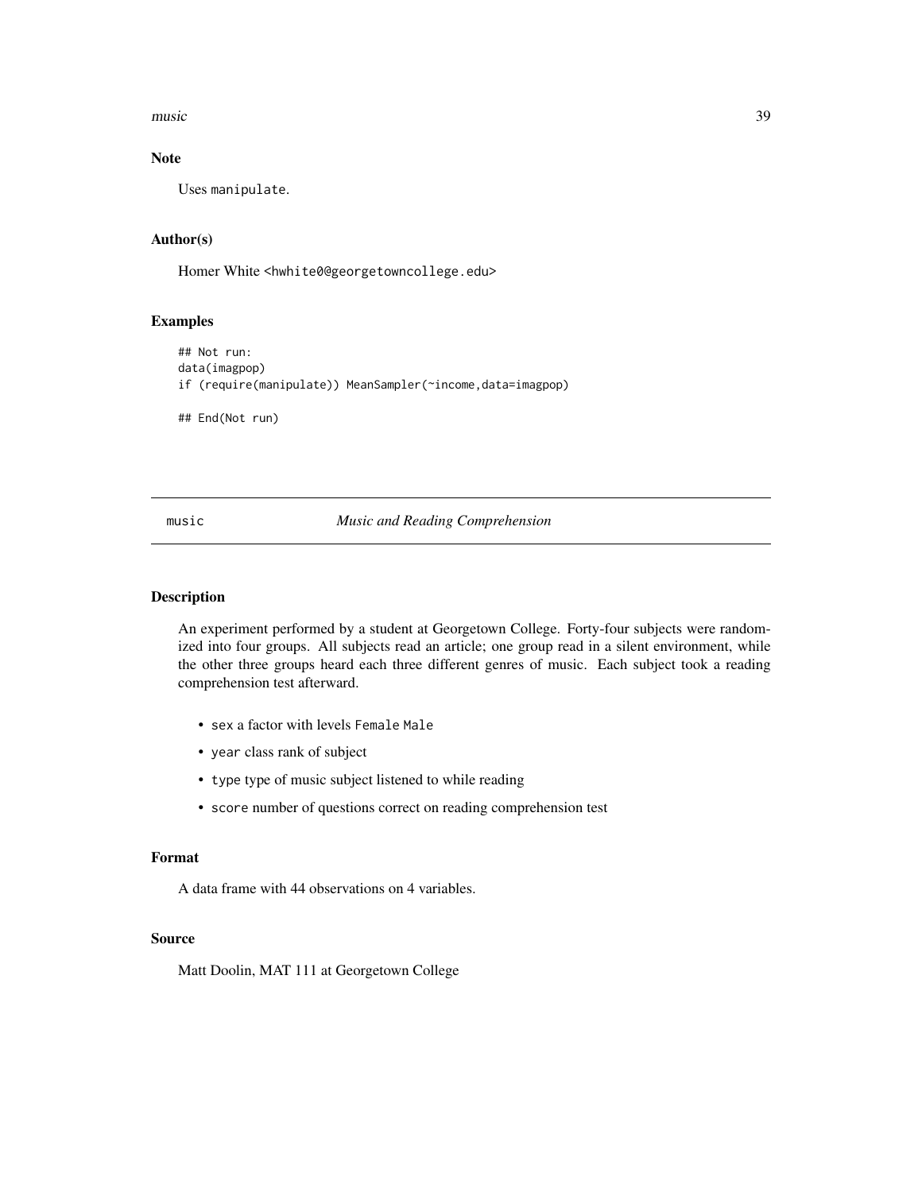### Note

Uses manipulate.

### Author(s)

Homer White <hwhite0@georgetowncollege.edu>

### Examples

```
## Not run:
data(imagpop)
if (require(manipulate)) MeanSampler(~income,data=imagpop)

## End(Not run)
```

---

## music — *Music and Reading Comprehension*

---

### Description

An experiment performed by a student at Georgetown College. Forty-four subjects were randomized into four groups. All subjects read an article; one group read in a silent environment, while the other three groups heard each three different genres of music. Each subject took a reading comprehension test afterward.

- `sex` a factor with levels `Female` `Male`
- `year` class rank of subject
- `type` type of music subject listened to while reading
- `score` number of questions correct on reading comprehension test

### Format

A data frame with 44 observations on 4 variables.

### Source

Matt Doolin, MAT 111 at Georgetown College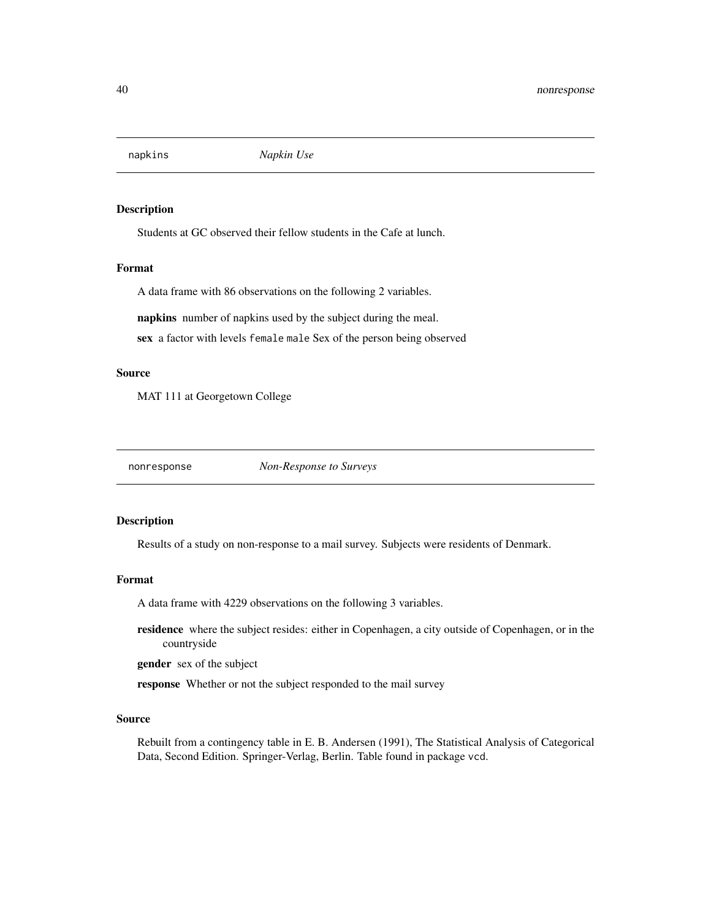`napkins` *Napkin Use*

### Description

Students at GC observed their fellow students in the Cafe at lunch.

### Format

A data frame with 86 observations on the following 2 variables.

**napkins** number of napkins used by the subject during the meal.

**sex** a factor with levels `female` `male` Sex of the person being observed

### Source

MAT 111 at Georgetown College

---

`nonresponse` *Non-Response to Surveys*

### Description

Results of a study on non-response to a mail survey. Subjects were residents of Denmark.

### Format

A data frame with 4229 observations on the following 3 variables.

**residence** where the subject resides: either in Copenhagen, a city outside of Copenhagen, or in the countryside

**gender** sex of the subject

**response** Whether or not the subject responded to the mail survey

### Source

Rebuilt from a contingency table in E. B. Andersen (1991), The Statistical Analysis of Categorical Data, Second Edition. Springer-Verlag, Berlin. Table found in package `vcd`.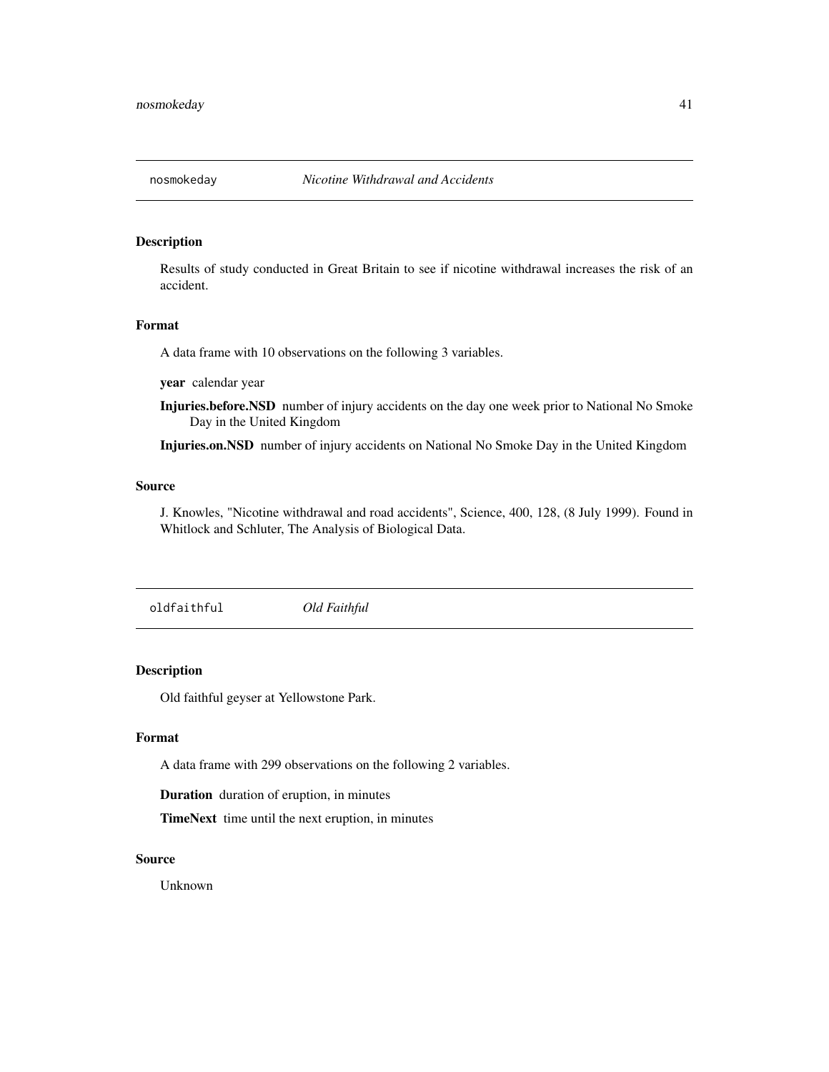## nosmokeday *Nicotine Withdrawal and Accidents*

### Description

Results of study conducted in Great Britain to see if nicotine withdrawal increases the risk of an accident.

### Format

A data frame with 10 observations on the following 3 variables.

**year** calendar year

**Injuries.before.NSD** number of injury accidents on the day one week prior to National No Smoke Day in the United Kingdom

**Injuries.on.NSD** number of injury accidents on National No Smoke Day in the United Kingdom

### Source

J. Knowles, "Nicotine withdrawal and road accidents", Science, 400, 128, (8 July 1999). Found in Whitlock and Schluter, The Analysis of Biological Data.

## oldfaithful *Old Faithful*

### Description

Old faithful geyser at Yellowstone Park.

### Format

A data frame with 299 observations on the following 2 variables.

**Duration** duration of eruption, in minutes

**TimeNext** time until the next eruption, in minutes

### Source

Unknown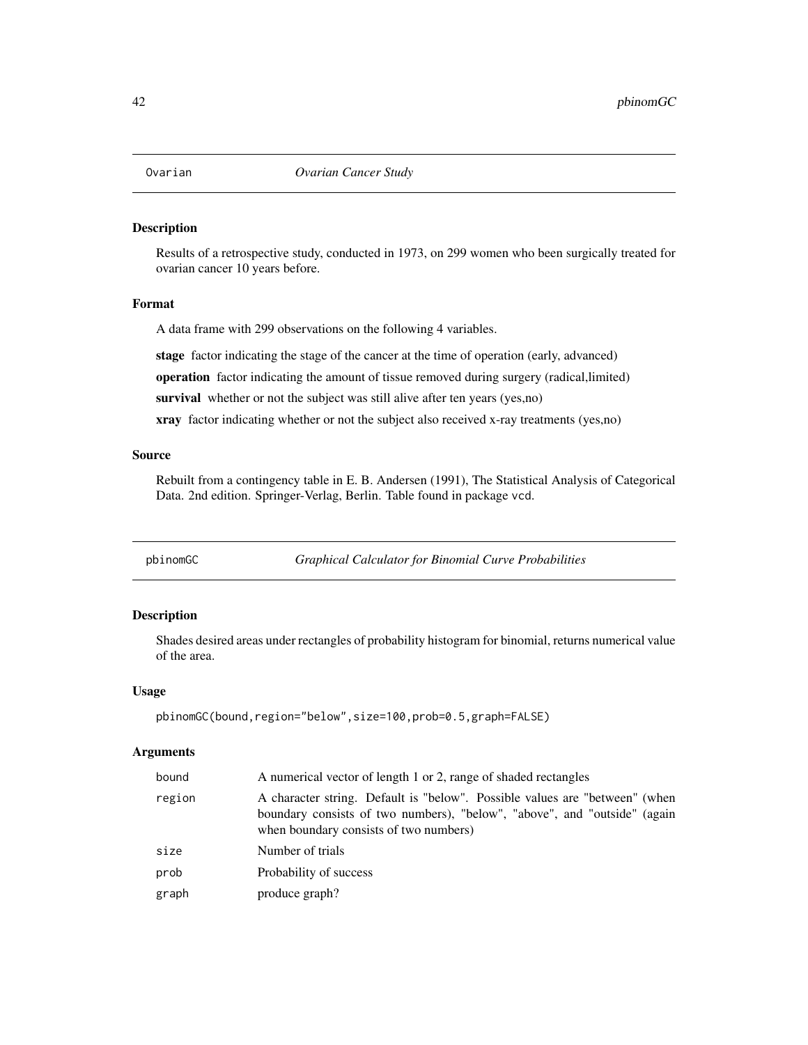## Ovarian *Ovarian Cancer Study*

### Description

Results of a retrospective study, conducted in 1973, on 299 women who been surgically treated for ovarian cancer 10 years before.

### Format

A data frame with 299 observations on the following 4 variables.

**stage** factor indicating the stage of the cancer at the time of operation (early, advanced)

**operation** factor indicating the amount of tissue removed during surgery (radical,limited)

**survival** whether or not the subject was still alive after ten years (yes,no)

**xray** factor indicating whether or not the subject also received x-ray treatments (yes,no)

### Source

Rebuilt from a contingency table in E. B. Andersen (1991), The Statistical Analysis of Categorical Data. 2nd edition. Springer-Verlag, Berlin. Table found in package vcd.

## pbinomGC *Graphical Calculator for Binomial Curve Probabilities*

### Description

Shades desired areas under rectangles of probability histogram for binomial, returns numerical value of the area.

### Usage

```
pbinomGC(bound,region="below",size=100,prob=0.5,graph=FALSE)
```

### Arguments

| | |
|---|---|
| bound | A numerical vector of length 1 or 2, range of shaded rectangles |
| region | A character string. Default is "below". Possible values are "between" (when boundary consists of two numbers), "below", "above", and "outside" (again when boundary consists of two numbers) |
| size | Number of trials |
| prob | Probability of success |
| graph | produce graph? |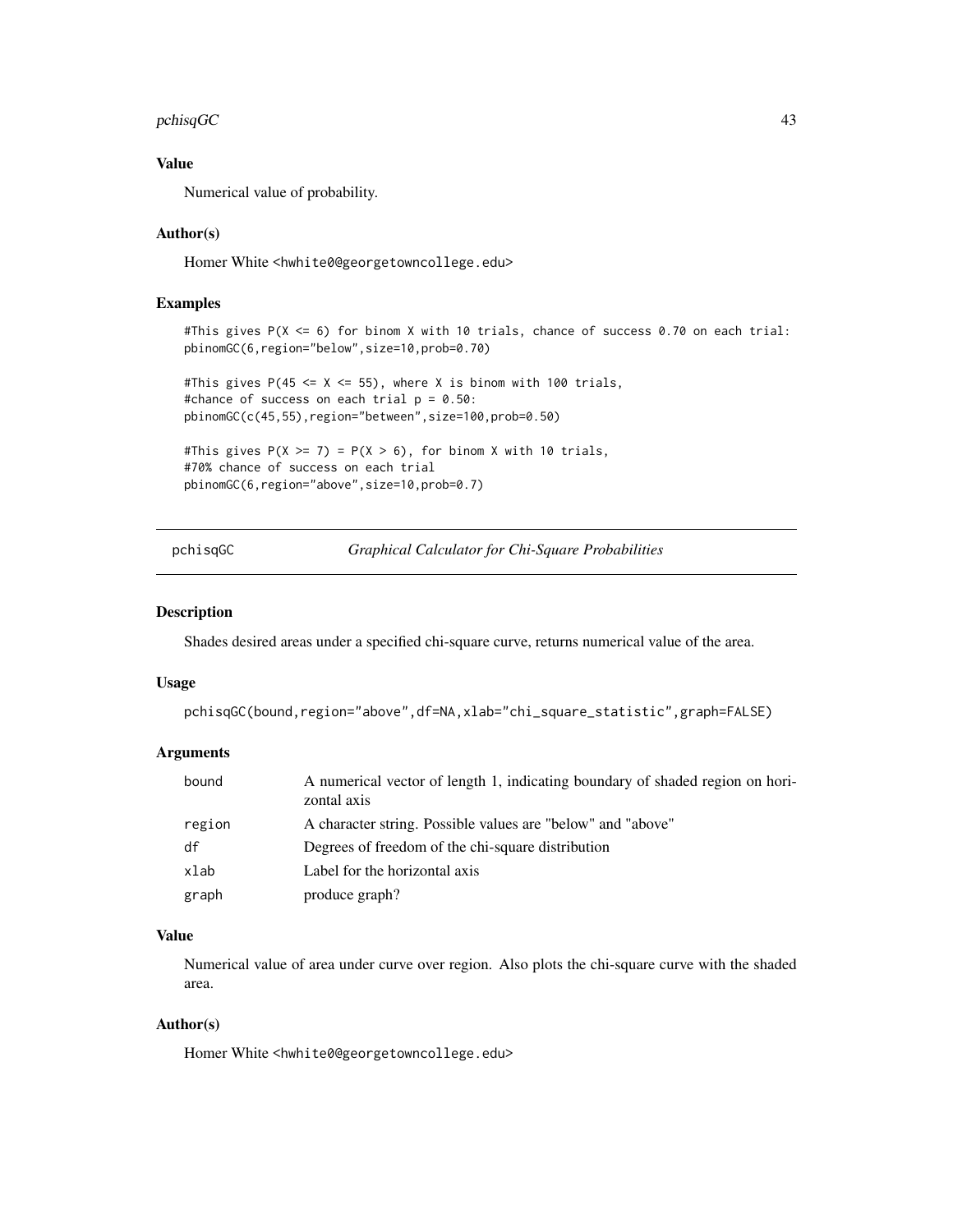## Value

Numerical value of probability.

## Author(s)

Homer White <hwhite0@georgetowncollege.edu>

## Examples

```
#This gives P(X <= 6) for binom X with 10 trials, chance of success 0.70 on each trial:
pbinomGC(6,region="below",size=10,prob=0.70)

#This gives P(45 <= X <= 55), where X is binom with 100 trials,
#chance of success on each trial p = 0.50:
pbinomGC(c(45,55),region="between",size=100,prob=0.50)

#This gives P(X >= 7) = P(X > 6), for binom X with 10 trials,
#70% chance of success on each trial
pbinomGC(6,region="above",size=10,prob=0.7)
```

---

# pchisqGC — *Graphical Calculator for Chi-Square Probabilities*

## Description

Shades desired areas under a specified chi-square curve, returns numerical value of the area.

## Usage

```
pchisqGC(bound,region="above",df=NA,xlab="chi_square_statistic",graph=FALSE)
```

## Arguments

| | |
|---|---|
| `bound` | A numerical vector of length 1, indicating boundary of shaded region on horizontal axis |
| `region` | A character string. Possible values are "below" and "above" |
| `df` | Degrees of freedom of the chi-square distribution |
| `xlab` | Label for the horizontal axis |
| `graph` | produce graph? |

## Value

Numerical value of area under curve over region. Also plots the chi-square curve with the shaded area.

## Author(s)

Homer White <hwhite0@georgetowncollege.edu>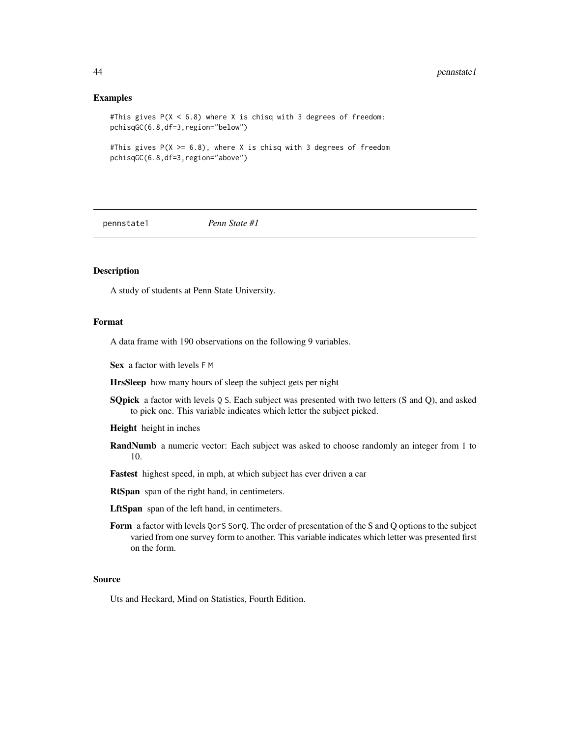## Examples

```
#This gives P(X < 6.8) where X is chisq with 3 degrees of freedom:
pchisqGC(6.8,df=3,region="below")

#This gives P(X >= 6.8), where X is chisq with 3 degrees of freedom
pchisqGC(6.8,df=3,region="above")
```

---

pennstate1 *Penn State #1*

---

## Description

A study of students at Penn State University.

## Format

A data frame with 190 observations on the following 9 variables.

**Sex** a factor with levels F M

**HrsSleep** how many hours of sleep the subject gets per night

**SQpick** a factor with levels Q S. Each subject was presented with two letters (S and Q), and asked to pick one. This variable indicates which letter the subject picked.

**Height** height in inches

**RandNumb** a numeric vector: Each subject was asked to choose randomly an integer from 1 to 10.

**Fastest** highest speed, in mph, at which subject has ever driven a car

**RtSpan** span of the right hand, in centimeters.

**LftSpan** span of the left hand, in centimeters.

**Form** a factor with levels QorS SorQ. The order of presentation of the S and Q options to the subject varied from one survey form to another. This variable indicates which letter was presented first on the form.

## Source

Uts and Heckard, Mind on Statistics, Fourth Edition.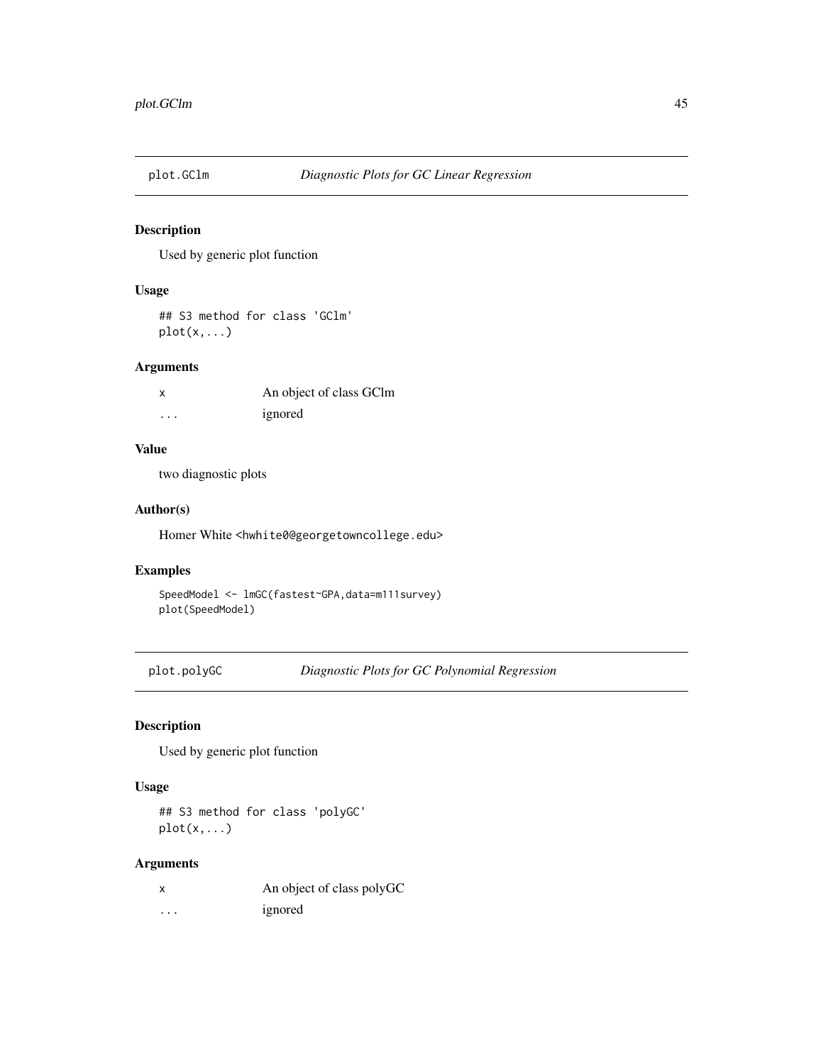## plot.GClm *Diagnostic Plots for GC Linear Regression*

### Description

Used by generic plot function

### Usage

```
## S3 method for class 'GClm'
plot(x,...)
```

### Arguments

| | |
|---|---|
| x | An object of class GClm |
| ... | ignored |

### Value

two diagnostic plots

### Author(s)

Homer White <hwhite0@georgetowncollege.edu>

### Examples

```
SpeedModel <- lmGC(fastest~GPA,data=m111survey)
plot(SpeedModel)
```

## plot.polyGC *Diagnostic Plots for GC Polynomial Regression*

### Description

Used by generic plot function

### Usage

```
## S3 method for class 'polyGC'
plot(x,...)
```

### Arguments

| | |
|---|---|
| x | An object of class polyGC |
| ... | ignored |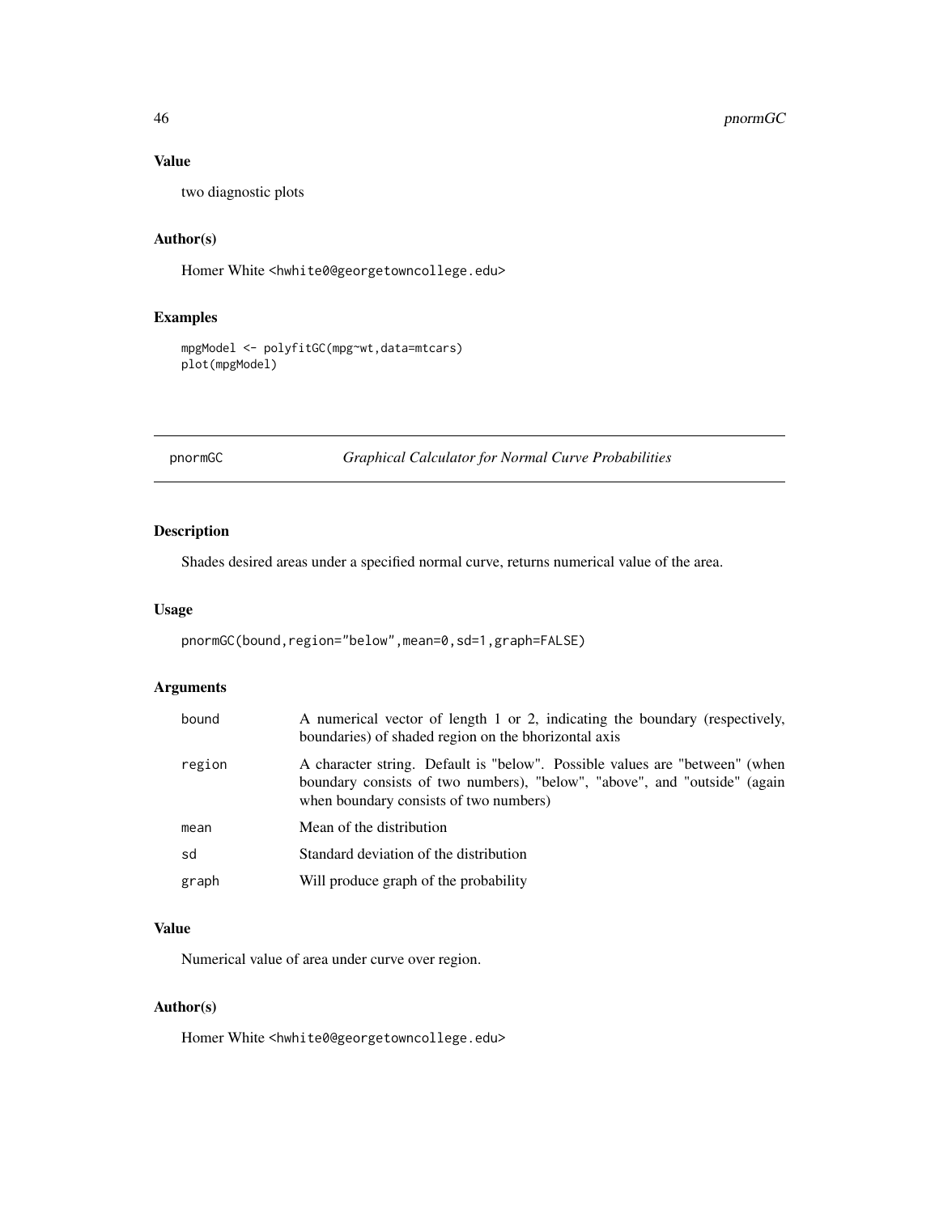## Value

two diagnostic plots

## Author(s)

Homer White <hwhite0@georgetowncollege.edu>

## Examples

```
mpgModel <- polyfitGC(mpg~wt,data=mtcars)
plot(mpgModel)
```

---

# pnormGC — *Graphical Calculator for Normal Curve Probabilities*

---

## Description

Shades desired areas under a specified normal curve, returns numerical value of the area.

## Usage

```
pnormGC(bound,region="below",mean=0,sd=1,graph=FALSE)
```

## Arguments

| | |
|---|---|
| bound | A numerical vector of length 1 or 2, indicating the boundary (respectively, boundaries) of shaded region on the bhorizontal axis |
| region | A character string. Default is "below". Possible values are "between" (when boundary consists of two numbers), "below", "above", and "outside" (again when boundary consists of two numbers) |
| mean | Mean of the distribution |
| sd | Standard deviation of the distribution |
| graph | Will produce graph of the probability |

## Value

Numerical value of area under curve over region.

## Author(s)

Homer White <hwhite0@georgetowncollege.edu>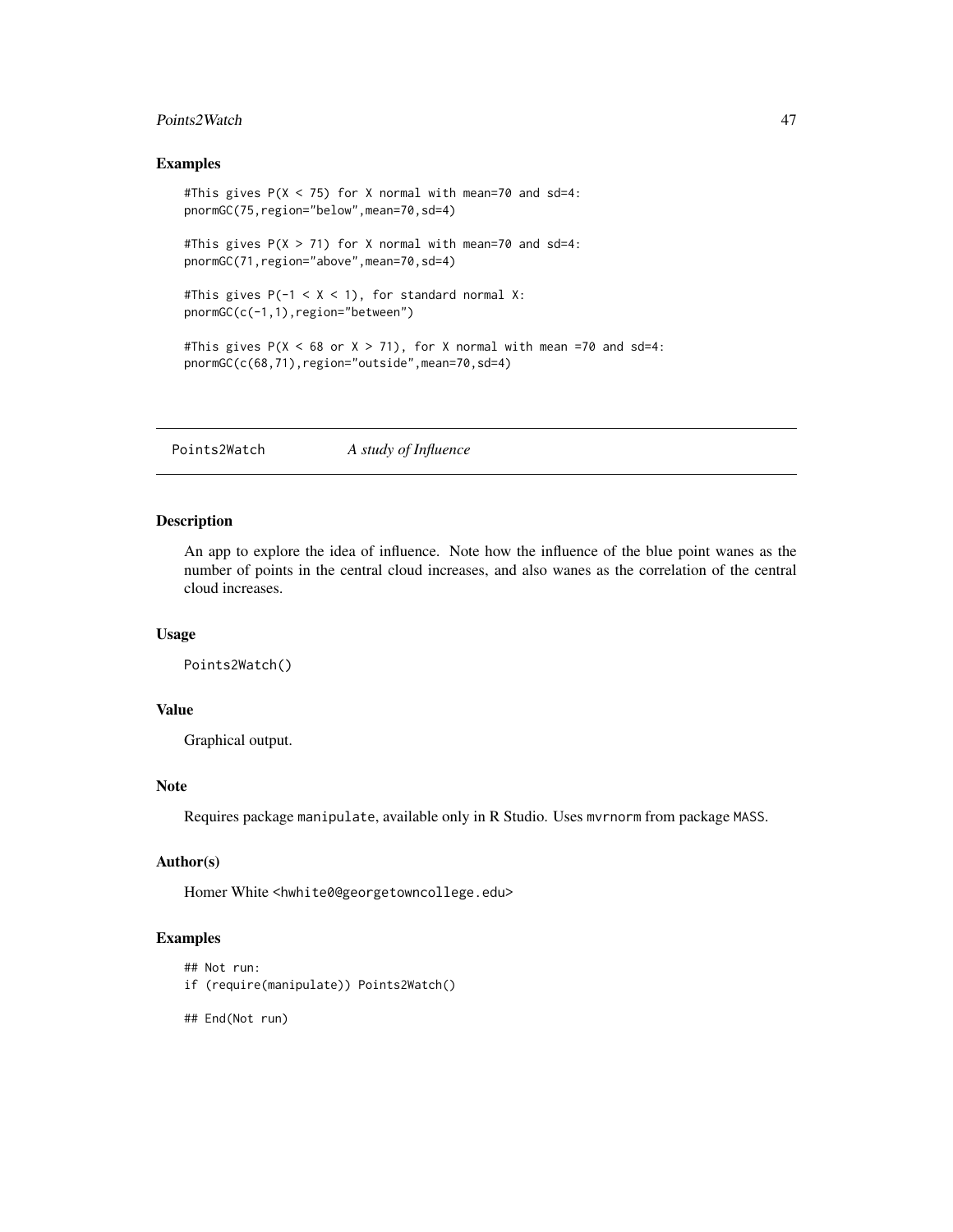### Examples

```
#This gives P(X < 75) for X normal with mean=70 and sd=4:
pnormGC(75,region="below",mean=70,sd=4)

#This gives P(X > 71) for X normal with mean=70 and sd=4:
pnormGC(71,region="above",mean=70,sd=4)

#This gives P(-1 < X < 1), for standard normal X:
pnormGC(c(-1,1),region="between")

#This gives P(X < 68 or X > 71), for X normal with mean =70 and sd=4:
pnormGC(c(68,71),region="outside",mean=70,sd=4)
```

---

## Points2Watch &nbsp;&nbsp;&nbsp;&nbsp; *A study of Influence*

---

### Description

An app to explore the idea of influence. Note how the influence of the blue point wanes as the number of points in the central cloud increases, and also wanes as the correlation of the central cloud increases.

### Usage

```
Points2Watch()
```

### Value

Graphical output.

### Note

Requires package `manipulate`, available only in R Studio. Uses `mvrnorm` from package `MASS`.

### Author(s)

Homer White <hwhite0@georgetowncollege.edu>

### Examples

```
## Not run:
if (require(manipulate)) Points2Watch()

## End(Not run)
```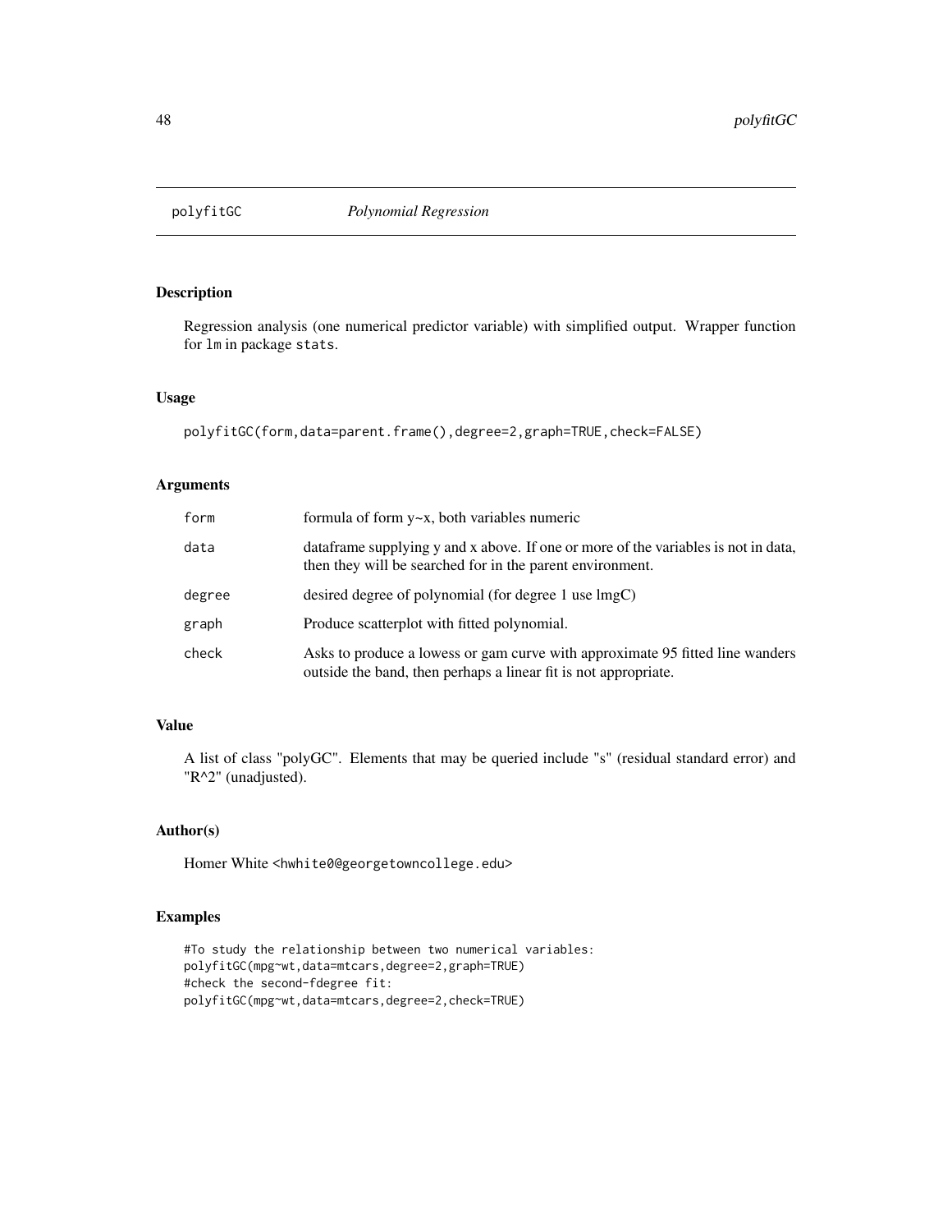# polyfitGC — *Polynomial Regression*

## Description

Regression analysis (one numerical predictor variable) with simplified output. Wrapper function for `lm` in package `stats`.

## Usage

```
polyfitGC(form,data=parent.frame(),degree=2,graph=TRUE,check=FALSE)
```

## Arguments

| | |
|---|---|
| `form` | formula of form y~x, both variables numeric |
| `data` | dataframe supplying y and x above. If one or more of the variables is not in data, then they will be searched for in the parent environment. |
| `degree` | desired degree of polynomial (for degree 1 use lmgC) |
| `graph` | Produce scatterplot with fitted polynomial. |
| `check` | Asks to produce a lowess or gam curve with approximate 95 fitted line wanders outside the band, then perhaps a linear fit is not appropriate. |

## Value

A list of class "polyGC". Elements that may be queried include "s" (residual standard error) and "R^2" (unadjusted).

## Author(s)

Homer White <hwhite0@georgetowncollege.edu>

## Examples

```
#To study the relationship between two numerical variables:
polyfitGC(mpg~wt,data=mtcars,degree=2,graph=TRUE)
#check the second-fdegree fit:
polyfitGC(mpg~wt,data=mtcars,degree=2,check=TRUE)
```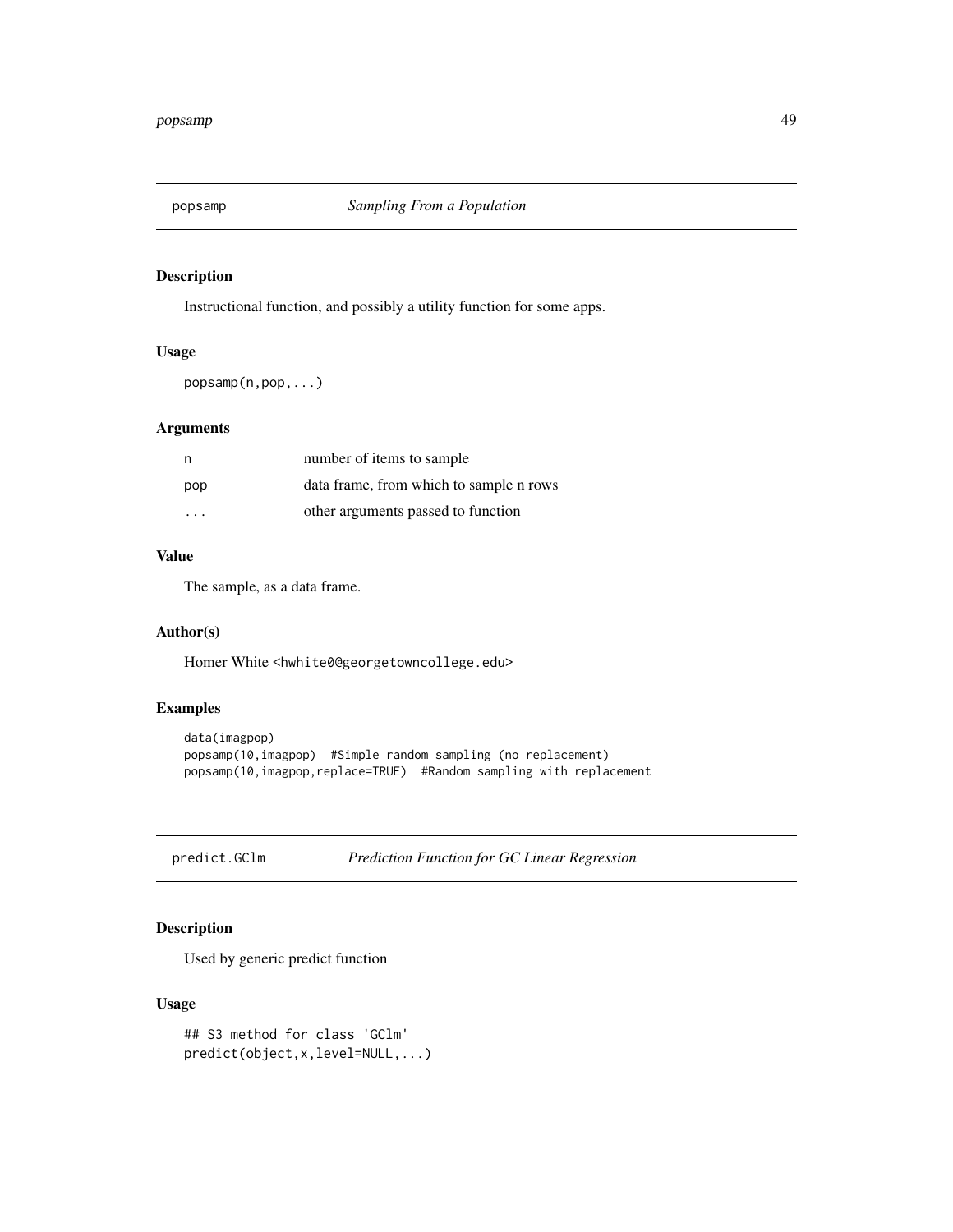## popsamp *Sampling From a Population*

### Description

Instructional function, and possibly a utility function for some apps.

### Usage

```
popsamp(n,pop,...)
```

### Arguments

| | |
|---|---|
| n | number of items to sample |
| pop | data frame, from which to sample n rows |
| ... | other arguments passed to function |

### Value

The sample, as a data frame.

### Author(s)

Homer White <hwhite0@georgetowncollege.edu>

### Examples

```
data(imagpop)
popsamp(10,imagpop)  #Simple random sampling (no replacement)
popsamp(10,imagpop,replace=TRUE)  #Random sampling with replacement
```

## predict.GClm *Prediction Function for GC Linear Regression*

### Description

Used by generic predict function

### Usage

```
## S3 method for class 'GClm'
predict(object,x,level=NULL,...)
```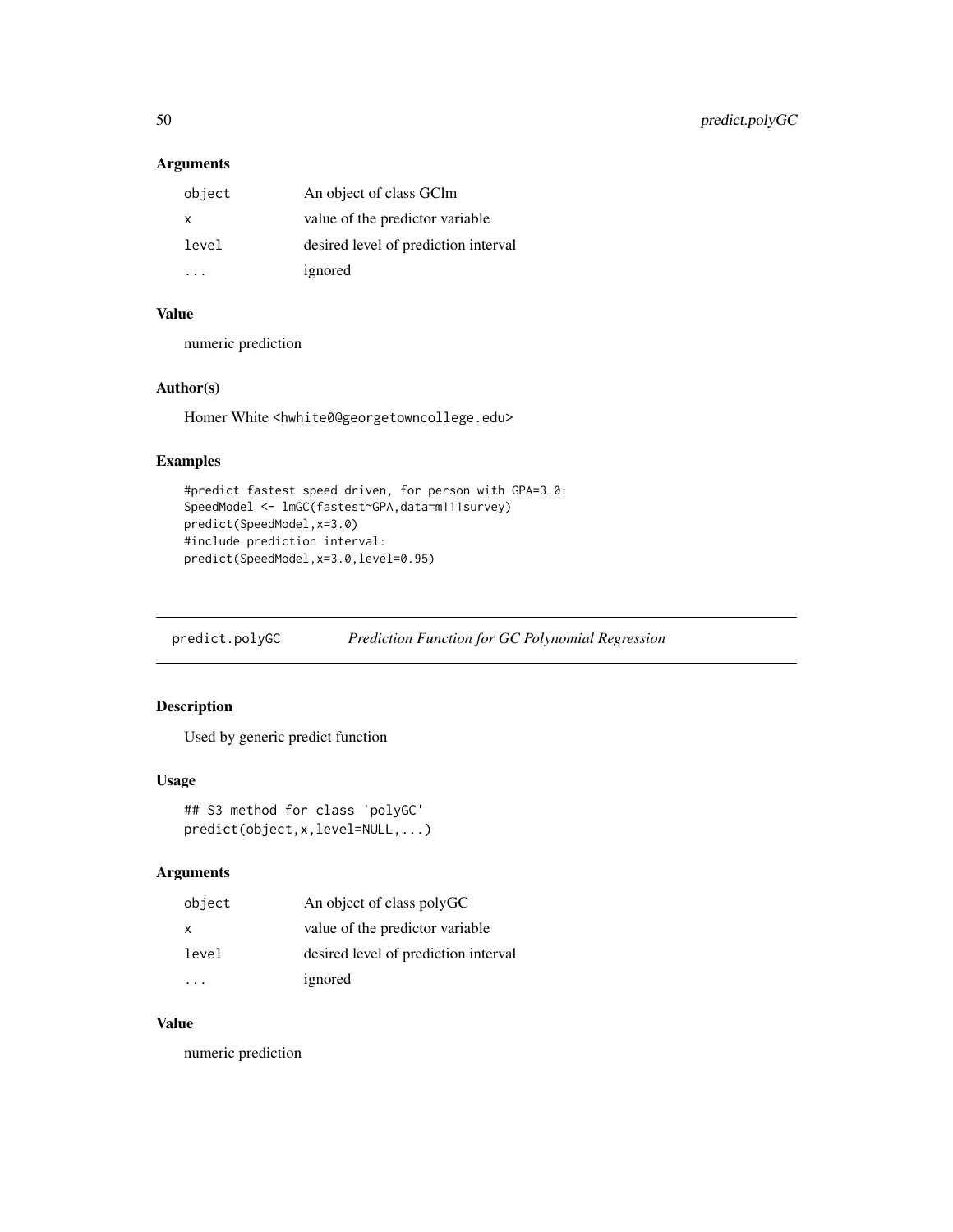### Arguments

| | |
|---|---|
| `object` | An object of class GClm |
| `x` | value of the predictor variable |
| `level` | desired level of prediction interval |
| `...` | ignored |

### Value

numeric prediction

### Author(s)

Homer White <hwhite0@georgetowncollege.edu>

### Examples

```
#predict fastest speed driven, for person with GPA=3.0:
SpeedModel <- lmGC(fastest~GPA,data=m111survey)
predict(SpeedModel,x=3.0)
#include prediction interval:
predict(SpeedModel,x=3.0,level=0.95)
```

---

## predict.polyGC — *Prediction Function for GC Polynomial Regression*

### Description

Used by generic predict function

### Usage

```
## S3 method for class 'polyGC'
predict(object,x,level=NULL,...)
```

### Arguments

| | |
|---|---|
| `object` | An object of class polyGC |
| `x` | value of the predictor variable |
| `level` | desired level of prediction interval |
| `...` | ignored |

### Value

numeric prediction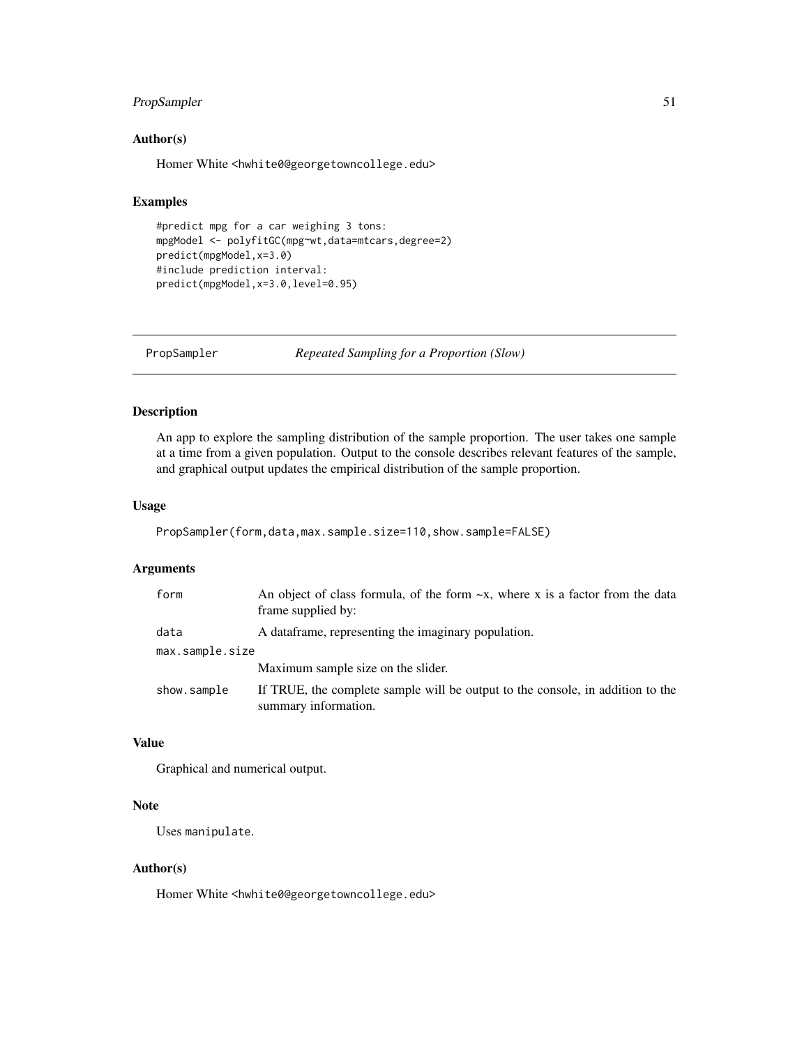### Author(s)

Homer White <hwhite0@georgetowncollege.edu>

### Examples

```
#predict mpg for a car weighing 3 tons:
mpgModel <- polyfitGC(mpg~wt,data=mtcars,degree=2)
predict(mpgModel,x=3.0)
#include prediction interval:
predict(mpgModel,x=3.0,level=0.95)
```

---

## PropSampler — *Repeated Sampling for a Proportion (Slow)*

---

### Description

An app to explore the sampling distribution of the sample proportion. The user takes one sample at a time from a given population. Output to the console describes relevant features of the sample, and graphical output updates the empirical distribution of the sample proportion.

### Usage

```
PropSampler(form,data,max.sample.size=110,show.sample=FALSE)
```

### Arguments

| | |
|---|---|
| `form` | An object of class formula, of the form ~x, where x is a factor from the data frame supplied by: |
| `data` | A dataframe, representing the imaginary population. |
| `max.sample.size` | Maximum sample size on the slider. |
| `show.sample` | If TRUE, the complete sample will be output to the console, in addition to the summary information. |

### Value

Graphical and numerical output.

### Note

Uses `manipulate`.

### Author(s)

Homer White <hwhite0@georgetowncollege.edu>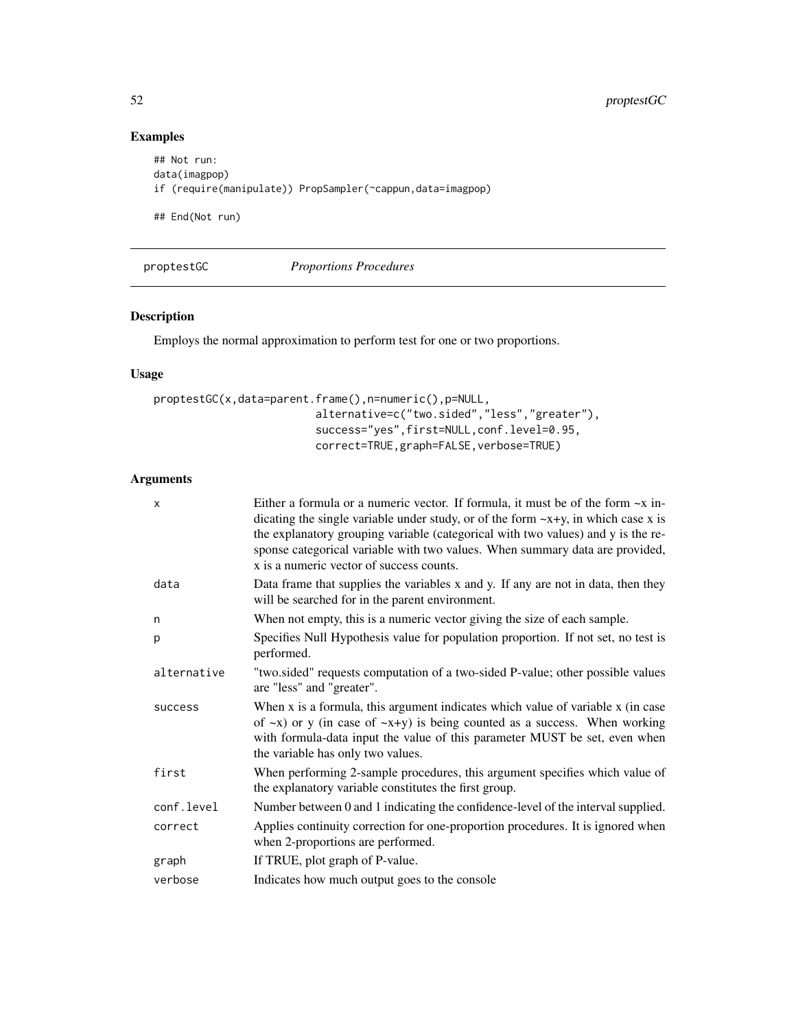## Examples

```
## Not run:
data(imagpop)
if (require(manipulate)) PropSampler(~cappun,data=imagpop)

## End(Not run)
```

---

`proptestGC` *Proportions Procedures*

---

### Description

Employs the normal approximation to perform test for one or two proportions.

### Usage

```
proptestGC(x,data=parent.frame(),n=numeric(),p=NULL,
                        alternative=c("two.sided","less","greater"),
                        success="yes",first=NULL,conf.level=0.95,
                        correct=TRUE,graph=FALSE,verbose=TRUE)
```

### Arguments

| | |
|---|---|
| `x` | Either a formula or a numeric vector. If formula, it must be of the form ~x indicating the single variable under study, or of the form ~x+y, in which case x is the explanatory grouping variable (categorical with two values) and y is the response categorical variable with two values. When summary data are provided, x is a numeric vector of success counts. |
| `data` | Data frame that supplies the variables x and y. If any are not in data, then they will be searched for in the parent environment. |
| `n` | When not empty, this is a numeric vector giving the size of each sample. |
| `p` | Specifies Null Hypothesis value for population proportion. If not set, no test is performed. |
| `alternative` | "two.sided" requests computation of a two-sided P-value; other possible values are "less" and "greater". |
| `success` | When x is a formula, this argument indicates which value of variable x (in case of ~x) or y (in case of ~x+y) is being counted as a success. When working with formula-data input the value of this parameter MUST be set, even when the variable has only two values. |
| `first` | When performing 2-sample procedures, this argument specifies which value of the explanatory variable constitutes the first group. |
| `conf.level` | Number between 0 and 1 indicating the confidence-level of the interval supplied. |
| `correct` | Applies continuity correction for one-proportion procedures. It is ignored when when 2-proportions are performed. |
| `graph` | If TRUE, plot graph of P-value. |
| `verbose` | Indicates how much output goes to the console |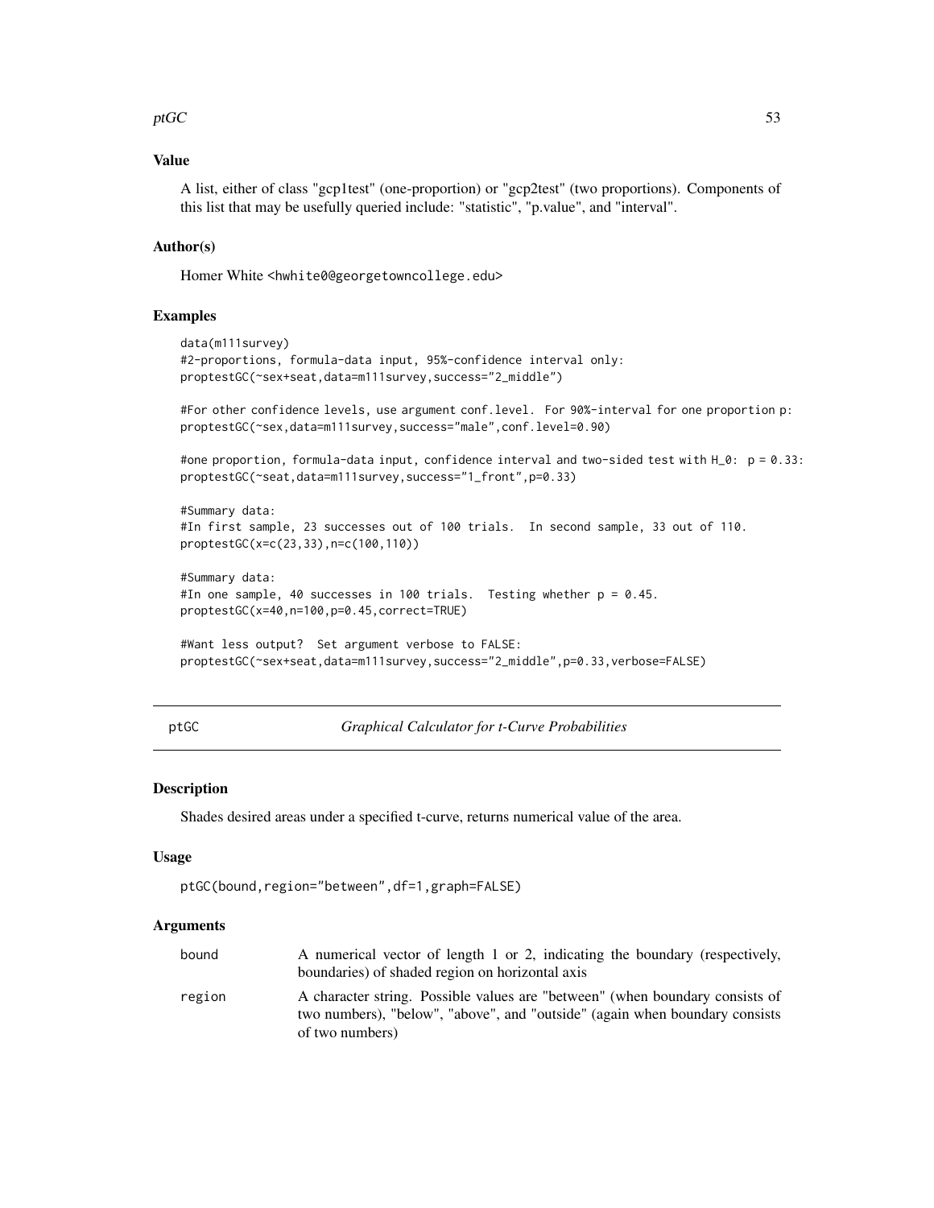### Value

A list, either of class "gcp1test" (one-proportion) or "gcp2test" (two proportions). Components of this list that may be usefully queried include: "statistic", "p.value", and "interval".

### Author(s)

Homer White <hwhite0@georgetowncollege.edu>

### Examples

```
data(m111survey)
#2-proportions, formula-data input, 95%-confidence interval only:
proptestGC(~sex+seat,data=m111survey,success="2_middle")

#For other confidence levels, use argument conf.level.  For 90%-interval for one proportion p:
proptestGC(~sex,data=m111survey,success="male",conf.level=0.90)

#one proportion, formula-data input, confidence interval and two-sided test with H_0:  p = 0.33:
proptestGC(~seat,data=m111survey,success="1_front",p=0.33)

#Summary data:
#In first sample, 23 successes out of 100 trials.  In second sample, 33 out of 110.
proptestGC(x=c(23,33),n=c(100,110))

#Summary data:
#In one sample, 40 successes in 100 trials.  Testing whether p = 0.45.
proptestGC(x=40,n=100,p=0.45,correct=TRUE)

#Want less output?  Set argument verbose to FALSE:
proptestGC(~sex+seat,data=m111survey,success="2_middle",p=0.33,verbose=FALSE)
```

---

## ptGC *Graphical Calculator for t-Curve Probabilities*

### Description

Shades desired areas under a specified t-curve, returns numerical value of the area.

### Usage

```
ptGC(bound,region="between",df=1,graph=FALSE)
```

### Arguments

| | |
|---|---|
| bound | A numerical vector of length 1 or 2, indicating the boundary (respectively, boundaries) of shaded region on horizontal axis |
| region | A character string. Possible values are "between" (when boundary consists of two numbers), "below", "above", and "outside" (again when boundary consists of two numbers) |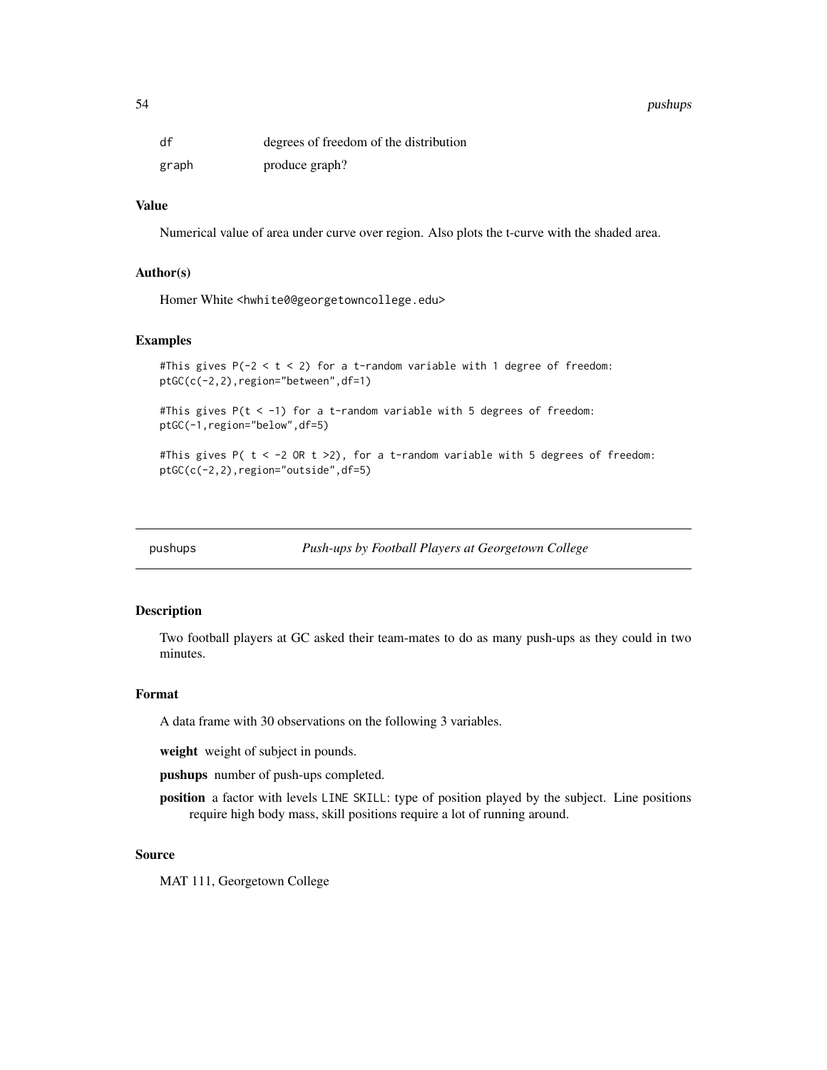| | |
|---|---|
| df | degrees of freedom of the distribution |
| graph | produce graph? |

### Value

Numerical value of area under curve over region. Also plots the t-curve with the shaded area.

### Author(s)

Homer White <hwhite0@georgetowncollege.edu>

### Examples

```
#This gives P(-2 < t < 2) for a t-random variable with 1 degree of freedom:
ptGC(c(-2,2),region="between",df=1)

#This gives P(t < -1) for a t-random variable with 5 degrees of freedom:
ptGC(-1,region="below",df=5)

#This gives P( t < -2 OR t >2), for a t-random variable with 5 degrees of freedom:
ptGC(c(-2,2),region="outside",df=5)
```

---

## pushups — *Push-ups by Football Players at Georgetown College*

---

### Description

Two football players at GC asked their team-mates to do as many push-ups as they could in two minutes.

### Format

A data frame with 30 observations on the following 3 variables.

**weight** weight of subject in pounds.

**pushups** number of push-ups completed.

**position** a factor with levels LINE SKILL: type of position played by the subject. Line positions require high body mass, skill positions require a lot of running around.

### Source

MAT 111, Georgetown College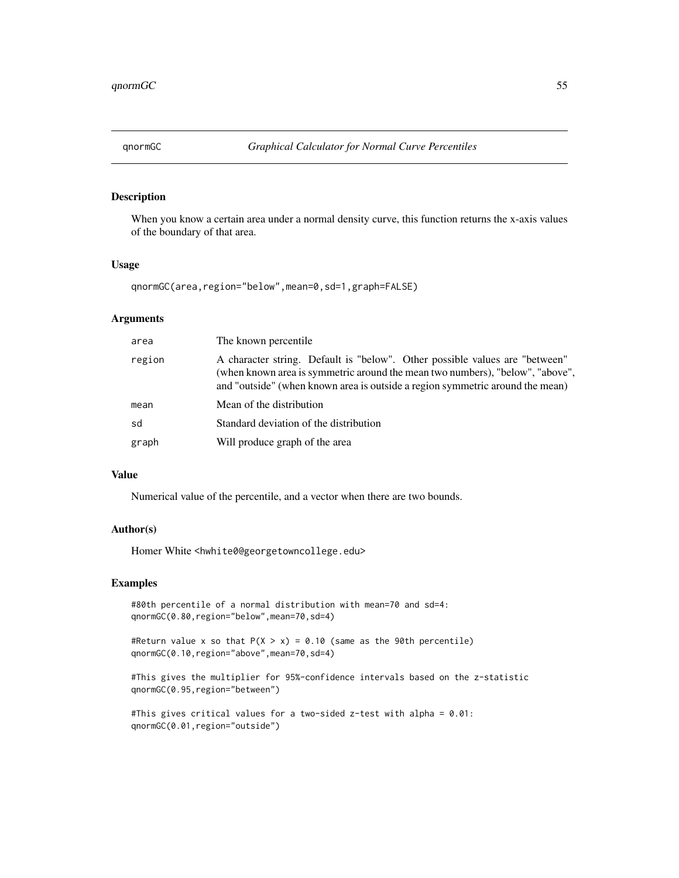## qnormGC — *Graphical Calculator for Normal Curve Percentiles*

### Description

When you know a certain area under a normal density curve, this function returns the x-axis values of the boundary of that area.

### Usage

```
qnormGC(area,region="below",mean=0,sd=1,graph=FALSE)
```

### Arguments

| | |
|---|---|
| area | The known percentile |
| region | A character string. Default is "below". Other possible values are "between" (when known area is symmetric around the mean two numbers), "below", "above", and "outside" (when known area is outside a region symmetric around the mean) |
| mean | Mean of the distribution |
| sd | Standard deviation of the distribution |
| graph | Will produce graph of the area |

### Value

Numerical value of the percentile, and a vector when there are two bounds.

### Author(s)

Homer White <hwhite0@georgetowncollege.edu>

### Examples

```
#80th percentile of a normal distribution with mean=70 and sd=4:
qnormGC(0.80,region="below",mean=70,sd=4)

#Return value x so that P(X > x) = 0.10 (same as the 90th percentile)
qnormGC(0.10,region="above",mean=70,sd=4)

#This gives the multiplier for 95%-confidence intervals based on the z-statistic
qnormGC(0.95,region="between")

#This gives critical values for a two-sided z-test with alpha = 0.01:
qnormGC(0.01,region="outside")
```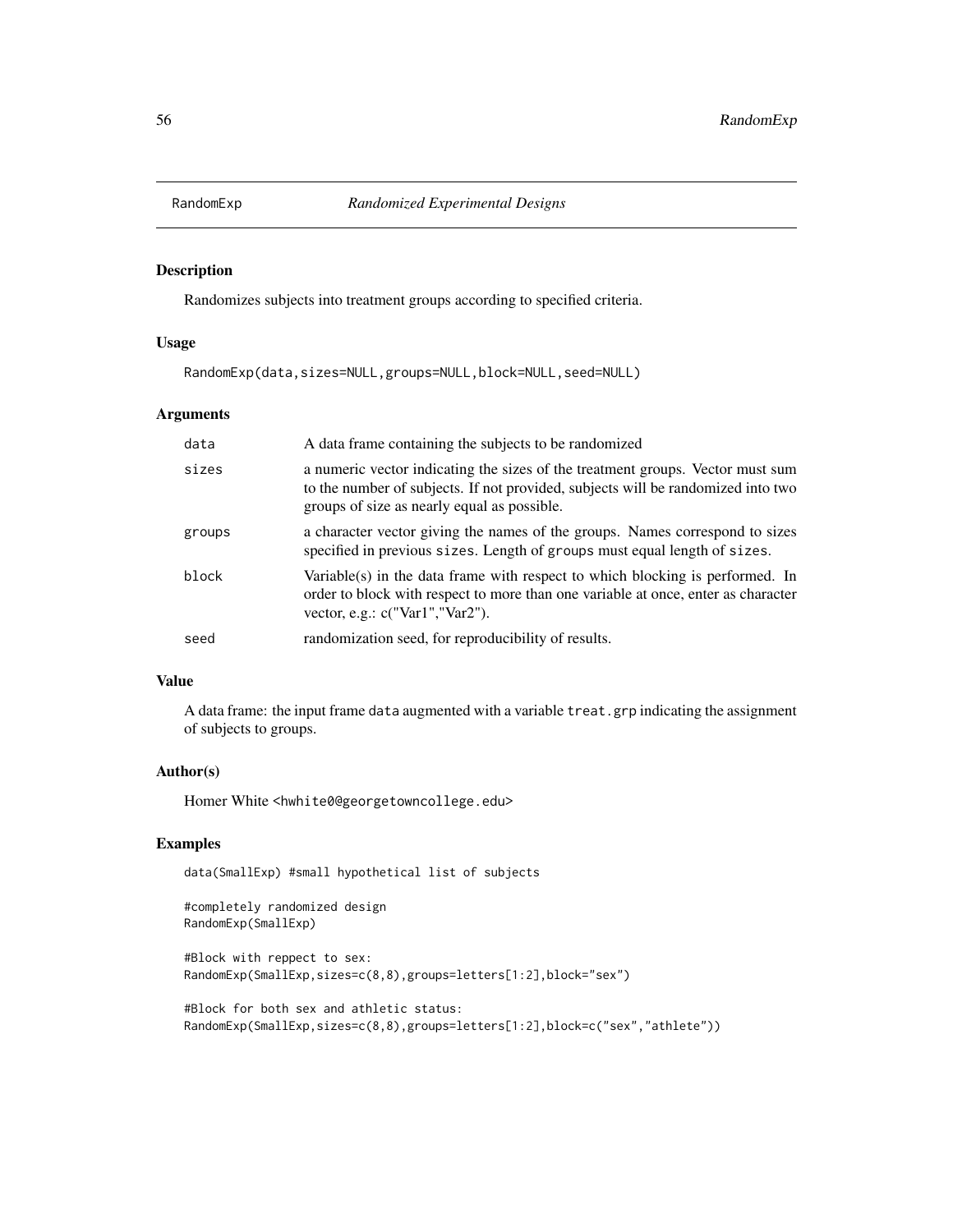RandomExp *Randomized Experimental Designs*

## Description

Randomizes subjects into treatment groups according to specified criteria.

## Usage

```
RandomExp(data,sizes=NULL,groups=NULL,block=NULL,seed=NULL)
```

## Arguments

| | |
|---|---|
| data | A data frame containing the subjects to be randomized |
| sizes | a numeric vector indicating the sizes of the treatment groups. Vector must sum to the number of subjects. If not provided, subjects will be randomized into two groups of size as nearly equal as possible. |
| groups | a character vector giving the names of the groups. Names correspond to sizes specified in previous `sizes`. Length of `groups` must equal length of `sizes`. |
| block | Variable(s) in the data frame with respect to which blocking is performed. In order to block with respect to more than one variable at once, enter as character vector, e.g.: c("Var1","Var2"). |
| seed | randomization seed, for reproducibility of results. |

## Value

A data frame: the input frame `data` augmented with a variable `treat.grp` indicating the assignment of subjects to groups.

## Author(s)

Homer White <hwhite0@georgetowncollege.edu>

## Examples

```
data(SmallExp) #small hypothetical list of subjects

#completely randomized design
RandomExp(SmallExp)

#Block with reppect to sex:
RandomExp(SmallExp,sizes=c(8,8),groups=letters[1:2],block="sex")

#Block for both sex and athletic status:
RandomExp(SmallExp,sizes=c(8,8),groups=letters[1:2],block=c("sex","athlete"))
```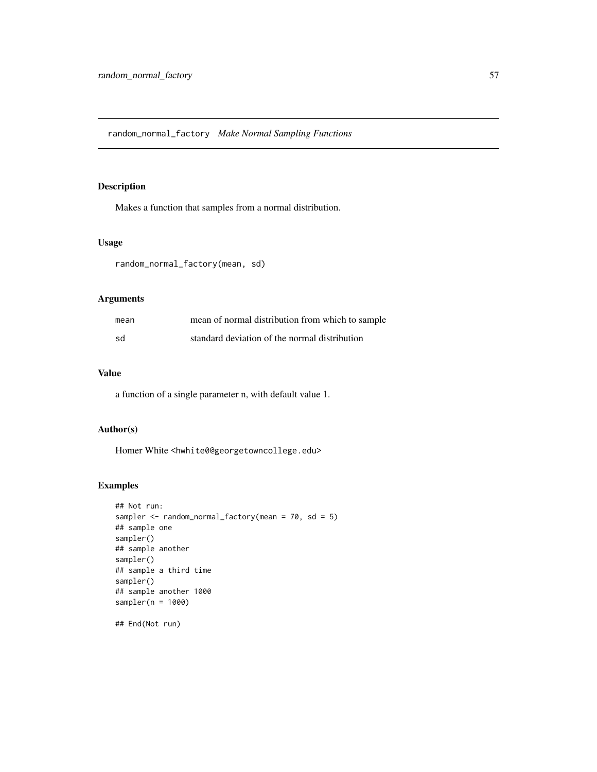## random_normal_factory *Make Normal Sampling Functions*

### Description

Makes a function that samples from a normal distribution.

### Usage

```
random_normal_factory(mean, sd)
```

### Arguments

| | |
|---|---|
| `mean` | mean of normal distribution from which to sample |
| `sd` | standard deviation of the normal distribution |

### Value

a function of a single parameter n, with default value 1.

### Author(s)

Homer White <hwhite0@georgetowncollege.edu>

### Examples

```
## Not run:
sampler <- random_normal_factory(mean = 70, sd = 5)
## sample one
sampler()
## sample another
sampler()
## sample a third time
sampler()
## sample another 1000
sampler(n = 1000)

## End(Not run)
```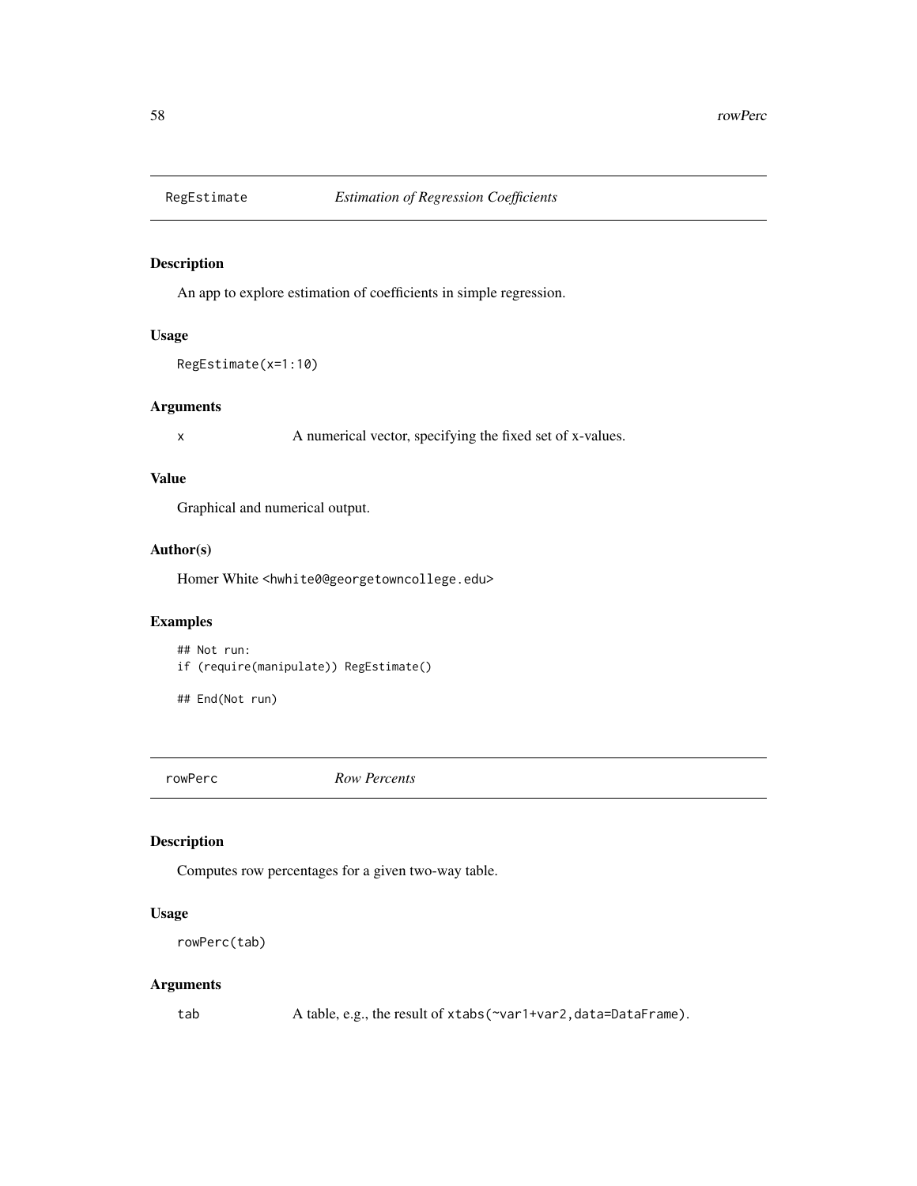## RegEstimate *Estimation of Regression Coefficients*

### Description

An app to explore estimation of coefficients in simple regression.

### Usage

```
RegEstimate(x=1:10)
```

### Arguments

| | |
|---|---|
| x | A numerical vector, specifying the fixed set of x-values. |

### Value

Graphical and numerical output.

### Author(s)

Homer White <hwhite0@georgetowncollege.edu>

### Examples

```
## Not run:
if (require(manipulate)) RegEstimate()

## End(Not run)
```

## rowPerc *Row Percents*

### Description

Computes row percentages for a given two-way table.

### Usage

```
rowPerc(tab)
```

### Arguments

| | |
|---|---|
| tab | A table, e.g., the result of `xtabs(~var1+var2,data=DataFrame)`. |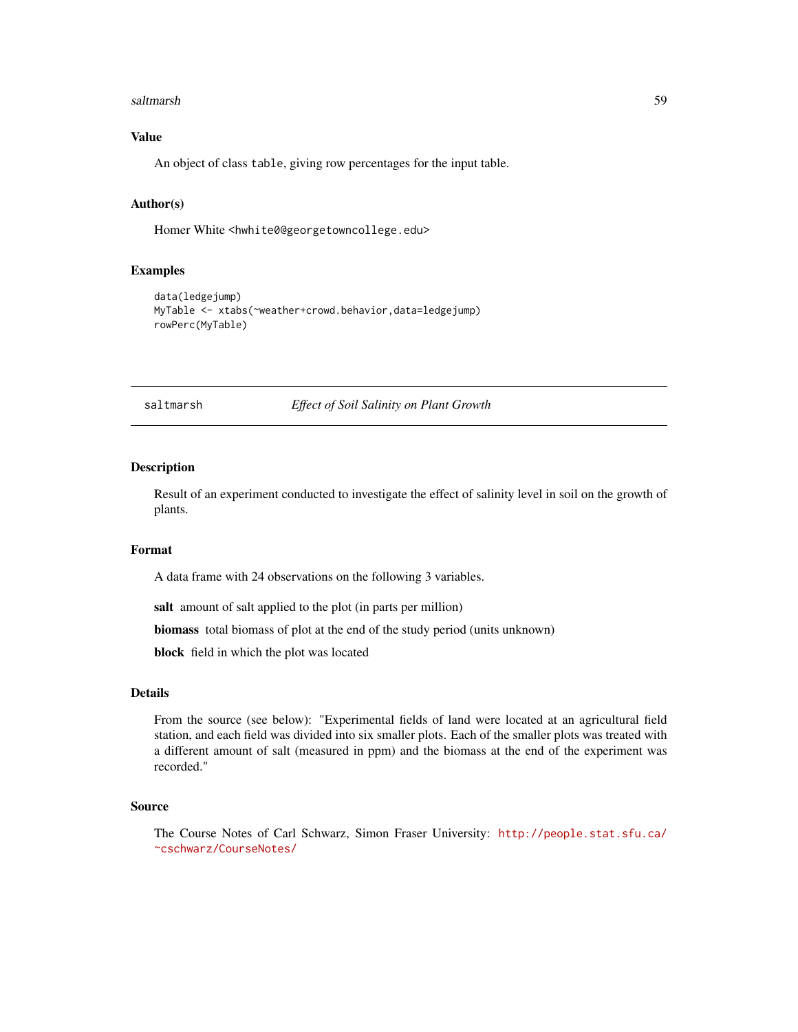## Value

An object of class `table`, giving row percentages for the input table.

## Author(s)

Homer White <hwhite0@georgetowncollege.edu>

## Examples

```
data(ledgejump)
MyTable <- xtabs(~weather+crowd.behavior,data=ledgejump)
rowPerc(MyTable)
```

---

# saltmarsh — *Effect of Soil Salinity on Plant Growth*

---

## Description

Result of an experiment conducted to investigate the effect of salinity level in soil on the growth of plants.

## Format

A data frame with 24 observations on the following 3 variables.

**salt** amount of salt applied to the plot (in parts per million)

**biomass** total biomass of plot at the end of the study period (units unknown)

**block** field in which the plot was located

## Details

From the source (see below): "Experimental fields of land were located at an agricultural field station, and each field was divided into six smaller plots. Each of the smaller plots was treated with a different amount of salt (measured in ppm) and the biomass at the end of the experiment was recorded."

## Source

The Course Notes of Carl Schwarz, Simon Fraser University: http://people.stat.sfu.ca/~cschwarz/CourseNotes/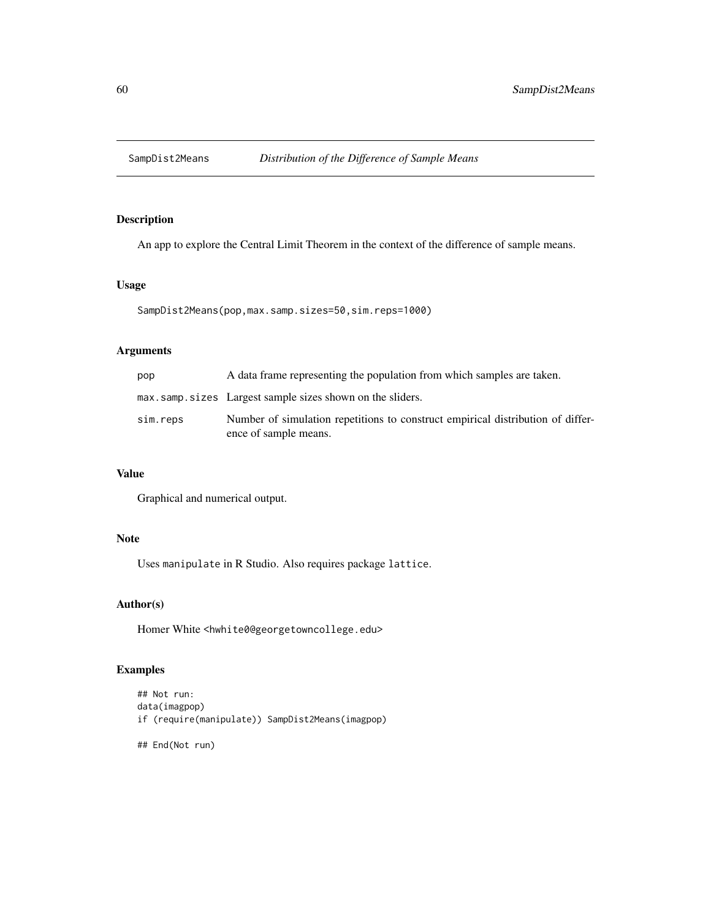# SampdDist2Means *Distribution of the Difference of Sample Means*

## Description

An app to explore the Central Limit Theorem in the context of the difference of sample means.

## Usage

```
SampDist2Means(pop,max.samp.sizes=50,sim.reps=1000)
```

## Arguments

| | |
|---|---|
| `pop` | A data frame representing the population from which samples are taken. |
| `max.samp.sizes` | Largest sample sizes shown on the sliders. |
| `sim.reps` | Number of simulation repetitions to construct empirical distribution of difference of sample means. |

## Value

Graphical and numerical output.

## Note

Uses `manipulate` in R Studio. Also requires package `lattice`.

## Author(s)

Homer White <hwhite0@georgetowncollege.edu>

## Examples

```
## Not run:
data(imagpop)
if (require(manipulate)) SampDist2Means(imagpop)

## End(Not run)
```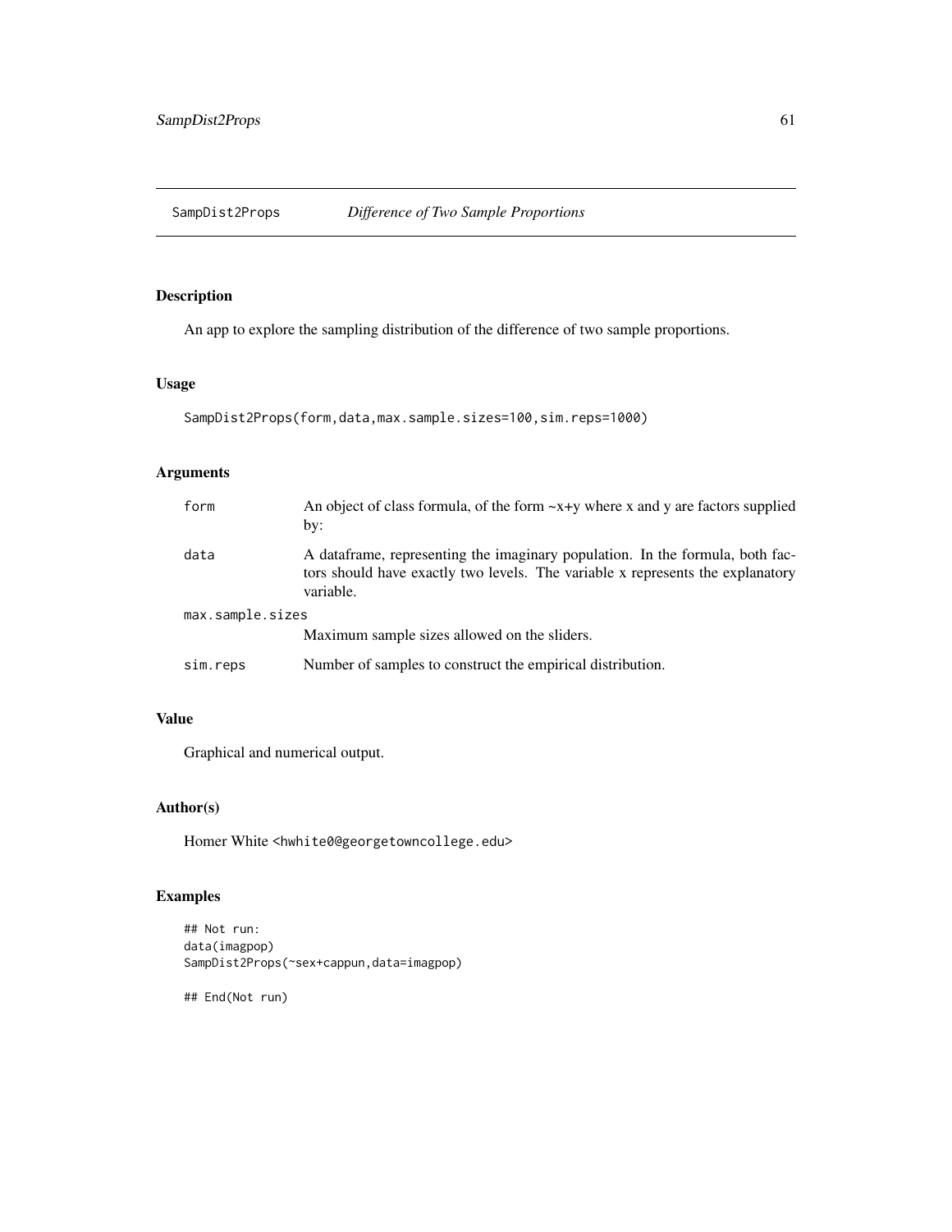## SampDist2Props *Difference of Two Sample Proportions*

### Description

An app to explore the sampling distribution of the difference of two sample proportions.

### Usage

```
SampDist2Props(form,data,max.sample.sizes=100,sim.reps=1000)
```

### Arguments

| | |
|---|---|
| `form` | An object of class formula, of the form ~x+y where x and y are factors supplied by: |
| `data` | A dataframe, representing the imaginary population. In the formula, both factors should have exactly two levels. The variable x represents the explanatory variable. |
| `max.sample.sizes` | Maximum sample sizes allowed on the sliders. |
| `sim.reps` | Number of samples to construct the empirical distribution. |

### Value

Graphical and numerical output.

### Author(s)

Homer White <hwhite0@georgetowncollege.edu>

### Examples

```
## Not run:
data(imagpop)
SampDist2Props(~sex+cappun,data=imagpop)

## End(Not run)
```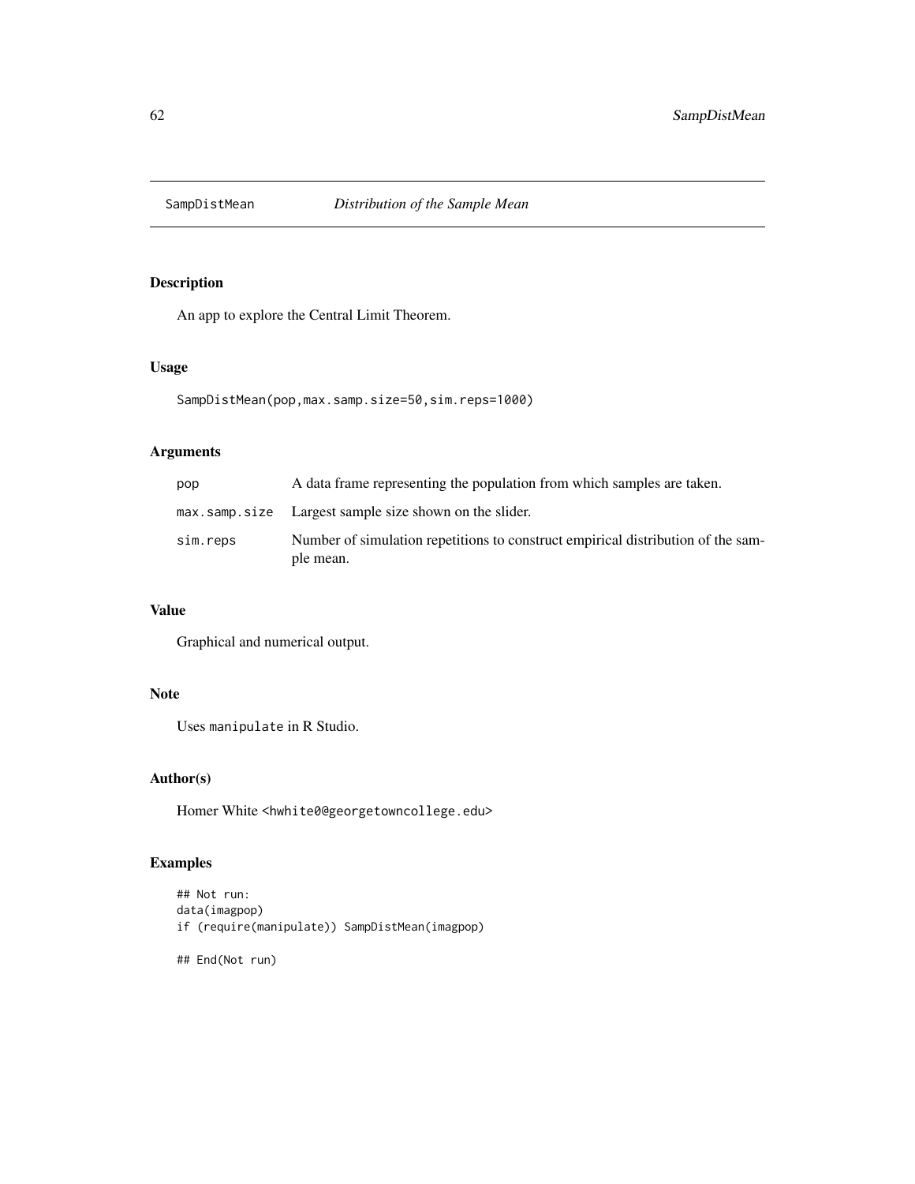# SampdistMean — *Distribution of the Sample Mean*

## Description

An app to explore the Central Limit Theorem.

## Usage

```
SampDistMean(pop,max.samp.size=50,sim.reps=1000)
```

## Arguments

| | |
|---|---|
| pop | A data frame representing the population from which samples are taken. |
| max.samp.size | Largest sample size shown on the slider. |
| sim.reps | Number of simulation repetitions to construct empirical distribution of the sample mean. |

## Value

Graphical and numerical output.

## Note

Uses `manipulate` in R Studio.

## Author(s)

Homer White <hwhite0@georgetowncollege.edu>

## Examples

```
## Not run:
data(imagpop)
if (require(manipulate)) SampDistMean(imagpop)

## End(Not run)
```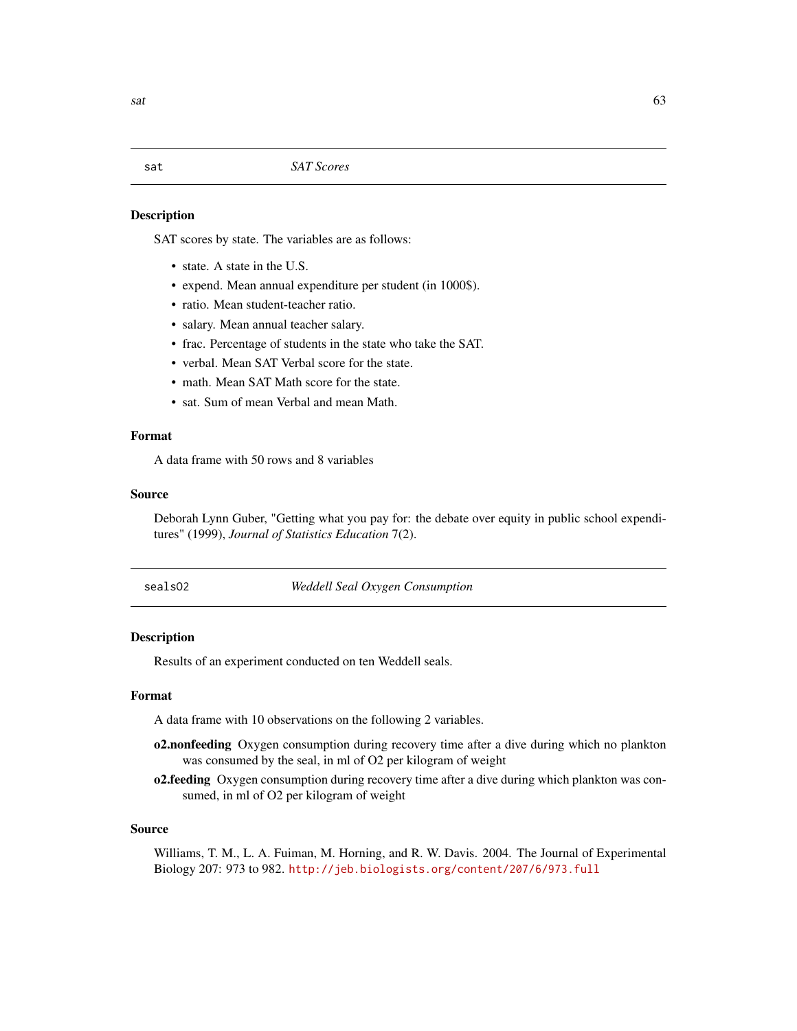## sat — *SAT Scores*

### Description

SAT scores by state. The variables are as follows:

- state. A state in the U.S.
- expend. Mean annual expenditure per student (in 1000$).
- ratio. Mean student-teacher ratio.
- salary. Mean annual teacher salary.
- frac. Percentage of students in the state who take the SAT.
- verbal. Mean SAT Verbal score for the state.
- math. Mean SAT Math score for the state.
- sat. Sum of mean Verbal and mean Math.

### Format

A data frame with 50 rows and 8 variables

### Source

Deborah Lynn Guber, "Getting what you pay for: the debate over equity in public school expenditures" (1999), *Journal of Statistics Education* 7(2).

## sealsO2 — *Weddell Seal Oxygen Consumption*

### Description

Results of an experiment conducted on ten Weddell seals.

### Format

A data frame with 10 observations on the following 2 variables.

**o2.nonfeeding** Oxygen consumption during recovery time after a dive during which no plankton was consumed by the seal, in ml of O2 per kilogram of weight

**o2.feeding** Oxygen consumption during recovery time after a dive during which plankton was consumed, in ml of O2 per kilogram of weight

### Source

Williams, T. M., L. A. Fuiman, M. Horning, and R. W. Davis. 2004. The Journal of Experimental Biology 207: 973 to 982. http://jeb.biologists.org/content/207/6/973.full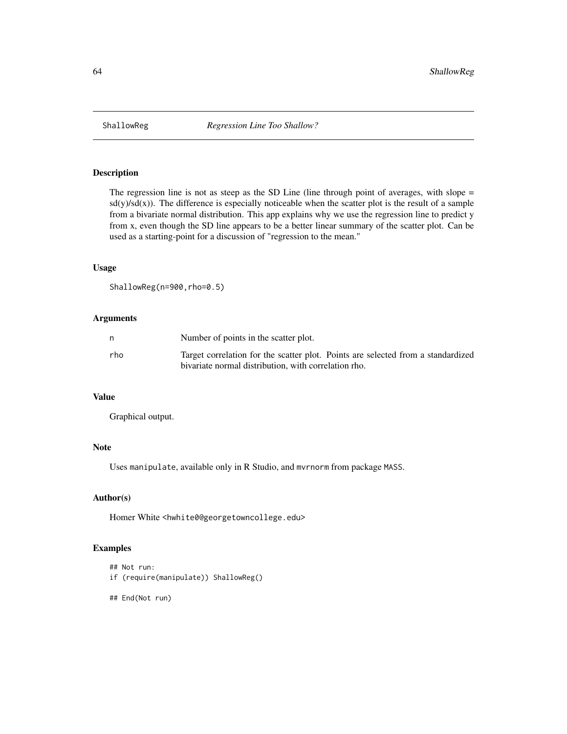# ShallowReg — *Regression Line Too Shallow?*

## Description

The regression line is not as steep as the SD Line (line through point of averages, with slope = sd(y)/sd(x)). The difference is especially noticeable when the scatter plot is the result of a sample from a bivariate normal distribution. This app explains why we use the regression line to predict y from x, even though the SD line appears to be a better linear summary of the scatter plot. Can be used as a starting-point for a discussion of "regression to the mean."

## Usage

```
ShallowReg(n=900,rho=0.5)
```

## Arguments

| | |
|---|---|
| n | Number of points in the scatter plot. |
| rho | Target correlation for the scatter plot. Points are selected from a standardized bivariate normal distribution, with correlation rho. |

## Value

Graphical output.

## Note

Uses `manipulate`, available only in R Studio, and `mvrnorm` from package `MASS`.

## Author(s)

Homer White <hwhite0@georgetowncollege.edu>

## Examples

```
## Not run:
if (require(manipulate)) ShallowReg()

## End(Not run)
```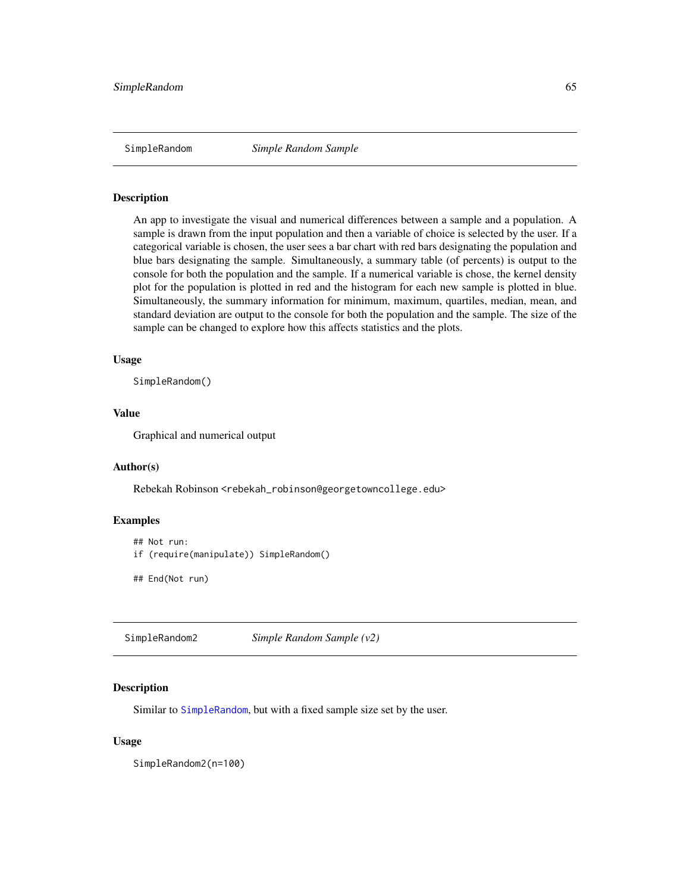## SimpleRandom *Simple Random Sample*

### Description

An app to investigate the visual and numerical differences between a sample and a population. A sample is drawn from the input population and then a variable of choice is selected by the user. If a categorical variable is chosen, the user sees a bar chart with red bars designating the population and blue bars designating the sample. Simultaneously, a summary table (of percents) is output to the console for both the population and the sample. If a numerical variable is chose, the kernel density plot for the population is plotted in red and the histogram for each new sample is plotted in blue. Simultaneously, the summary information for minimum, maximum, quartiles, median, mean, and standard deviation are output to the console for both the population and the sample. The size of the sample can be changed to explore how this affects statistics and the plots.

### Usage

```
SimpleRandom()
```

### Value

Graphical and numerical output

### Author(s)

Rebekah Robinson <rebekah_robinson@georgetowncollege.edu>

### Examples

```
## Not run:
if (require(manipulate)) SimpleRandom()

## End(Not run)
```

## SimpleRandom2 *Simple Random Sample (v2)*

### Description

Similar to SimpleRandom, but with a fixed sample size set by the user.

### Usage

```
SimpleRandom2(n=100)
```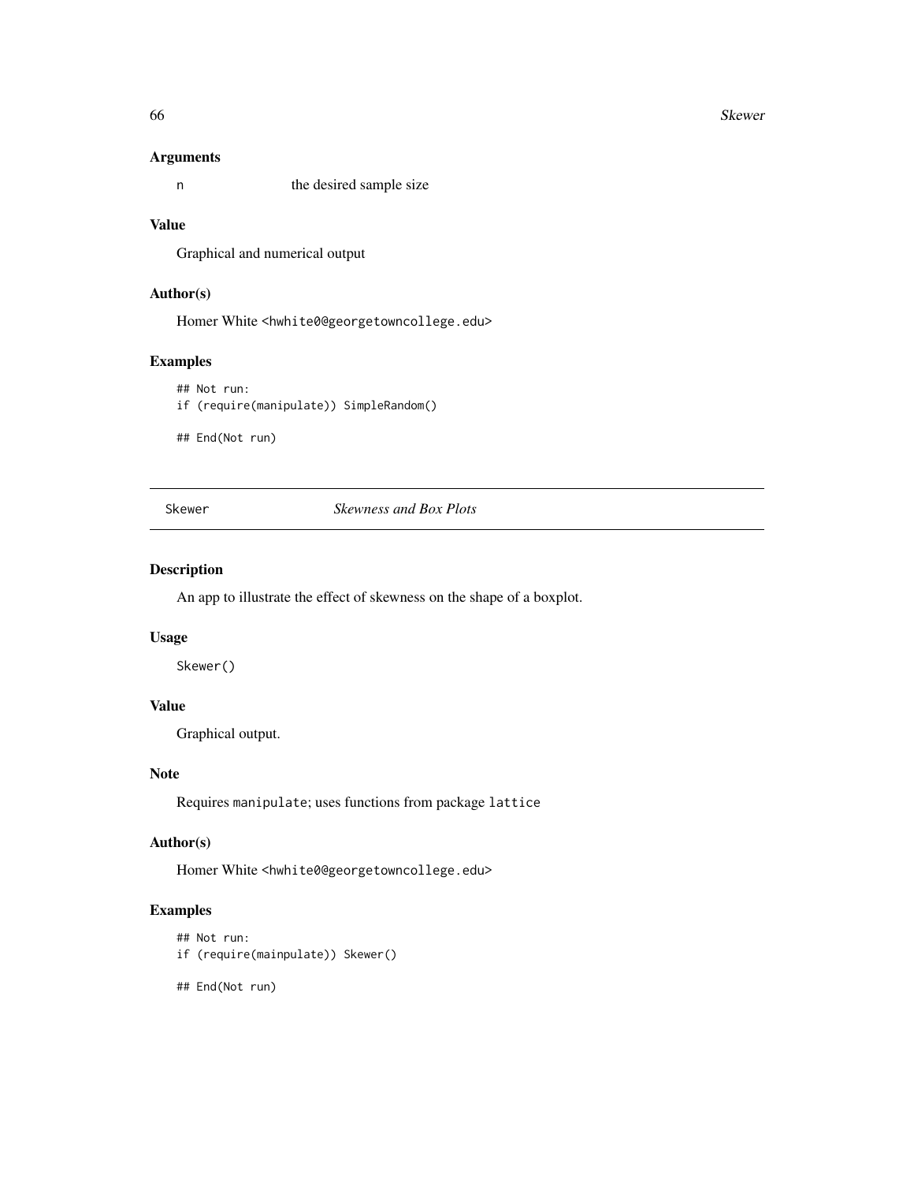## Arguments

n the desired sample size

## Value

Graphical and numerical output

## Author(s)

Homer White <hwhite0@georgetowncollege.edu>

## Examples

```
## Not run:
if (require(manipulate)) SimpleRandom()

## End(Not run)
```

---

# Skewer *Skewness and Box Plots*

---

## Description

An app to illustrate the effect of skewness on the shape of a boxplot.

## Usage

```
Skewer()
```

## Value

Graphical output.

## Note

Requires `manipulate`; uses functions from package `lattice`

## Author(s)

Homer White <hwhite0@georgetowncollege.edu>

## Examples

```
## Not run:
if (require(mainpulate)) Skewer()

## End(Not run)
```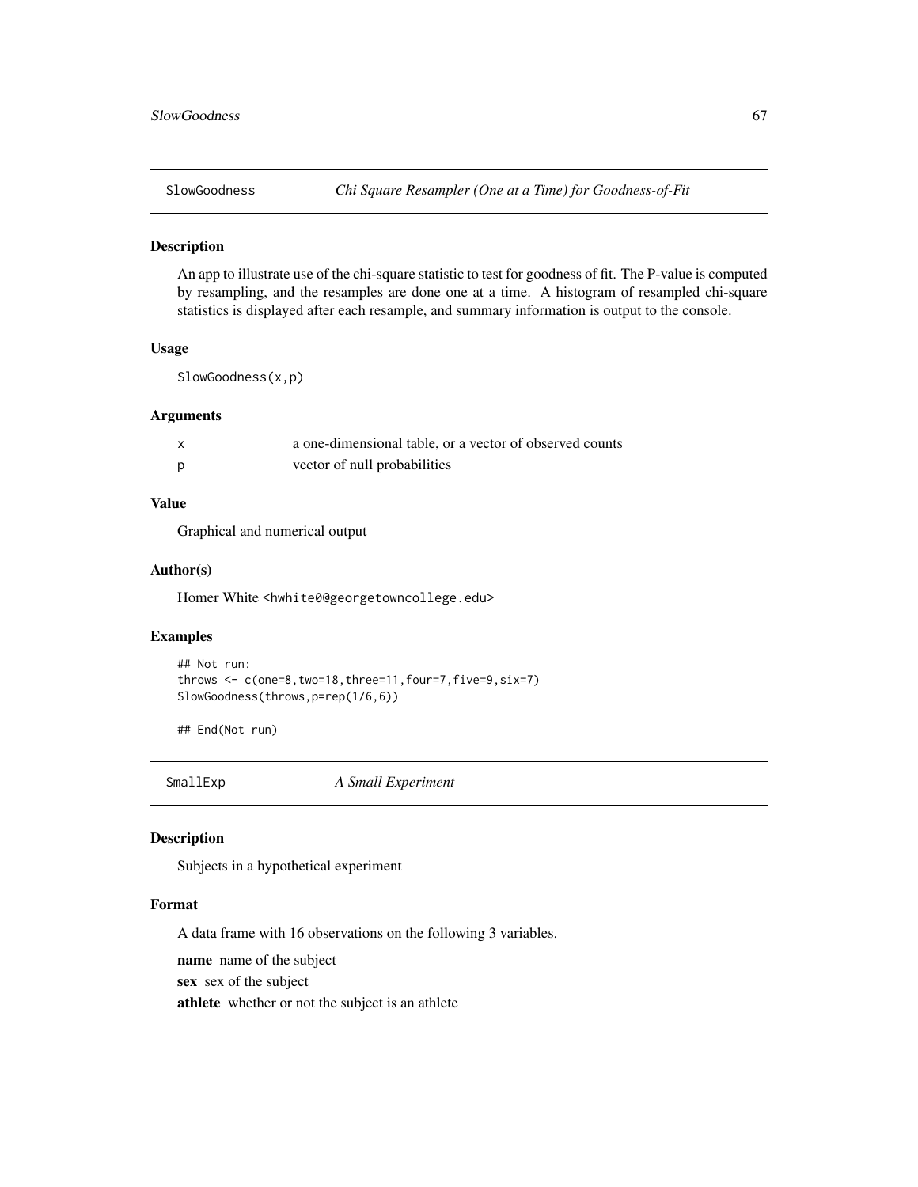## SlowGoodness — *Chi Square Resampler (One at a Time) for Goodness-of-Fit*

### Description

An app to illustrate use of the chi-square statistic to test for goodness of fit. The P-value is computed by resampling, and the resamples are done one at a time. A histogram of resampled chi-square statistics is displayed after each resample, and summary information is output to the console.

### Usage

```
SlowGoodness(x,p)
```

### Arguments

| | |
|---|---|
| x | a one-dimensional table, or a vector of observed counts |
| p | vector of null probabilities |

### Value

Graphical and numerical output

### Author(s)

Homer White <hwhite0@georgetowncollege.edu>

### Examples

```
## Not run:
throws <- c(one=8,two=18,three=11,four=7,five=9,six=7)
SlowGoodness(throws,p=rep(1/6,6))

## End(Not run)
```

## SmallExp — *A Small Experiment*

### Description

Subjects in a hypothetical experiment

### Format

A data frame with 16 observations on the following 3 variables.

**name** name of the subject

**sex** sex of the subject

**athlete** whether or not the subject is an athlete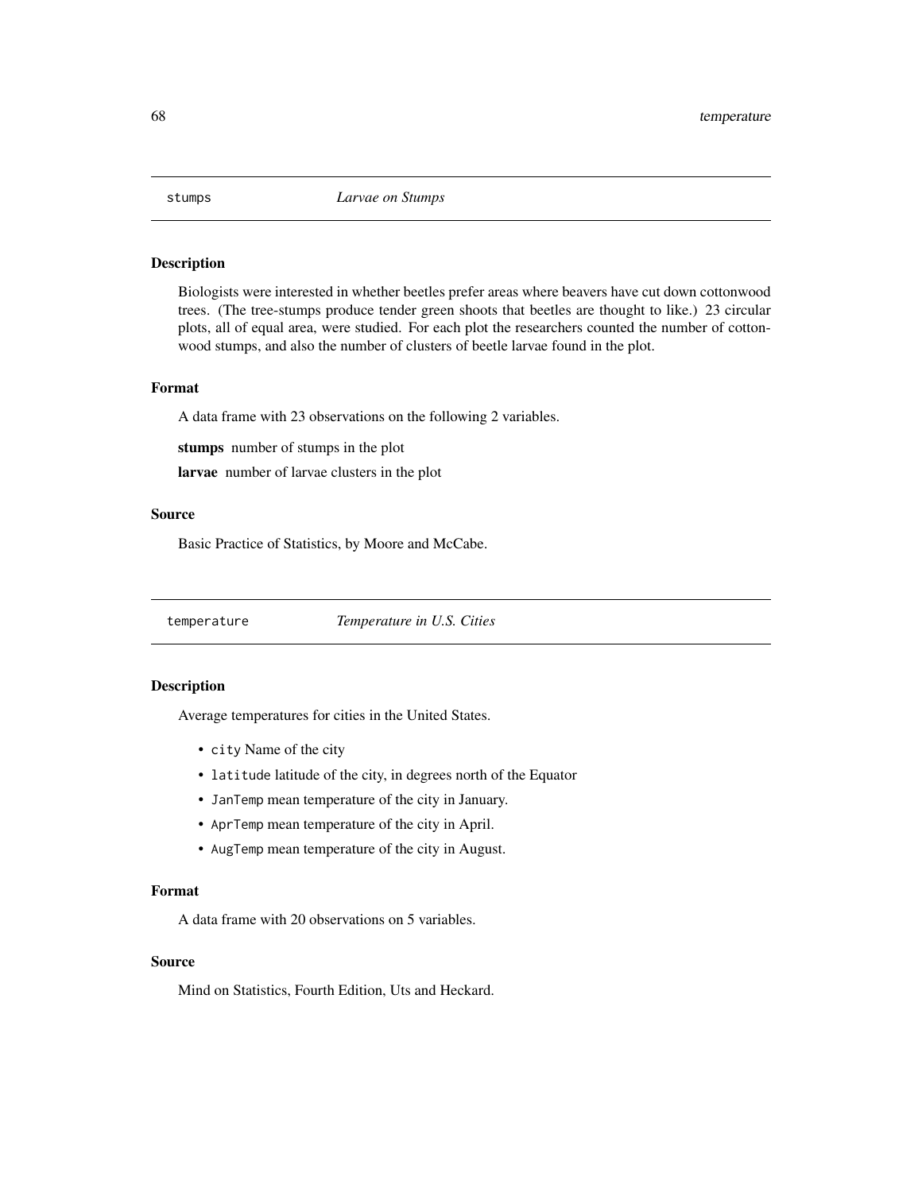## stumps *Larvae on Stumps*

### Description

Biologists were interested in whether beetles prefer areas where beavers have cut down cottonwood trees. (The tree-stumps produce tender green shoots that beetles are thought to like.) 23 circular plots, all of equal area, were studied. For each plot the researchers counted the number of cottonwood stumps, and also the number of clusters of beetle larvae found in the plot.

### Format

A data frame with 23 observations on the following 2 variables.

**stumps** number of stumps in the plot

**larvae** number of larvae clusters in the plot

### Source

Basic Practice of Statistics, by Moore and McCabe.

## temperature *Temperature in U.S. Cities*

### Description

Average temperatures for cities in the United States.

- `city` Name of the city
- `latitude` latitude of the city, in degrees north of the Equator
- `JanTemp` mean temperature of the city in January.
- `AprTemp` mean temperature of the city in April.
- `AugTemp` mean temperature of the city in August.

### Format

A data frame with 20 observations on 5 variables.

### Source

Mind on Statistics, Fourth Edition, Uts and Heckard.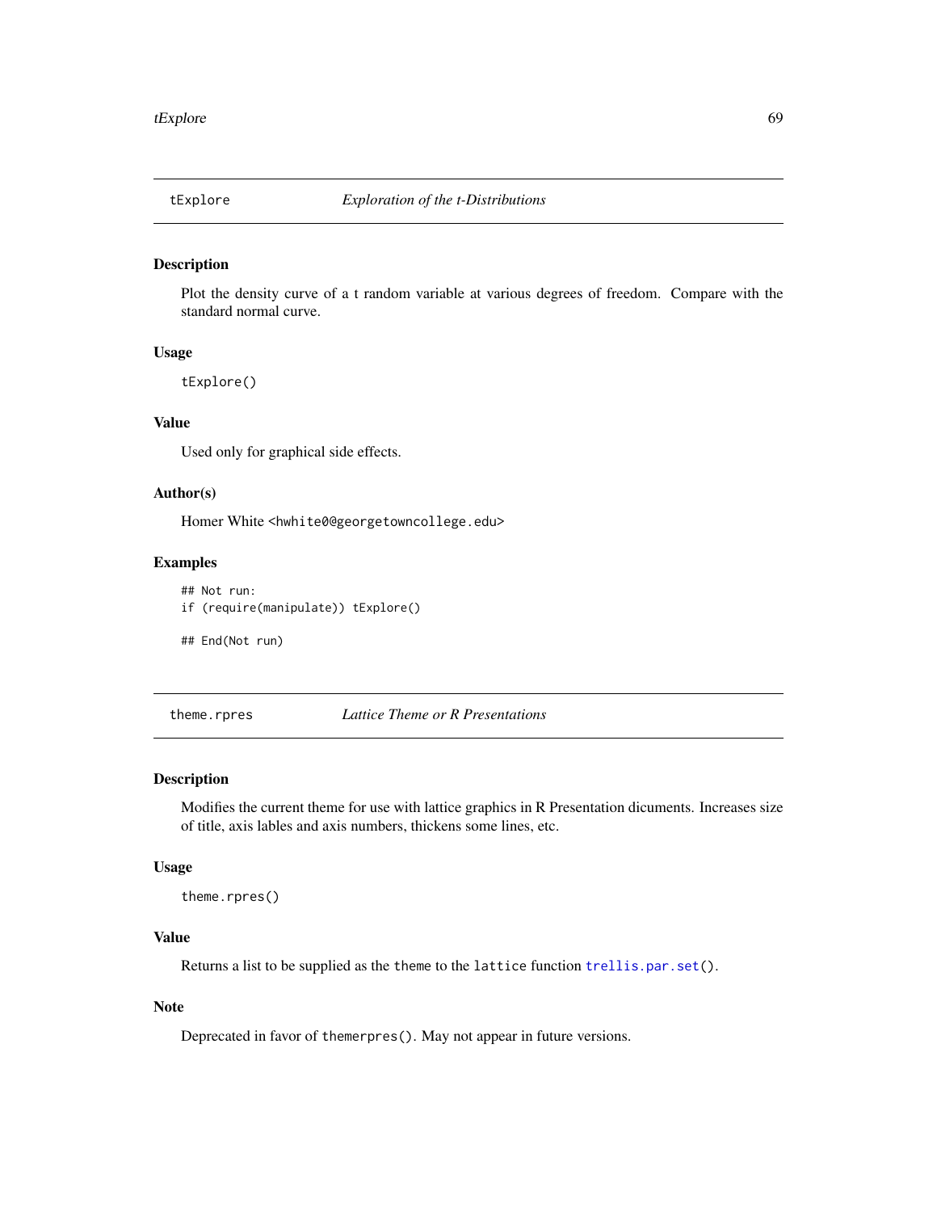## tExplore — *Exploration of the t-Distributions*

### Description

Plot the density curve of a t random variable at various degrees of freedom. Compare with the standard normal curve.

### Usage

```
tExplore()
```

### Value

Used only for graphical side effects.

### Author(s)

Homer White <hwhite0@georgetowncollege.edu>

### Examples

```
## Not run:
if (require(manipulate)) tExplore()

## End(Not run)
```

## theme.rpres — *Lattice Theme or R Presentations*

### Description

Modifies the current theme for use with lattice graphics in R Presentation dicuments. Increases size of title, axis lables and axis numbers, thickens some lines, etc.

### Usage

```
theme.rpres()
```

### Value

Returns a list to be supplied as the theme to the lattice function trellis.par.set().

### Note

Deprecated in favor of themerpres(). May not appear in future versions.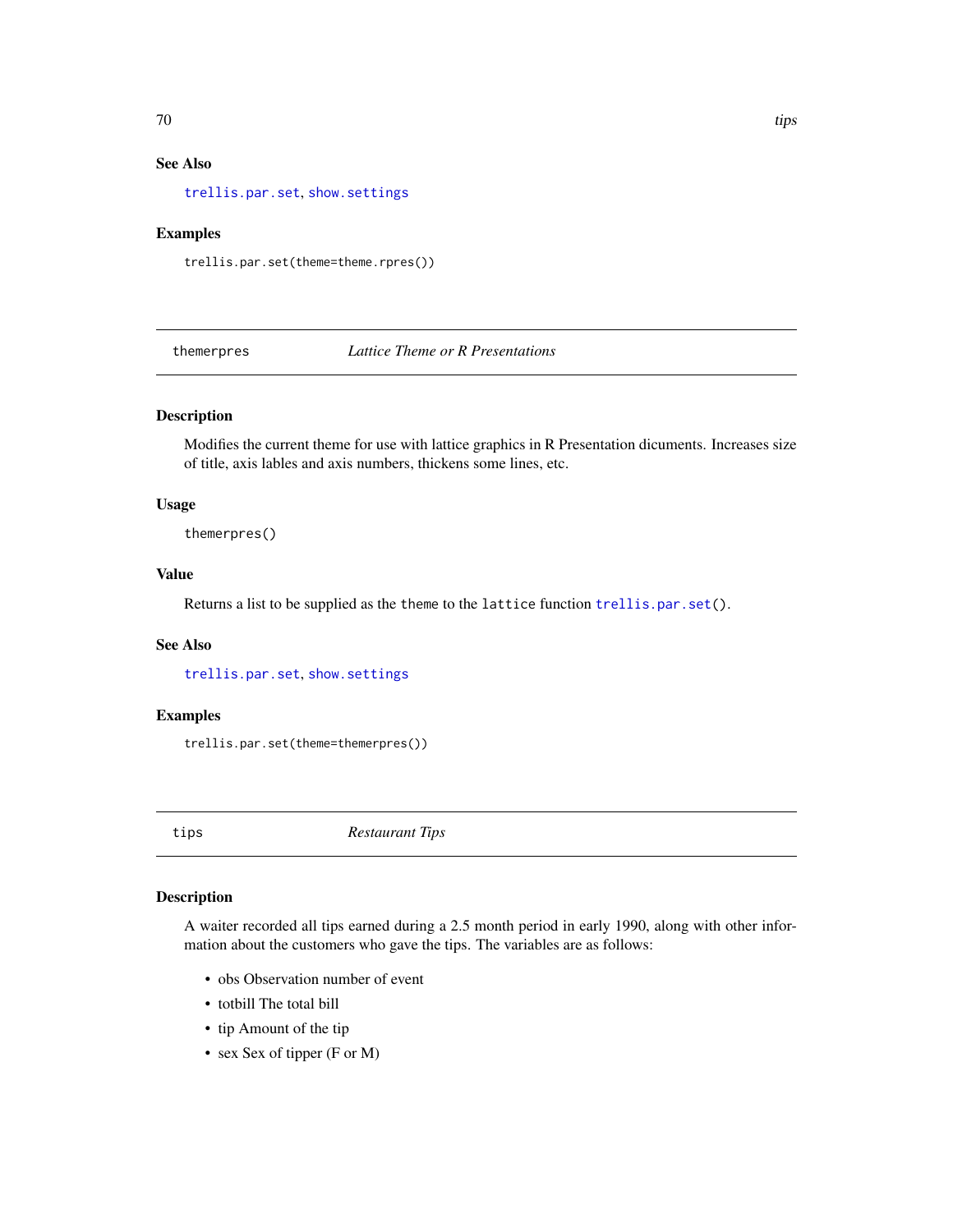### See Also

trellis.par.set, show.settings

### Examples

```
trellis.par.set(theme=theme.rpres())
```

---

## themerpres — *Lattice Theme or R Presentations*

---

### Description

Modifies the current theme for use with lattice graphics in R Presentation dicuments. Increases size of title, axis lables and axis numbers, thickens some lines, etc.

### Usage

```
themerpres()
```

### Value

Returns a list to be supplied as the theme to the lattice function trellis.par.set().

### See Also

trellis.par.set, show.settings

### Examples

```
trellis.par.set(theme=themerpres())
```

---

## tips — *Restaurant Tips*

---

### Description

A waiter recorded all tips earned during a 2.5 month period in early 1990, along with other information about the customers who gave the tips. The variables are as follows:

- obs Observation number of event
- totbill The total bill
- tip Amount of the tip
- sex Sex of tipper (F or M)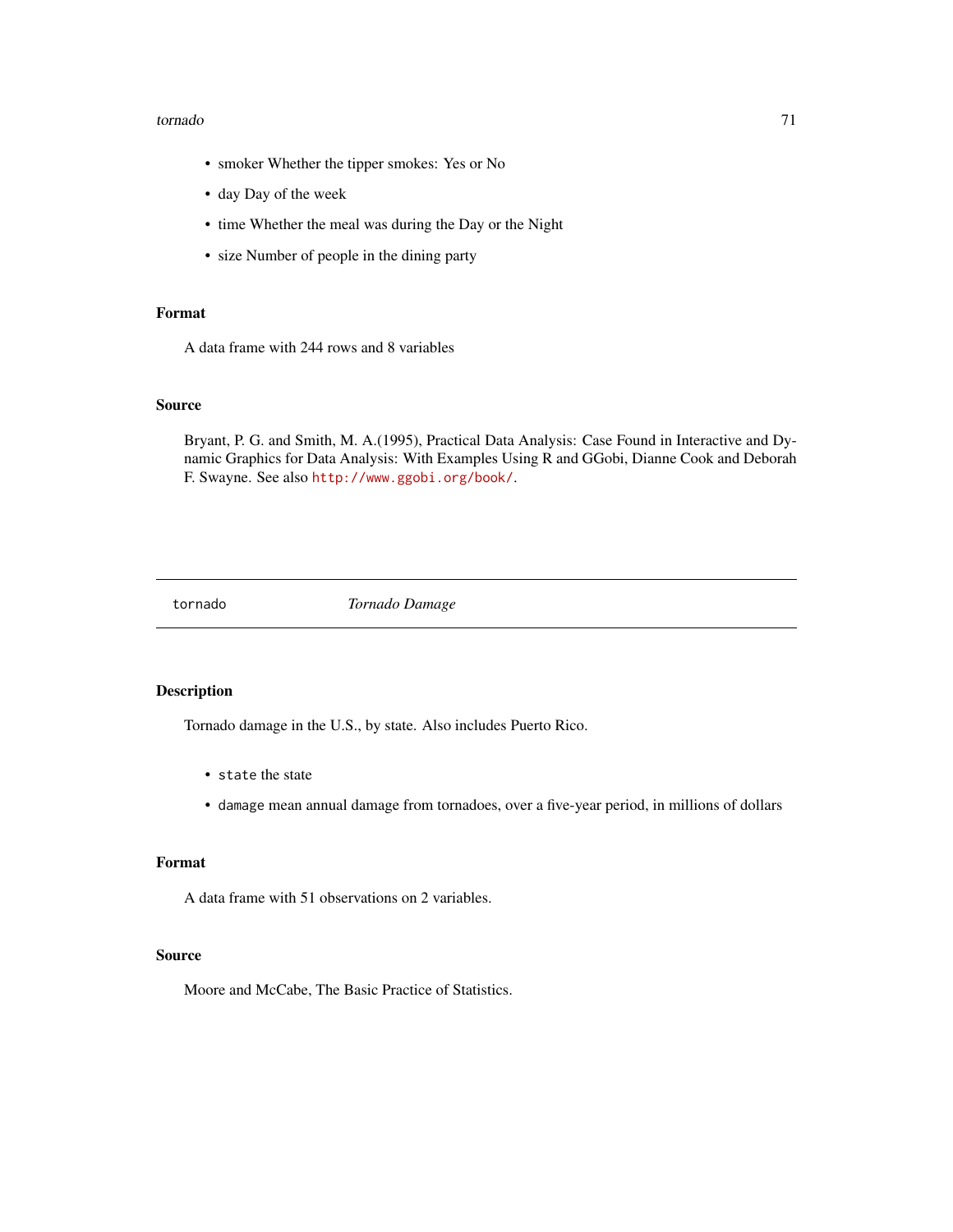- smoker Whether the tipper smokes: Yes or No
- day Day of the week
- time Whether the meal was during the Day or the Night
- size Number of people in the dining party

### Format

A data frame with 244 rows and 8 variables

### Source

Bryant, P. G. and Smith, M. A.(1995), Practical Data Analysis: Case Found in Interactive and Dynamic Graphics for Data Analysis: With Examples Using R and GGobi, Dianne Cook and Deborah F. Swayne. See also http://www.ggobi.org/book/.

---

## tornado *Tornado Damage*

---

### Description

Tornado damage in the U.S., by state. Also includes Puerto Rico.

- `state` the state
- `damage` mean annual damage from tornadoes, over a five-year period, in millions of dollars

### Format

A data frame with 51 observations on 2 variables.

### Source

Moore and McCabe, The Basic Practice of Statistics.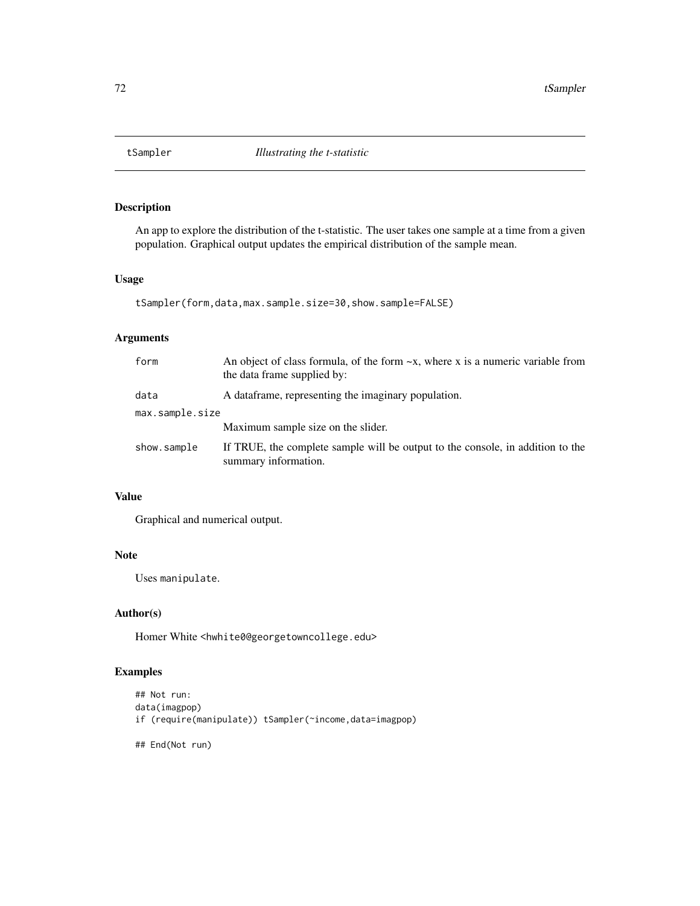tSampler *Illustrating the t-statistic*

## Description

An app to explore the distribution of the t-statistic. The user takes one sample at a time from a given population. Graphical output updates the empirical distribution of the sample mean.

## Usage

```
tSampler(form,data,max.sample.size=30,show.sample=FALSE)
```

## Arguments

| | |
|---|---|
| form | An object of class formula, of the form ~x, where x is a numeric variable from the data frame supplied by: |
| data | A dataframe, representing the imaginary population. |
| max.sample.size | Maximum sample size on the slider. |
| show.sample | If TRUE, the complete sample will be output to the console, in addition to the summary information. |

## Value

Graphical and numerical output.

## Note

Uses `manipulate`.

## Author(s)

Homer White <hwhite0@georgetowncollege.edu>

## Examples

```
## Not run:
data(imagpop)
if (require(manipulate)) tSampler(~income,data=imagpop)

## End(Not run)
```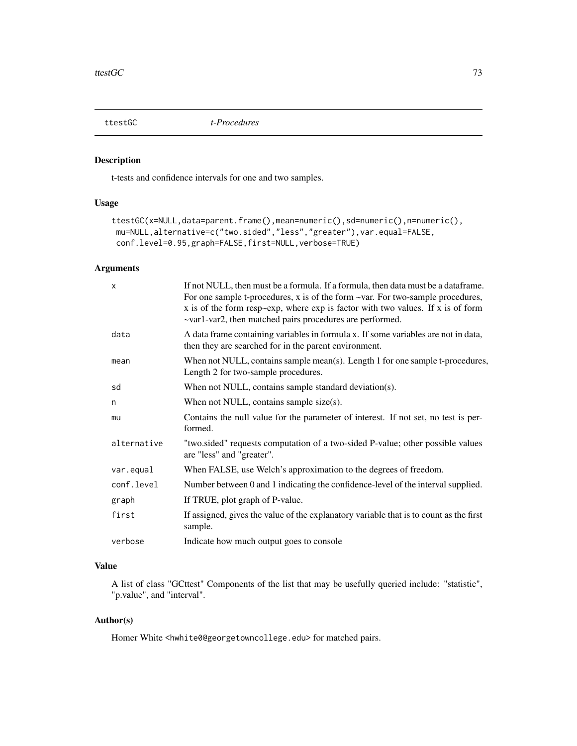ttestGC *t-Procedures*

## Description

t-tests and confidence intervals for one and two samples.

## Usage

```
ttestGC(x=NULL,data=parent.frame(),mean=numeric(),sd=numeric(),n=numeric(),
 mu=NULL,alternative=c("two.sided","less","greater"),var.equal=FALSE,
 conf.level=0.95,graph=FALSE,first=NULL,verbose=TRUE)
```

## Arguments

| | |
|---|---|
| x | If not NULL, then must be a formula. If a formula, then data must be a dataframe. For one sample t-procedures, x is of the form ~var. For two-sample procedures, x is of the form resp~exp, where exp is factor with two values. If x is of form ~var1-var2, then matched pairs procedures are performed. |
| data | A data frame containing variables in formula x. If some variables are not in data, then they are searched for in the parent environment. |
| mean | When not NULL, contains sample mean(s). Length 1 for one sample t-procedures, Length 2 for two-sample procedures. |
| sd | When not NULL, contains sample standard deviation(s). |
| n | When not NULL, contains sample size(s). |
| mu | Contains the null value for the parameter of interest. If not set, no test is performed. |
| alternative | "two.sided" requests computation of a two-sided P-value; other possible values are "less" and "greater". |
| var.equal | When FALSE, use Welch's approximation to the degrees of freedom. |
| conf.level | Number between 0 and 1 indicating the confidence-level of the interval supplied. |
| graph | If TRUE, plot graph of P-value. |
| first | If assigned, gives the value of the explanatory variable that is to count as the first sample. |
| verbose | Indicate how much output goes to console |

## Value

A list of class "GCttest" Components of the list that may be usefully queried include: "statistic", "p.value", and "interval".

## Author(s)

Homer White <hwhite0@georgetowncollege.edu> for matched pairs.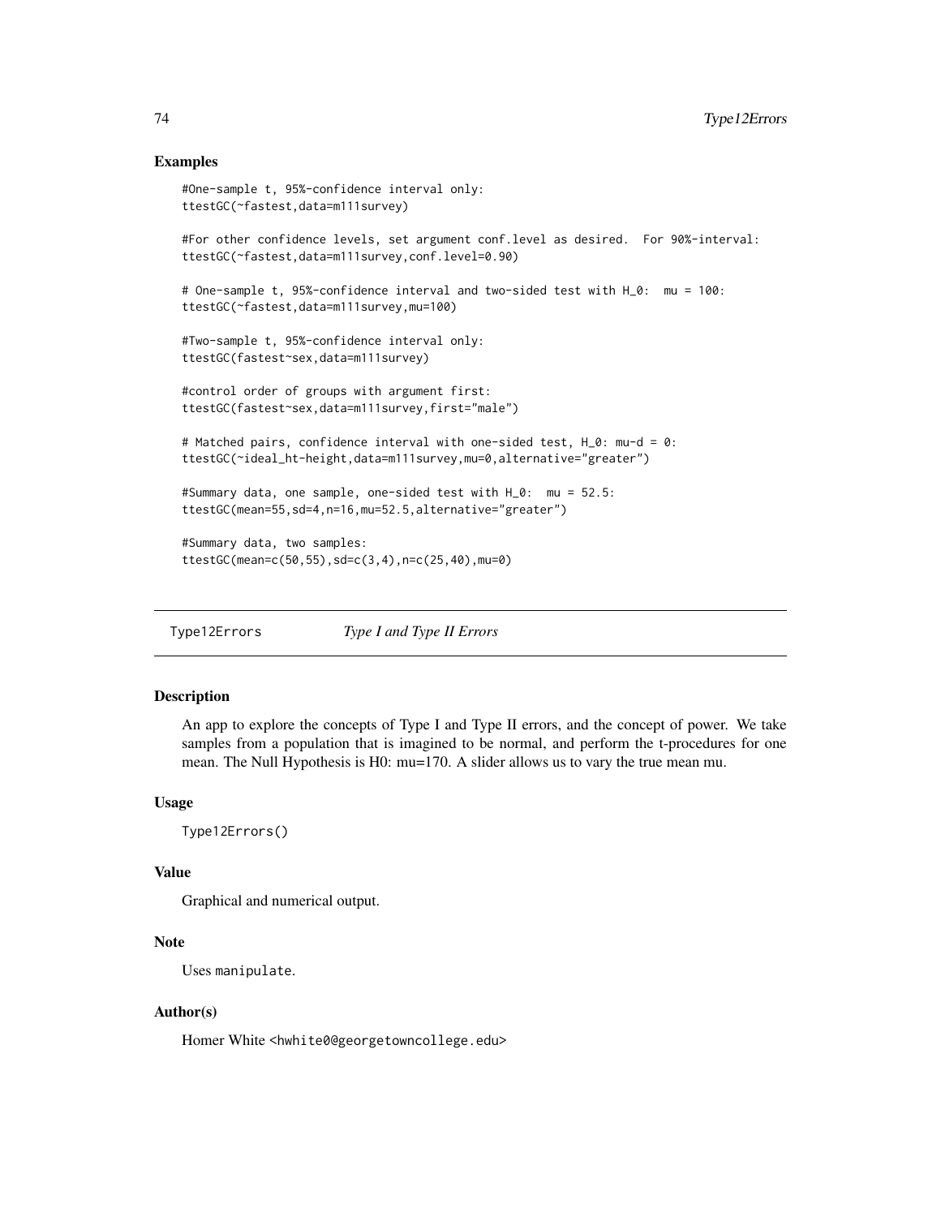### Examples

```
#One-sample t, 95%-confidence interval only:
ttestGC(~fastest,data=m111survey)

#For other confidence levels, set argument conf.level as desired.  For 90%-interval:
ttestGC(~fastest,data=m111survey,conf.level=0.90)

# One-sample t, 95%-confidence interval and two-sided test with H_0:  mu = 100:
ttestGC(~fastest,data=m111survey,mu=100)

#Two-sample t, 95%-confidence interval only:
ttestGC(fastest~sex,data=m111survey)

#control order of groups with argument first:
ttestGC(fastest~sex,data=m111survey,first="male")

# Matched pairs, confidence interval with one-sided test, H_0: mu-d = 0:
ttestGC(~ideal_ht-height,data=m111survey,mu=0,alternative="greater")

#Summary data, one sample, one-sided test with H_0:  mu = 52.5:
ttestGC(mean=55,sd=4,n=16,mu=52.5,alternative="greater")

#Summary data, two samples:
ttestGC(mean=c(50,55),sd=c(3,4),n=c(25,40),mu=0)
```

---

## Type12Errors *Type I and Type II Errors*

---

### Description

An app to explore the concepts of Type I and Type II errors, and the concept of power. We take samples from a population that is imagined to be normal, and perform the t-procedures for one mean. The Null Hypothesis is H0: mu=170. A slider allows us to vary the true mean mu.

### Usage

```
Type12Errors()
```

### Value

Graphical and numerical output.

### Note

Uses `manipulate`.

### Author(s)

Homer White <hwhite0@georgetowncollege.edu>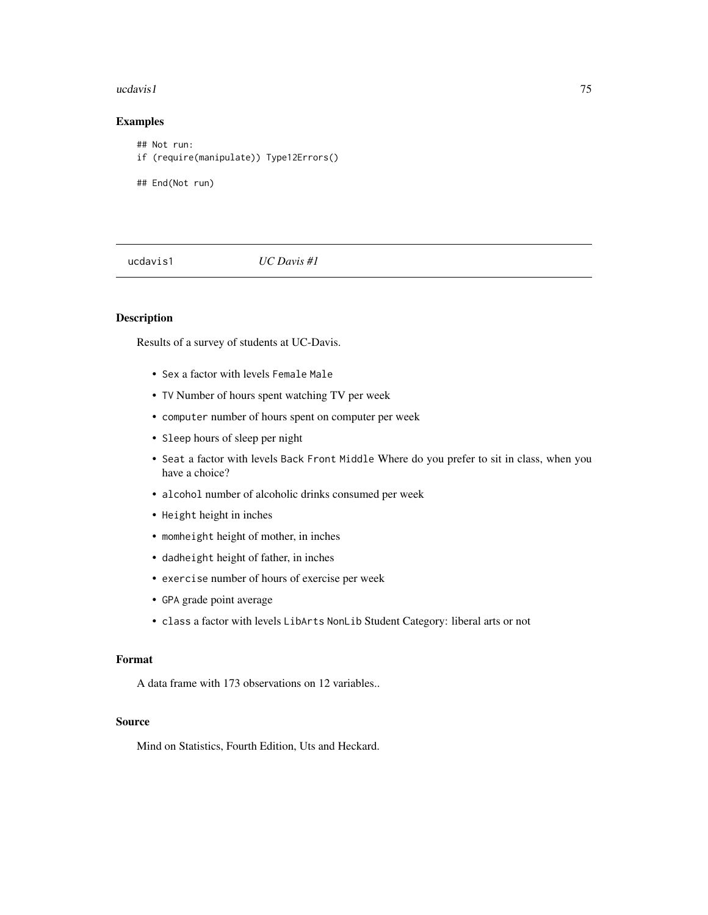### Examples

```
## Not run:
if (require(manipulate)) Type12Errors()

## End(Not run)
```

---

## ucdavis1 *UC Davis #1*

---

### Description

Results of a survey of students at UC-Davis.

- `Sex` a factor with levels `Female` `Male`
- `TV` Number of hours spent watching TV per week
- `computer` number of hours spent on computer per week
- `Sleep` hours of sleep per night
- `Seat` a factor with levels `Back` `Front` `Middle` Where do you prefer to sit in class, when you have a choice?
- `alcohol` number of alcoholic drinks consumed per week
- `Height` height in inches
- `momheight` height of mother, in inches
- `dadheight` height of father, in inches
- `exercise` number of hours of exercise per week
- `GPA` grade point average
- `class` a factor with levels `LibArts` `NonLib` Student Category: liberal arts or not

### Format

A data frame with 173 observations on 12 variables..

### Source

Mind on Statistics, Fourth Edition, Uts and Heckard.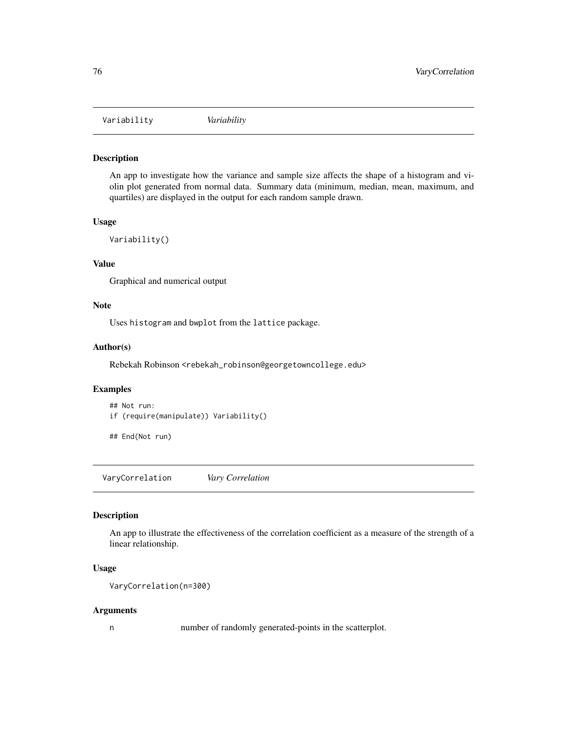## Variability *Variability*

### Description

An app to investigate how the variance and sample size affects the shape of a histogram and violin plot generated from normal data. Summary data (minimum, median, mean, maximum, and quartiles) are displayed in the output for each random sample drawn.

### Usage

```
Variability()
```

### Value

Graphical and numerical output

### Note

Uses `histogram` and `bwplot` from the `lattice` package.

### Author(s)

Rebekah Robinson <rebekah_robinson@georgetowncollege.edu>

### Examples

```
## Not run:
if (require(manipulate)) Variability()

## End(Not run)
```

## VaryCorrelation *Vary Correlation*

### Description

An app to illustrate the effectiveness of the correlation coefficient as a measure of the strength of a linear relationship.

### Usage

```
VaryCorrelation(n=300)
```

### Arguments

| | |
|---|---|
| n | number of randomly generated-points in the scatterplot. |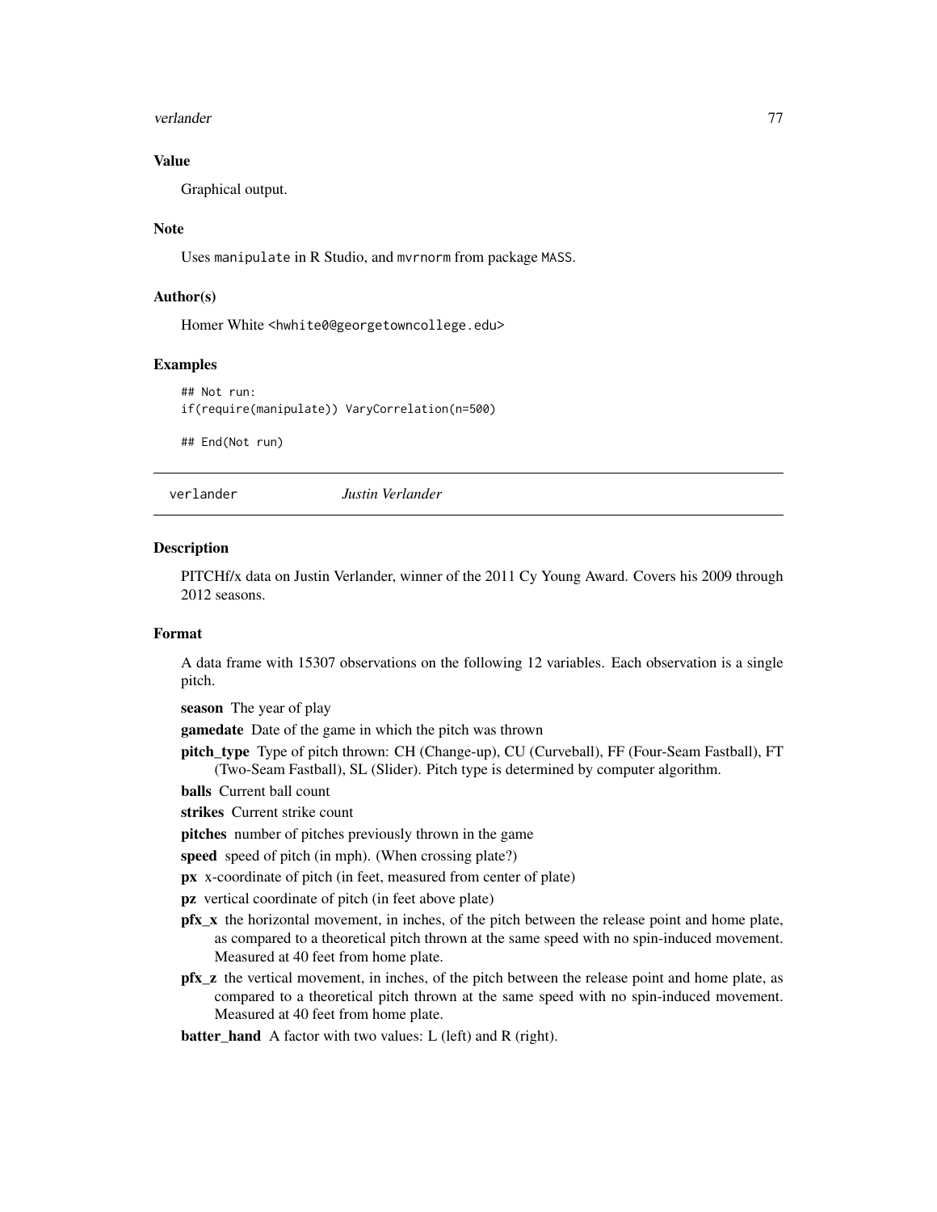### Value

Graphical output.

### Note

Uses manipulate in R Studio, and mvrnorm from package MASS.

### Author(s)

Homer White <hwhite0@georgetowncollege.edu>

### Examples

```
## Not run:
if(require(manipulate)) VaryCorrelation(n=500)

## End(Not run)
```

---

## verlander — *Justin Verlander*

---

### Description

PITCHf/x data on Justin Verlander, winner of the 2011 Cy Young Award. Covers his 2009 through 2012 seasons.

### Format

A data frame with 15307 observations on the following 12 variables. Each observation is a single pitch.

**season** The year of play

**gamedate** Date of the game in which the pitch was thrown

**pitch_type** Type of pitch thrown: CH (Change-up), CU (Curveball), FF (Four-Seam Fastball), FT (Two-Seam Fastball), SL (Slider). Pitch type is determined by computer algorithm.

**balls** Current ball count

**strikes** Current strike count

**pitches** number of pitches previously thrown in the game

**speed** speed of pitch (in mph). (When crossing plate?)

**px** x-coordinate of pitch (in feet, measured from center of plate)

**pz** vertical coordinate of pitch (in feet above plate)

**pfx_x** the horizontal movement, in inches, of the pitch between the release point and home plate, as compared to a theoretical pitch thrown at the same speed with no spin-induced movement. Measured at 40 feet from home plate.

**pfx_z** the vertical movement, in inches, of the pitch between the release point and home plate, as compared to a theoretical pitch thrown at the same speed with no spin-induced movement. Measured at 40 feet from home plate.

**batter_hand** A factor with two values: L (left) and R (right).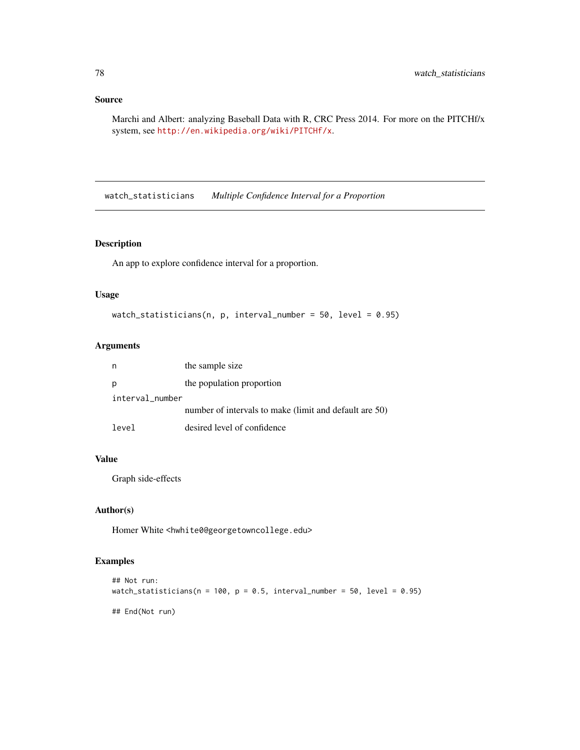### Source

Marchi and Albert: analyzing Baseball Data with R, CRC Press 2014. For more on the PITCHf/x system, see http://en.wikipedia.org/wiki/PITCHf/x.

---

## watch_statisticians *Multiple Confidence Interval for a Proportion*

---

### Description

An app to explore confidence interval for a proportion.

### Usage

```
watch_statisticians(n, p, interval_number = 50, level = 0.95)
```

### Arguments

| | |
|---|---|
| n | the sample size |
| p | the population proportion |
| interval_number | number of intervals to make (limit and default are 50) |
| level | desired level of confidence |

### Value

Graph side-effects

### Author(s)

Homer White <hwhite0@georgetowncollege.edu>

### Examples

```
## Not run:
watch_statisticians(n = 100, p = 0.5, interval_number = 50, level = 0.95)

## End(Not run)
```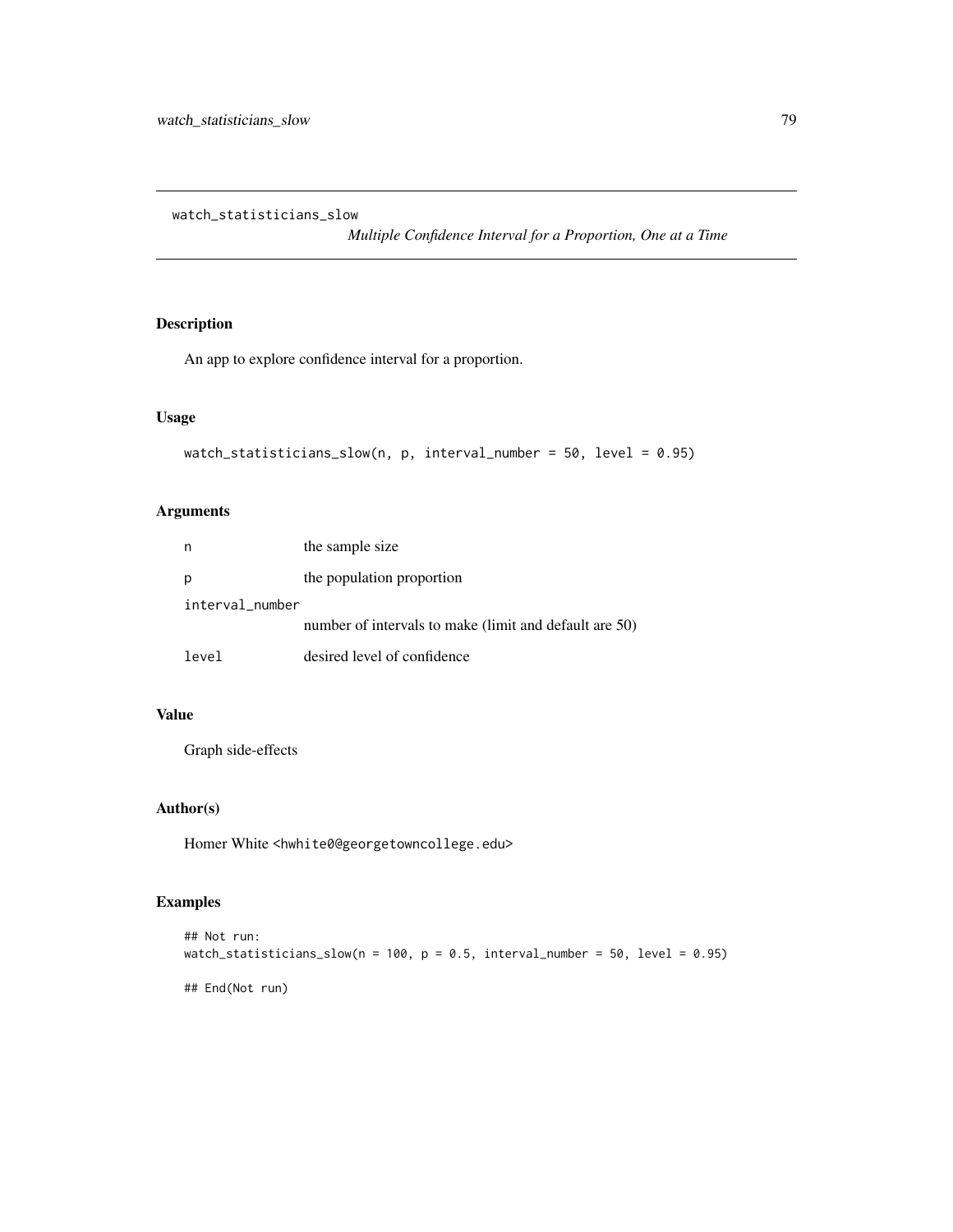`watch_statisticians_slow`

*Multiple Confidence Interval for a Proportion, One at a Time*

## Description

An app to explore confidence interval for a proportion.

## Usage

```
watch_statisticians_slow(n, p, interval_number = 50, level = 0.95)
```

## Arguments

| | |
|---|---|
| `n` | the sample size |
| `p` | the population proportion |
| `interval_number` | number of intervals to make (limit and default are 50) |
| `level` | desired level of confidence |

## Value

Graph side-effects

## Author(s)

Homer White <hwhite0@georgetowncollege.edu>

## Examples

```
## Not run:
watch_statisticians_slow(n = 100, p = 0.5, interval_number = 50, level = 0.95)

## End(Not run)
```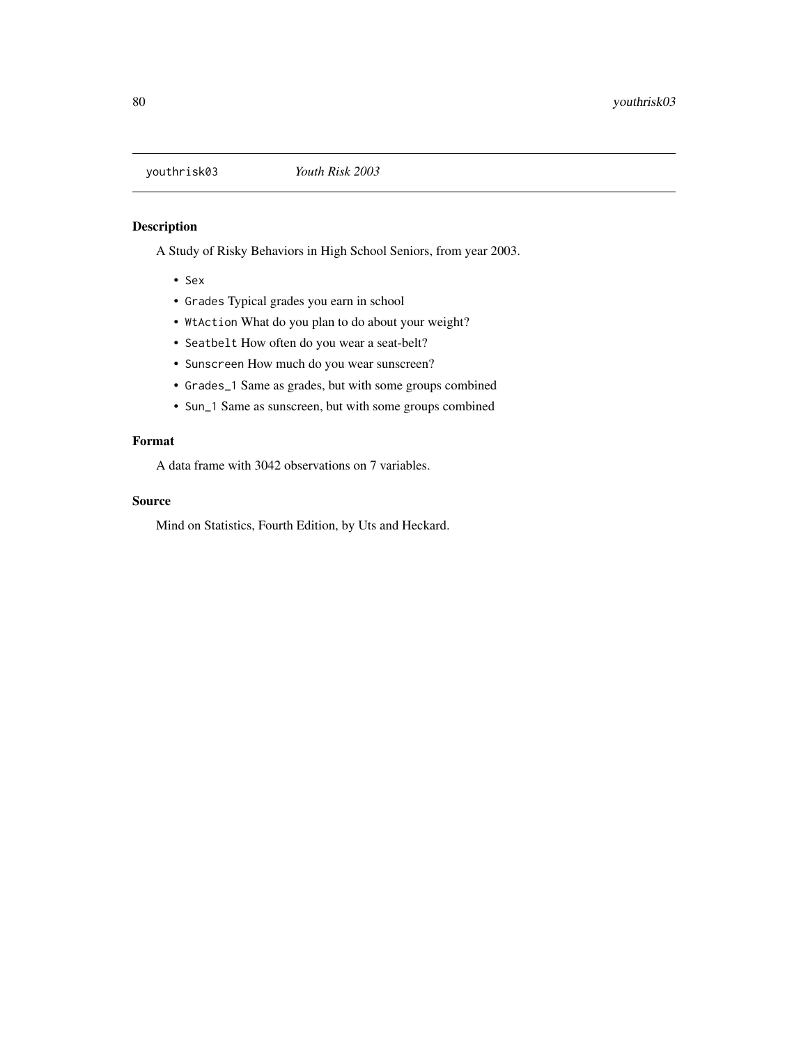`youthrisk03` *Youth Risk 2003*

## Description

A Study of Risky Behaviors in High School Seniors, from year 2003.

- `Sex`
- `Grades` Typical grades you earn in school
- `WtAction` What do you plan to do about your weight?
- `Seatbelt` How often do you wear a seat-belt?
- `Sunscreen` How much do you wear sunscreen?
- `Grades_1` Same as grades, but with some groups combined
- `Sun_1` Same as sunscreen, but with some groups combined

## Format

A data frame with 3042 observations on 7 variables.

## Source

Mind on Statistics, Fourth Edition, by Uts and Heckard.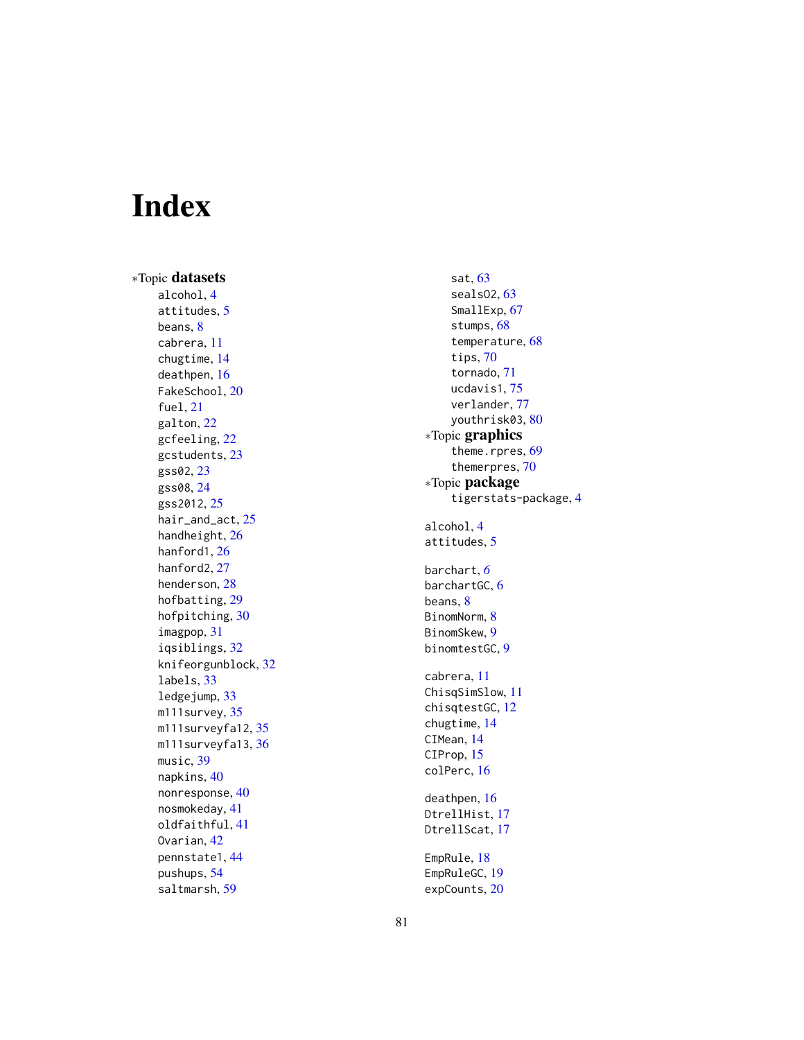# Index

∗Topic **datasets**

- alcohol, 4
- attitudes, 5
- beans, 8
- cabrera, 11
- chugtime, 14
- deathpen, 16
- FakeSchool, 20
- fuel, 21
- galton, 22
- gcfeeling, 22
- gcstudents, 23
- gss02, 23
- gss08, 24
- gss2012, 25
- hair_and_act, 25
- handheight, 26
- hanford1, 26
- hanford2, 27
- henderson, 28
- hofbatting, 29
- hofpitching, 30
- imagpop, 31
- iqsiblings, 32
- knifeorgunblock, 32
- labels, 33
- ledgejump, 33
- m111survey, 35
- m111surveyfa12, 35
- m111surveyfa13, 36
- music, 39
- napkins, 40
- nonresponse, 40
- nosmokeday, 41
- oldfaithful, 41
- Ovarian, 42
- pennstate1, 44
- pushups, 54
- saltmarsh, 59
- sat, 63
- seals02, 63
- SmallExp, 67
- stumps, 68
- temperature, 68
- tips, 70
- tornado, 71
- ucdavis1, 75
- verlander, 77
- youthrisk03, 80

∗Topic **graphics**

- theme.rpres, 69
- themerpres, 70

∗Topic **package**

- tigerstats-package, 4

alcohol, 4
attitudes, 5

barchart, 6
barchartGC, 6
beans, 8
BinomNorm, 8
BinomSkew, 9
binomtestGC, 9

cabrera, 11
ChisqSimSlow, 11
chisqtestGC, 12
chugtime, 14
CIMean, 14
CIProp, 15
colPerc, 16

deathpen, 16
DtrellHist, 17
DtrellScat, 17

EmpRule, 18
EmpRuleGC, 19
expCounts, 20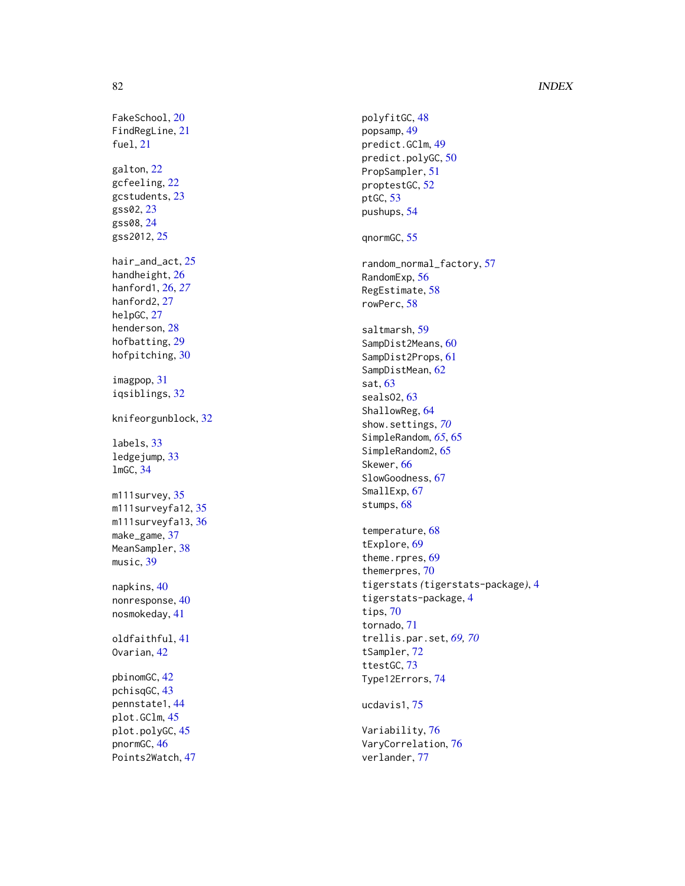FakeSchool, 20
FindRegLine, 21
fuel, 21

galton, 22
gcfeeling, 22
gcstudents, 23
gss02, 23
gss08, 24
gss2012, 25

hair_and_act, 25
handheight, 26
hanford1, 26, *27*
hanford2, 27
helpGC, 27
henderson, 28
hofbatting, 29
hofpitching, 30

imagpop, 31
iqsiblings, 32

knifeorgunblock, 32

labels, 33
ledgejump, 33
lmGC, 34

m111survey, 35
m111surveyfa12, 35
m111surveyfa13, 36
make_game, 37
MeanSampler, 38
music, 39

napkins, 40
nonresponse, 40
nosmokeday, 41

oldfaithful, 41
Ovarian, 42

pbinomGC, 42
pchisqGC, 43
pennstate1, 44
plot.GClm, 45
plot.polyGC, 45
pnormGC, 46
Points2Watch, 47
polyfitGC, 48
popsamp, 49
predict.GClm, 49
predict.polyGC, 50
PropSampler, 51
proptestGC, 52
ptGC, 53
pushups, 54

qnormGC, 55

random_normal_factory, 57
RandomExp, 56
RegEstimate, 58
rowPerc, 58

saltmarsh, 59
SampDist2Means, 60
SampDist2Props, 61
SampDistMean, 62
sat, 63
seals02, 63
ShallowReg, 64
show.settings, *70*
SimpleRandom, *65*, 65
SimpleRandom2, 65
Skewer, 66
SlowGoodness, 67
SmallExp, 67
stumps, 68

temperature, 68
tExplore, 69
theme.rpres, 69
themerpres, 70
tigerstats *(*tigerstats-package*)*, 4
tigerstats-package, 4
tips, 70
tornado, 71
trellis.par.set, *69, 70*
tSampler, 72
ttestGC, 73
Type12Errors, 74

ucdavis1, 75

Variability, 76
VaryCorrelation, 76
verlander, 77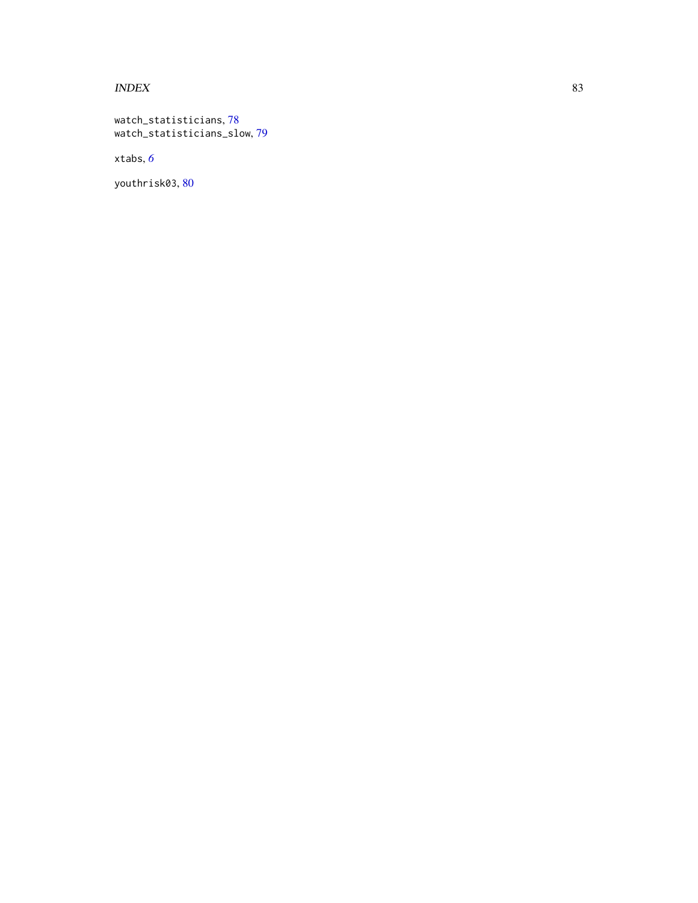watch_statisticians, 78
watch_statisticians_slow, 79

xtabs, *6*

youthrisk03, 80